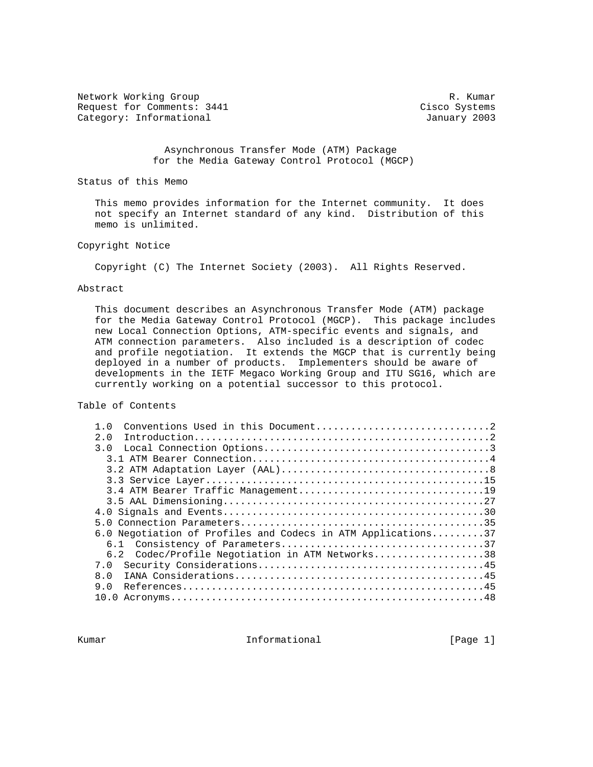Network Working Group R. Kumar
Request for Comments: 3441 Cisco Systems
Category: Informational January 2003

# Asynchronous Transfer Mode (ATM) Package for the Media Gateway Control Protocol (MGCP)

## Status of this Memo

This memo provides information for the Internet community. It does not specify an Internet standard of any kind. Distribution of this memo is unlimited.

## Copyright Notice

Copyright (C) The Internet Society (2003). All Rights Reserved.

## Abstract

This document describes an Asynchronous Transfer Mode (ATM) package for the Media Gateway Control Protocol (MGCP). This package includes new Local Connection Options, ATM-specific events and signals, and ATM connection parameters. Also included is a description of codec and profile negotiation. It extends the MGCP that is currently being deployed in a number of products. Implementers should be aware of developments in the IETF Megaco Working Group and ITU SG16, which are currently working on a potential successor to this protocol.

## Table of Contents

```
1.0  Conventions Used in this Document..............................2
2.0  Introduction...................................................2
3.0  Local Connection Options.......................................3
  3.1 ATM Bearer Connection.........................................4
  3.2 ATM Adaptation Layer (AAL)....................................8
  3.3 Service Layer................................................15
  3.4 ATM Bearer Traffic Management................................19
  3.5 AAL Dimensioning.............................................27
4.0 Signals and Events.............................................30
5.0 Connection Parameters..........................................35
6.0 Negotiation of Profiles and Codecs in ATM Applications.........37
  6.1  Consistency of Parameters...................................37
  6.2  Codec/Profile Negotiation in ATM Networks...................38
7.0  Security Considerations.......................................45
8.0  IANA Considerations...........................................45
9.0  References....................................................45
10.0 Acronyms......................................................48
```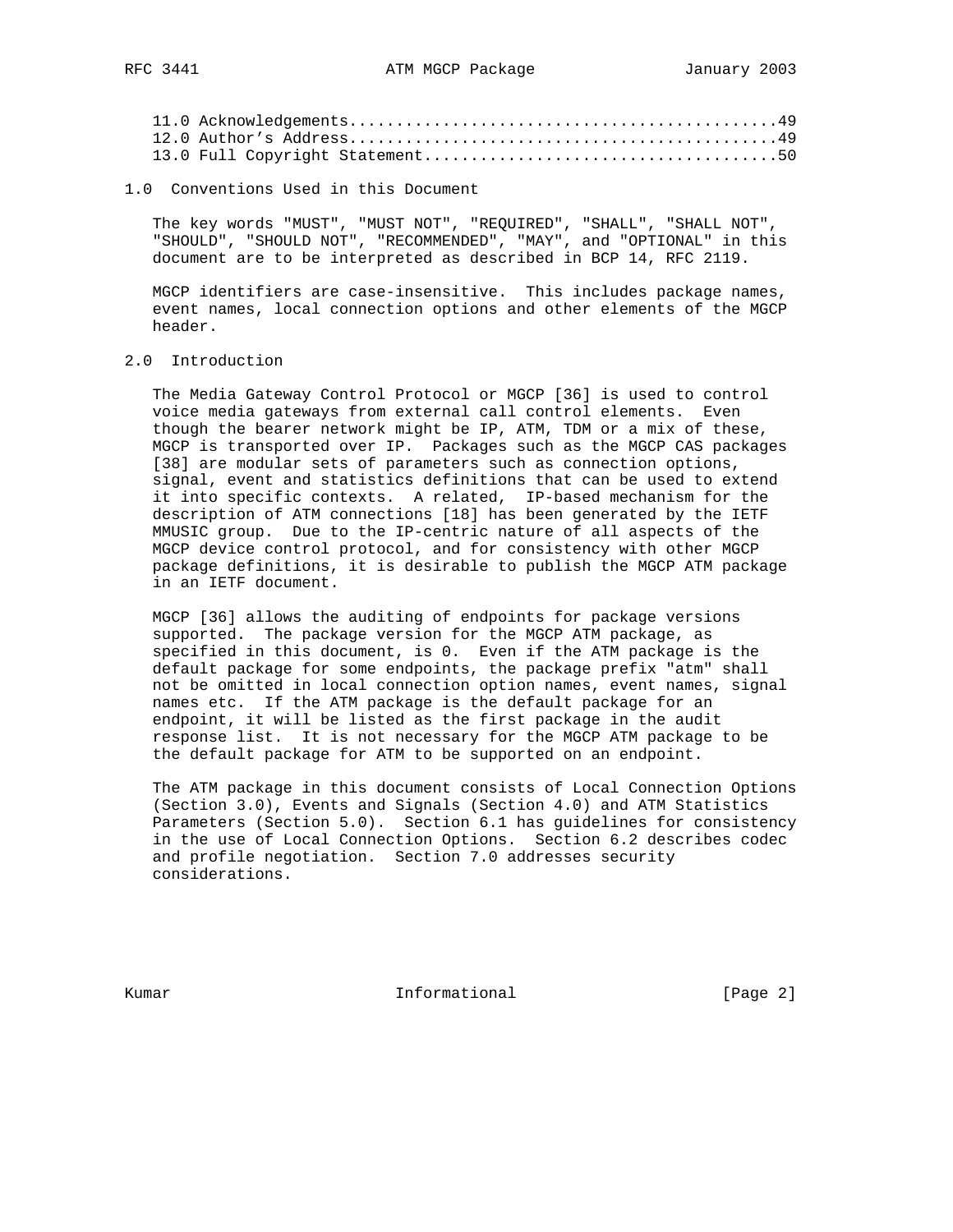11.0 Acknowledgements.............................................49
12.0 Author's Address.............................................49
13.0 Full Copyright Statement.....................................50

## 1.0 Conventions Used in this Document

The key words "MUST", "MUST NOT", "REQUIRED", "SHALL", "SHALL NOT", "SHOULD", "SHOULD NOT", "RECOMMENDED", "MAY", and "OPTIONAL" in this document are to be interpreted as described in BCP 14, RFC 2119.

MGCP identifiers are case-insensitive. This includes package names, event names, local connection options and other elements of the MGCP header.

## 2.0 Introduction

The Media Gateway Control Protocol or MGCP [36] is used to control voice media gateways from external call control elements. Even though the bearer network might be IP, ATM, TDM or a mix of these, MGCP is transported over IP. Packages such as the MGCP CAS packages [38] are modular sets of parameters such as connection options, signal, event and statistics definitions that can be used to extend it into specific contexts. A related, IP-based mechanism for the description of ATM connections [18] has been generated by the IETF MMUSIC group. Due to the IP-centric nature of all aspects of the MGCP device control protocol, and for consistency with other MGCP package definitions, it is desirable to publish the MGCP ATM package in an IETF document.

MGCP [36] allows the auditing of endpoints for package versions supported. The package version for the MGCP ATM package, as specified in this document, is 0. Even if the ATM package is the default package for some endpoints, the package prefix "atm" shall not be omitted in local connection option names, event names, signal names etc. If the ATM package is the default package for an endpoint, it will be listed as the first package in the audit response list. It is not necessary for the MGCP ATM package to be the default package for ATM to be supported on an endpoint.

The ATM package in this document consists of Local Connection Options (Section 3.0), Events and Signals (Section 4.0) and ATM Statistics Parameters (Section 5.0). Section 6.1 has guidelines for consistency in the use of Local Connection Options. Section 6.2 describes codec and profile negotiation. Section 7.0 addresses security considerations.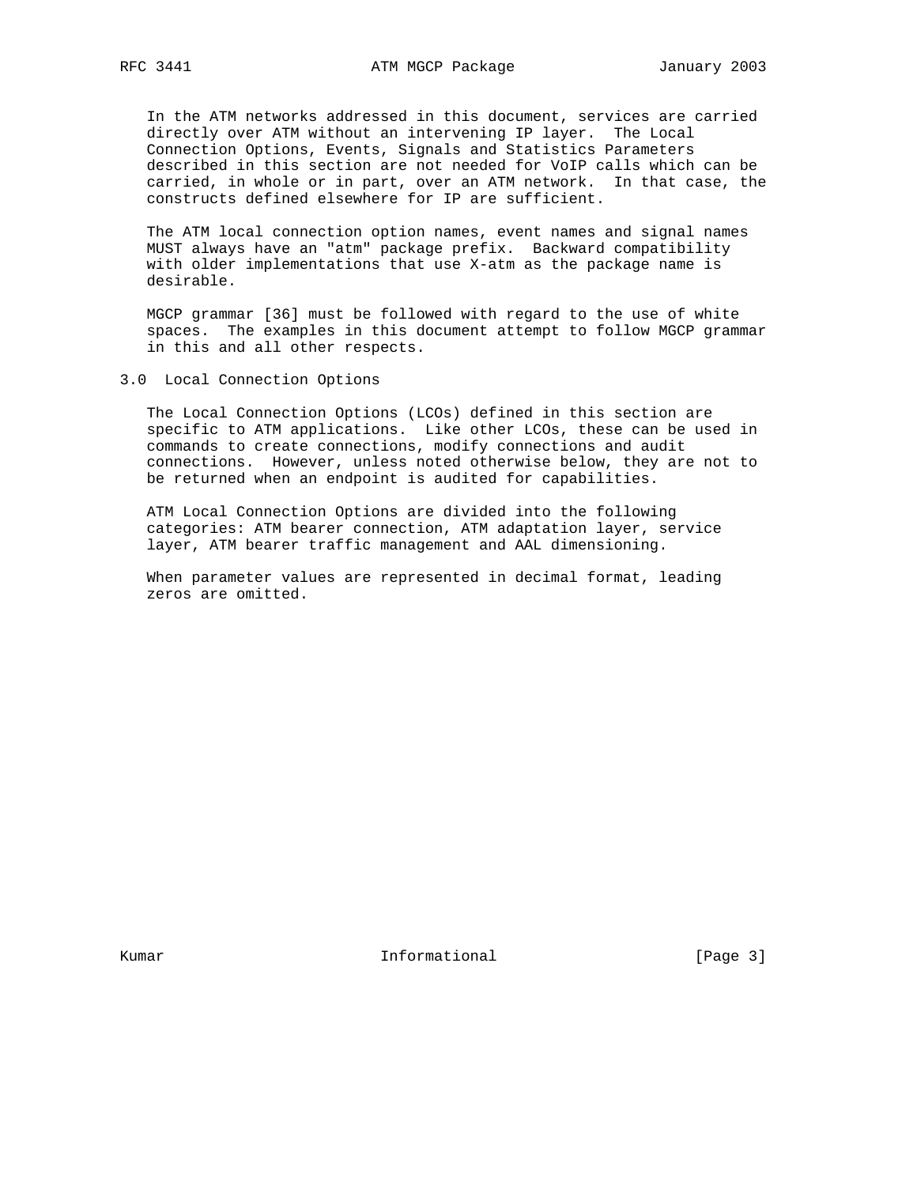In the ATM networks addressed in this document, services are carried directly over ATM without an intervening IP layer. The Local Connection Options, Events, Signals and Statistics Parameters described in this section are not needed for VoIP calls which can be carried, in whole or in part, over an ATM network. In that case, the constructs defined elsewhere for IP are sufficient.

The ATM local connection option names, event names and signal names MUST always have an "atm" package prefix. Backward compatibility with older implementations that use X-atm as the package name is desirable.

MGCP grammar [36] must be followed with regard to the use of white spaces. The examples in this document attempt to follow MGCP grammar in this and all other respects.

## 3.0 Local Connection Options

The Local Connection Options (LCOs) defined in this section are specific to ATM applications. Like other LCOs, these can be used in commands to create connections, modify connections and audit connections. However, unless noted otherwise below, they are not to be returned when an endpoint is audited for capabilities.

ATM Local Connection Options are divided into the following categories: ATM bearer connection, ATM adaptation layer, service layer, ATM bearer traffic management and AAL dimensioning.

When parameter values are represented in decimal format, leading zeros are omitted.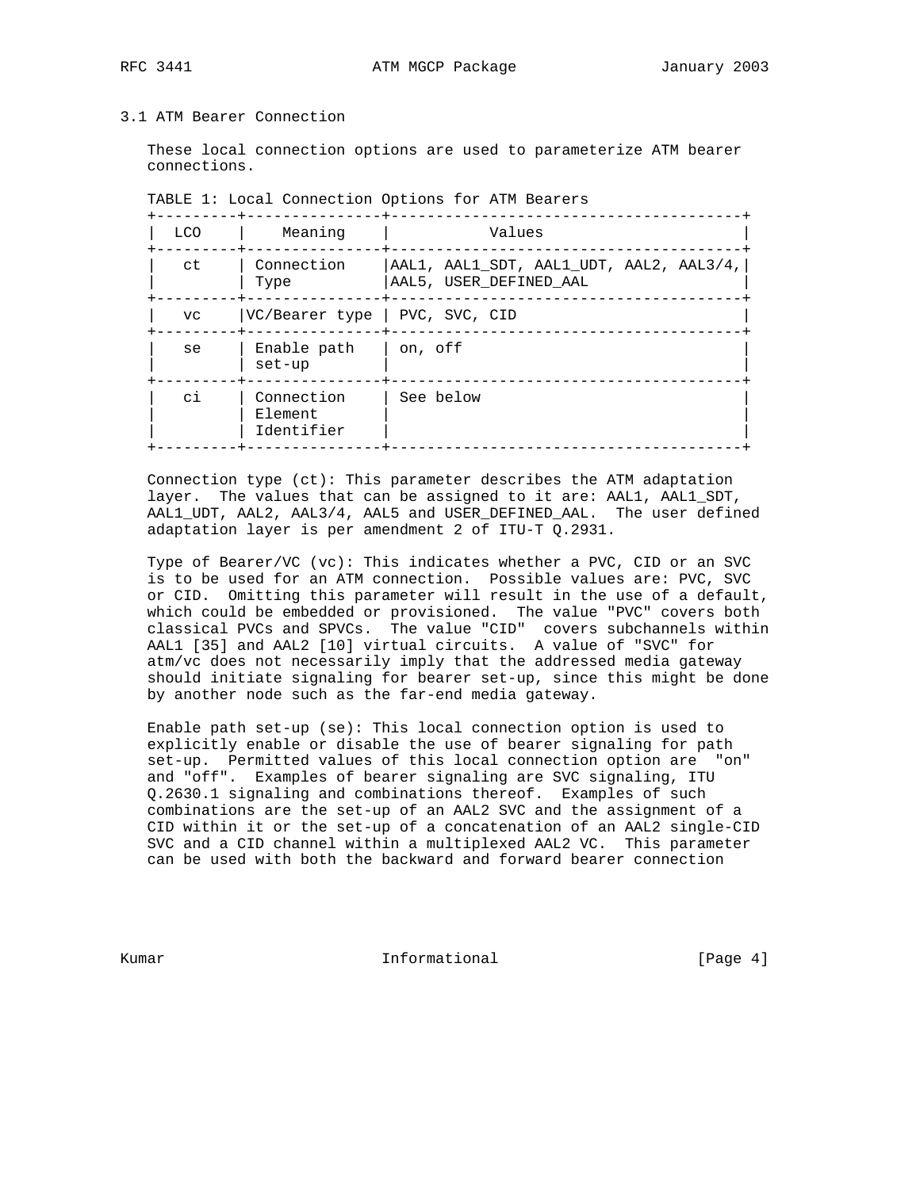### 3.1 ATM Bearer Connection

These local connection options are used to parameterize ATM bearer connections.

TABLE 1: Local Connection Options for ATM Bearers

| LCO | Meaning | Values |
|---|---|---|
| ct | Connection Type | AAL1, AAL1_SDT, AAL1_UDT, AAL2, AAL3/4, AAL5, USER_DEFINED_AAL |
| vc | VC/Bearer type | PVC, SVC, CID |
| se | Enable path set-up | on, off |
| ci | Connection Element Identifier | See below |

Connection type (ct): This parameter describes the ATM adaptation layer. The values that can be assigned to it are: AAL1, AAL1_SDT, AAL1_UDT, AAL2, AAL3/4, AAL5 and USER_DEFINED_AAL. The user defined adaptation layer is per amendment 2 of ITU-T Q.2931.

Type of Bearer/VC (vc): This indicates whether a PVC, CID or an SVC is to be used for an ATM connection. Possible values are: PVC, SVC or CID. Omitting this parameter will result in the use of a default, which could be embedded or provisioned. The value "PVC" covers both classical PVCs and SPVCs. The value "CID" covers subchannels within AAL1 [35] and AAL2 [10] virtual circuits. A value of "SVC" for atm/vc does not necessarily imply that the addressed media gateway should initiate signaling for bearer set-up, since this might be done by another node such as the far-end media gateway.

Enable path set-up (se): This local connection option is used to explicitly enable or disable the use of bearer signaling for path set-up. Permitted values of this local connection option are "on" and "off". Examples of bearer signaling are SVC signaling, ITU Q.2630.1 signaling and combinations thereof. Examples of such combinations are the set-up of an AAL2 SVC and the assignment of a CID within it or the set-up of a concatenation of an AAL2 single-CID SVC and a CID channel within a multiplexed AAL2 VC. This parameter can be used with both the backward and forward bearer connection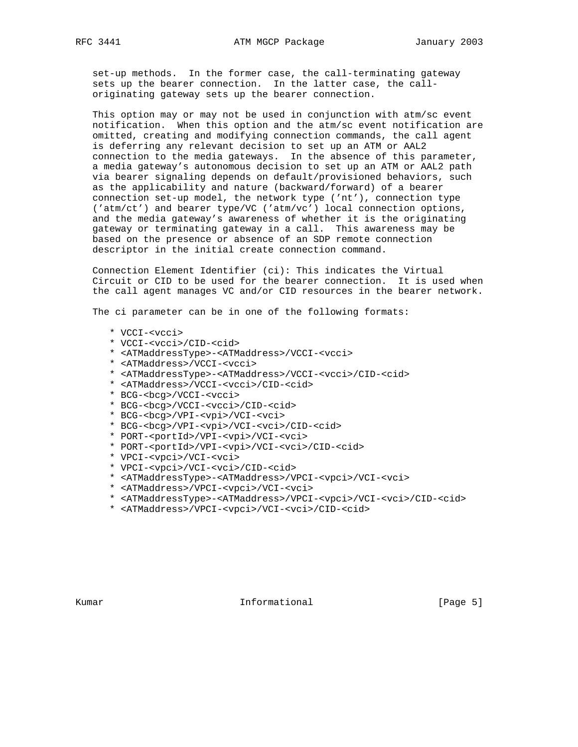set-up methods. In the former case, the call-terminating gateway sets up the bearer connection. In the latter case, the call-originating gateway sets up the bearer connection.

This option may or may not be used in conjunction with atm/sc event notification. When this option and the atm/sc event notification are omitted, creating and modifying connection commands, the call agent is deferring any relevant decision to set up an ATM or AAL2 connection to the media gateways. In the absence of this parameter, a media gateway's autonomous decision to set up an ATM or AAL2 path via bearer signaling depends on default/provisioned behaviors, such as the applicability and nature (backward/forward) of a bearer connection set-up model, the network type ('nt'), connection type ('atm/ct') and bearer type/VC ('atm/vc') local connection options, and the media gateway's awareness of whether it is the originating gateway or terminating gateway in a call. This awareness may be based on the presence or absence of an SDP remote connection descriptor in the initial create connection command.

Connection Element Identifier (ci): This indicates the Virtual Circuit or CID to be used for the bearer connection. It is used when the call agent manages VC and/or CID resources in the bearer network.

The ci parameter can be in one of the following formats:

* VCCI-<vcci>
* VCCI-<vcci>/CID-<cid>
* <ATMaddressType>-<ATMaddress>/VCCI-<vcci>
* <ATMaddress>/VCCI-<vcci>
* <ATMaddressType>-<ATMaddress>/VCCI-<vcci>/CID-<cid>
* <ATMaddress>/VCCI-<vcci>/CID-<cid>
* BCG-<bcg>/VCCI-<vcci>
* BCG-<bcg>/VCCI-<vcci>/CID-<cid>
* BCG-<bcg>/VPI-<vpi>/VCI-<vci>
* BCG-<bcg>/VPI-<vpi>/VCI-<vci>/CID-<cid>
* PORT-<portId>/VPI-<vpi>/VCI-<vci>
* PORT-<portId>/VPI-<vpi>/VCI-<vci>/CID-<cid>
* VPCI-<vpci>/VCI-<vci>
* VPCI-<vpci>/VCI-<vci>/CID-<cid>
* <ATMaddressType>-<ATMaddress>/VPCI-<vpci>/VCI-<vci>
* <ATMaddress>/VPCI-<vpci>/VCI-<vci>
* <ATMaddressType>-<ATMaddress>/VPCI-<vpci>/VCI-<vci>/CID-<cid>
* <ATMaddress>/VPCI-<vpci>/VCI-<vci>/CID-<cid>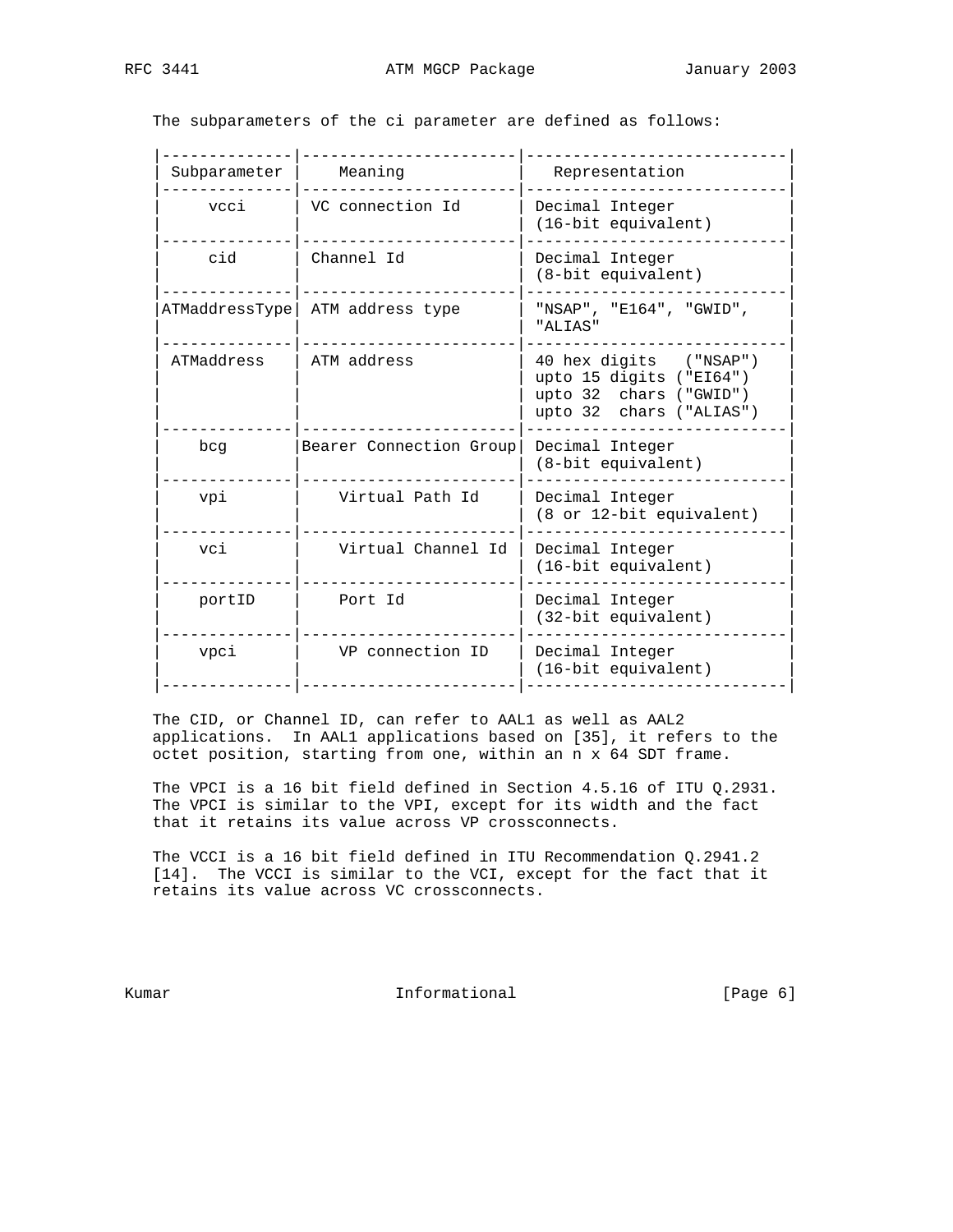The subparameters of the ci parameter are defined as follows:

| Subparameter | Meaning | Representation |
| --- | --- | --- |
| vcci | VC connection Id | Decimal Integer (16-bit equivalent) |
| cid | Channel Id | Decimal Integer (8-bit equivalent) |
| ATMaddressType | ATM address type | "NSAP", "E164", "GWID", "ALIAS" |
| ATMaddress | ATM address | 40 hex digits ("NSAP")<br>upto 15 digits ("EI64")<br>upto 32 chars ("GWID")<br>upto 32 chars ("ALIAS") |
| bcg | Bearer Connection Group | Decimal Integer (8-bit equivalent) |
| vpi | Virtual Path Id | Decimal Integer (8 or 12-bit equivalent) |
| vci | Virtual Channel Id | Decimal Integer (16-bit equivalent) |
| portID | Port Id | Decimal Integer (32-bit equivalent) |
| vpci | VP connection ID | Decimal Integer (16-bit equivalent) |

The CID, or Channel ID, can refer to AAL1 as well as AAL2 applications. In AAL1 applications based on [35], it refers to the octet position, starting from one, within an n x 64 SDT frame.

The VPCI is a 16 bit field defined in Section 4.5.16 of ITU Q.2931. The VPCI is similar to the VPI, except for its width and the fact that it retains its value across VP crossconnects.

The VCCI is a 16 bit field defined in ITU Recommendation Q.2941.2 [14]. The VCCI is similar to the VCI, except for the fact that it retains its value across VC crossconnects.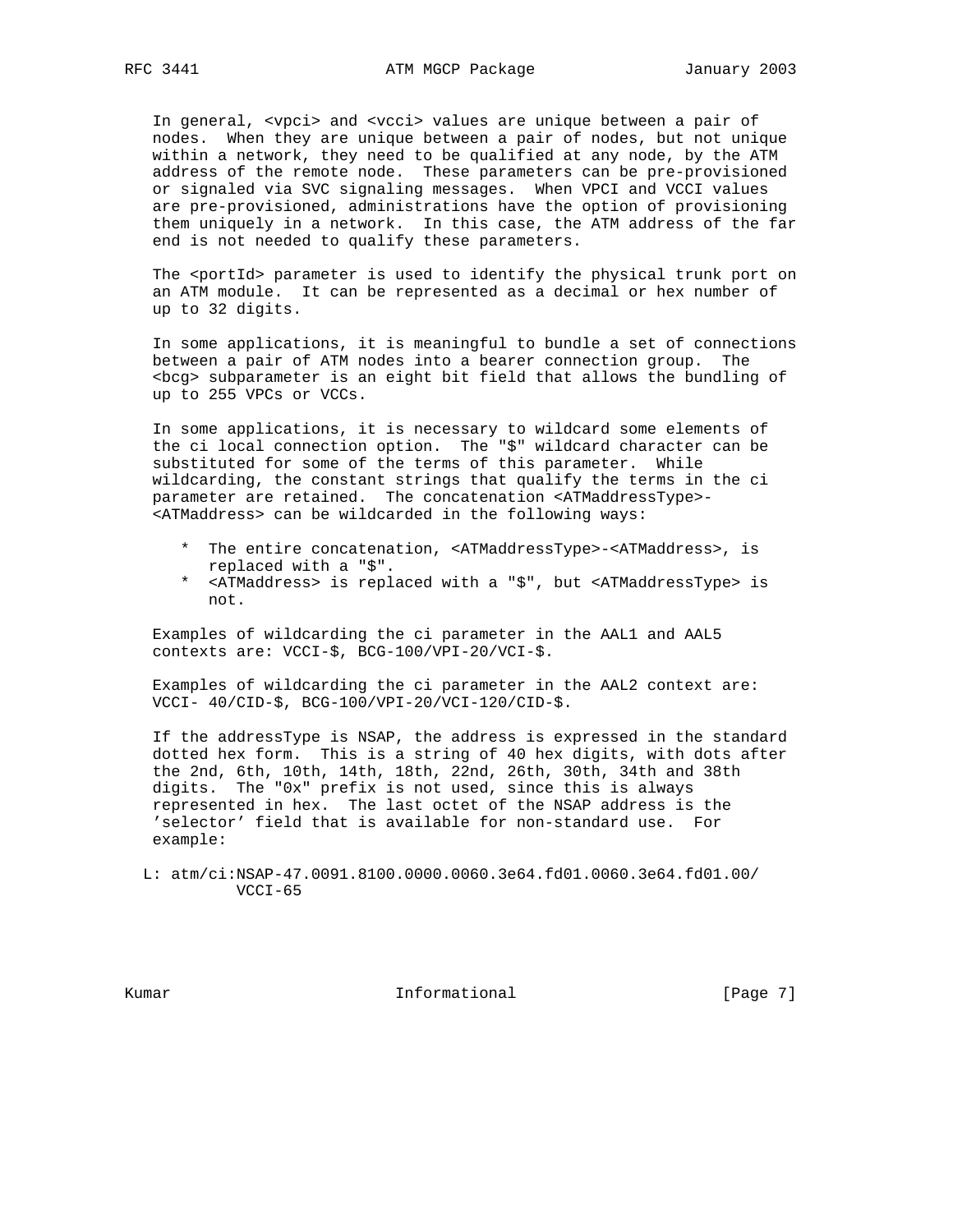In general, <vpci> and <vcci> values are unique between a pair of nodes. When they are unique between a pair of nodes, but not unique within a network, they need to be qualified at any node, by the ATM address of the remote node. These parameters can be pre-provisioned or signaled via SVC signaling messages. When VPCI and VCCI values are pre-provisioned, administrations have the option of provisioning them uniquely in a network. In this case, the ATM address of the far end is not needed to qualify these parameters.

The <portId> parameter is used to identify the physical trunk port on an ATM module. It can be represented as a decimal or hex number of up to 32 digits.

In some applications, it is meaningful to bundle a set of connections between a pair of ATM nodes into a bearer connection group. The <bcg> subparameter is an eight bit field that allows the bundling of up to 255 VPCs or VCCs.

In some applications, it is necessary to wildcard some elements of the ci local connection option. The "$" wildcard character can be substituted for some of the terms of this parameter. While wildcarding, the constant strings that qualify the terms in the ci parameter are retained. The concatenation <ATMaddressType>-<ATMaddress> can be wildcarded in the following ways:

* The entire concatenation, <ATMaddressType>-<ATMaddress>, is replaced with a "$".
* <ATMaddress> is replaced with a "$", but <ATMaddressType> is not.

Examples of wildcarding the ci parameter in the AAL1 and AAL5 contexts are: VCCI-$, BCG-100/VPI-20/VCI-$.

Examples of wildcarding the ci parameter in the AAL2 context are: VCCI- 40/CID-$, BCG-100/VPI-20/VCI-120/CID-$.

If the addressType is NSAP, the address is expressed in the standard dotted hex form. This is a string of 40 hex digits, with dots after the 2nd, 6th, 10th, 14th, 18th, 22nd, 26th, 30th, 34th and 38th digits. The "0x" prefix is not used, since this is always represented in hex. The last octet of the NSAP address is the 'selector' field that is available for non-standard use. For example:

```
L: atm/ci:NSAP-47.0091.8100.0000.0060.3e64.fd01.0060.3e64.fd01.00/
          VCCI-65
```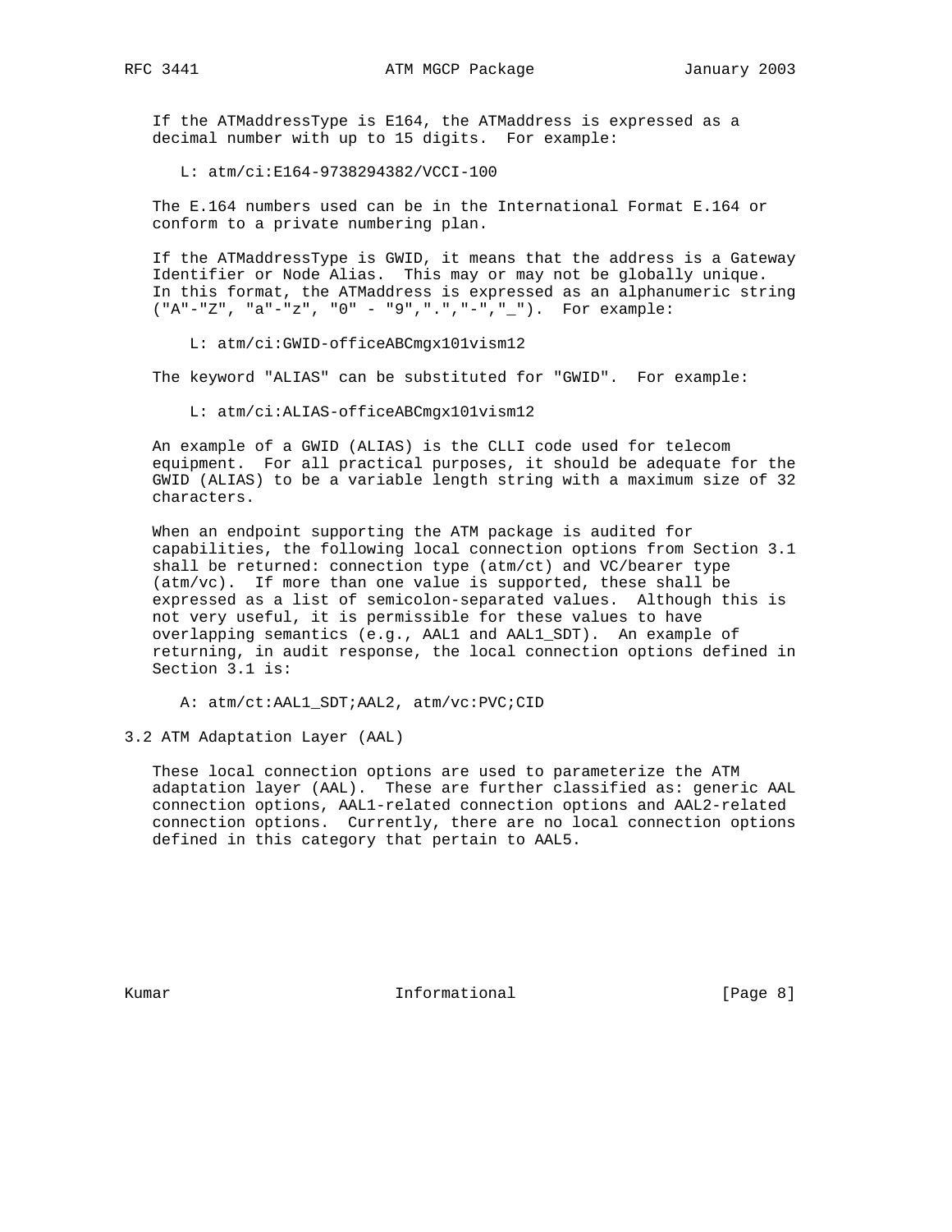If the ATMaddressType is E164, the ATMaddress is expressed as a decimal number with up to 15 digits. For example:

```
L: atm/ci:E164-9738294382/VCCI-100
```

The E.164 numbers used can be in the International Format E.164 or conform to a private numbering plan.

If the ATMaddressType is GWID, it means that the address is a Gateway Identifier or Node Alias. This may or may not be globally unique. In this format, the ATMaddress is expressed as an alphanumeric string ("A"-"Z", "a"-"z", "0" - "9",".","-","_"). For example:

```
L: atm/ci:GWID-officeABCmgx101vism12
```

The keyword "ALIAS" can be substituted for "GWID". For example:

```
L: atm/ci:ALIAS-officeABCmgx101vism12
```

An example of a GWID (ALIAS) is the CLLI code used for telecom equipment. For all practical purposes, it should be adequate for the GWID (ALIAS) to be a variable length string with a maximum size of 32 characters.

When an endpoint supporting the ATM package is audited for capabilities, the following local connection options from Section 3.1 shall be returned: connection type (atm/ct) and VC/bearer type (atm/vc). If more than one value is supported, these shall be expressed as a list of semicolon-separated values. Although this is not very useful, it is permissible for these values to have overlapping semantics (e.g., AAL1 and AAL1_SDT). An example of returning, in audit response, the local connection options defined in Section 3.1 is:

```
A: atm/ct:AAL1_SDT;AAL2, atm/vc:PVC;CID
```

## 3.2 ATM Adaptation Layer (AAL)

These local connection options are used to parameterize the ATM adaptation layer (AAL). These are further classified as: generic AAL connection options, AAL1-related connection options and AAL2-related connection options. Currently, there are no local connection options defined in this category that pertain to AAL5.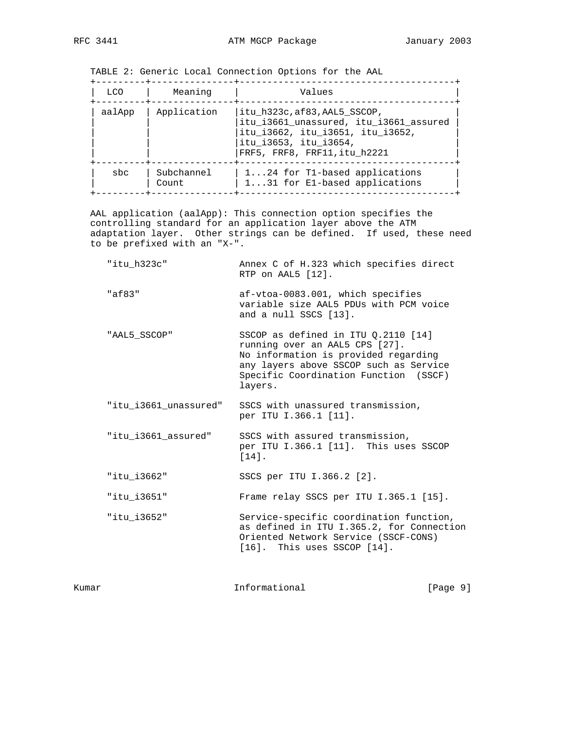TABLE 2: Generic Local Connection Options for the AAL

| LCO | Meaning | Values |
|---|---|---|
| aalApp | Application | itu_h323c,af83,AAL5_SSCOP, itu_i3661_unassured, itu_i3661_assured itu_i3662, itu_i3651, itu_i3652, itu_i3653, itu_i3654, FRF5, FRF8, FRF11,itu_h2221 |
| sbc | Subchannel Count | 1...24 for T1-based applications 1...31 for E1-based applications |

AAL application (aalApp): This connection option specifies the controlling standard for an application layer above the ATM adaptation layer. Other strings can be defined. If used, these need to be prefixed with an "X-".

"itu_h323c" — Annex C of H.323 which specifies direct RTP on AAL5 [12].

"af83" — af-vtoa-0083.001, which specifies variable size AAL5 PDUs with PCM voice and a null SSCS [13].

"AAL5_SSCOP" — SSCOP as defined in ITU Q.2110 [14] running over an AAL5 CPS [27]. No information is provided regarding any layers above SSCOP such as Service Specific Coordination Function (SSCF) layers.

"itu_i3661_unassured" — SSCS with unassured transmission, per ITU I.366.1 [11].

"itu_i3661_assured" — SSCS with assured transmission, per ITU I.366.1 [11]. This uses SSCOP [14].

"itu_i3662" — SSCS per ITU I.366.2 [2].

"itu_i3651" — Frame relay SSCS per ITU I.365.1 [15].

"itu_i3652" — Service-specific coordination function, as defined in ITU I.365.2, for Connection Oriented Network Service (SSCF-CONS) [16]. This uses SSCOP [14].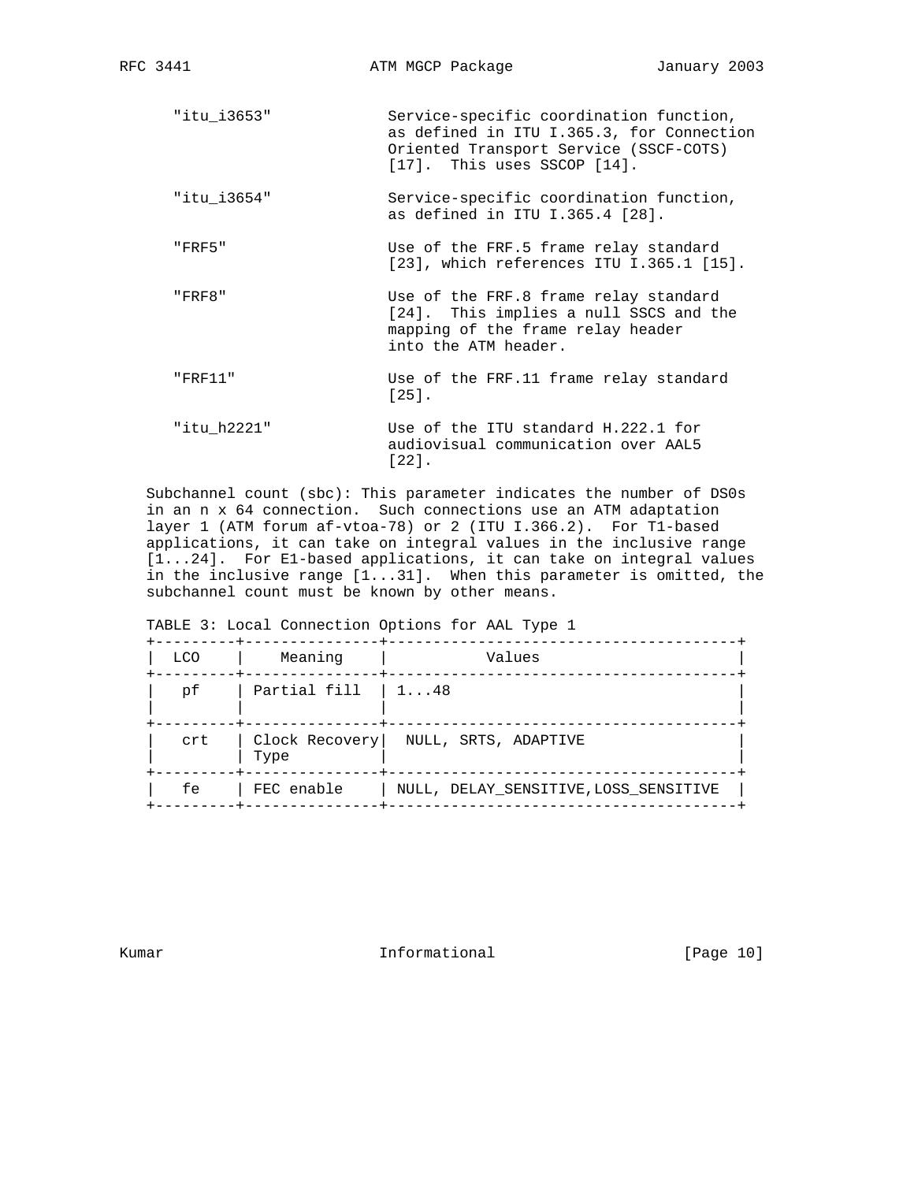"itu_i3653" Service-specific coordination function, as defined in ITU I.365.3, for Connection Oriented Transport Service (SSCF-COTS) [17]. This uses SSCOP [14].

"itu_i3654" Service-specific coordination function, as defined in ITU I.365.4 [28].

"FRF5" Use of the FRF.5 frame relay standard [23], which references ITU I.365.1 [15].

"FRF8" Use of the FRF.8 frame relay standard [24]. This implies a null SSCS and the mapping of the frame relay header into the ATM header.

"FRF11" Use of the FRF.11 frame relay standard [25].

"itu_h2221" Use of the ITU standard H.222.1 for audiovisual communication over AAL5 [22].

Subchannel count (sbc): This parameter indicates the number of DS0s in an n x 64 connection. Such connections use an ATM adaptation layer 1 (ATM forum af-vtoa-78) or 2 (ITU I.366.2). For T1-based applications, it can take on integral values in the inclusive range [1...24]. For E1-based applications, it can take on integral values in the inclusive range [1...31]. When this parameter is omitted, the subchannel count must be known by other means.

TABLE 3: Local Connection Options for AAL Type 1

| LCO | Meaning | Values |
|---|---|---|
| pf | Partial fill | 1...48 |
| crt | Clock Recovery Type | NULL, SRTS, ADAPTIVE |
| fe | FEC enable | NULL, DELAY_SENSITIVE,LOSS_SENSITIVE |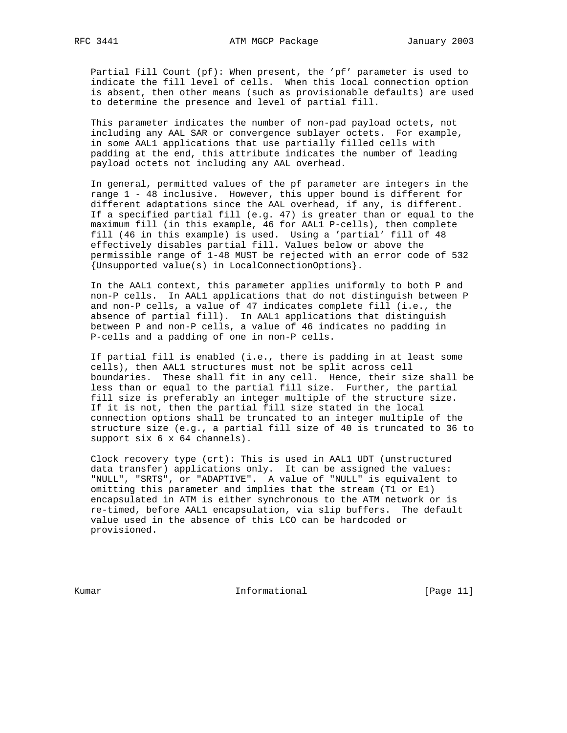Partial Fill Count (pf): When present, the 'pf' parameter is used to indicate the fill level of cells. When this local connection option is absent, then other means (such as provisionable defaults) are used to determine the presence and level of partial fill.

This parameter indicates the number of non-pad payload octets, not including any AAL SAR or convergence sublayer octets. For example, in some AAL1 applications that use partially filled cells with padding at the end, this attribute indicates the number of leading payload octets not including any AAL overhead.

In general, permitted values of the pf parameter are integers in the range 1 - 48 inclusive. However, this upper bound is different for different adaptations since the AAL overhead, if any, is different. If a specified partial fill (e.g. 47) is greater than or equal to the maximum fill (in this example, 46 for AAL1 P-cells), then complete fill (46 in this example) is used. Using a 'partial' fill of 48 effectively disables partial fill. Values below or above the permissible range of 1-48 MUST be rejected with an error code of 532 {Unsupported value(s) in LocalConnectionOptions}.

In the AAL1 context, this parameter applies uniformly to both P and non-P cells. In AAL1 applications that do not distinguish between P and non-P cells, a value of 47 indicates complete fill (i.e., the absence of partial fill). In AAL1 applications that distinguish between P and non-P cells, a value of 46 indicates no padding in P-cells and a padding of one in non-P cells.

If partial fill is enabled (i.e., there is padding in at least some cells), then AAL1 structures must not be split across cell boundaries. These shall fit in any cell. Hence, their size shall be less than or equal to the partial fill size. Further, the partial fill size is preferably an integer multiple of the structure size. If it is not, then the partial fill size stated in the local connection options shall be truncated to an integer multiple of the structure size (e.g., a partial fill size of 40 is truncated to 36 to support six 6 x 64 channels).

Clock recovery type (crt): This is used in AAL1 UDT (unstructured data transfer) applications only. It can be assigned the values: "NULL", "SRTS", or "ADAPTIVE". A value of "NULL" is equivalent to omitting this parameter and implies that the stream (T1 or E1) encapsulated in ATM is either synchronous to the ATM network or is re-timed, before AAL1 encapsulation, via slip buffers. The default value used in the absence of this LCO can be hardcoded or provisioned.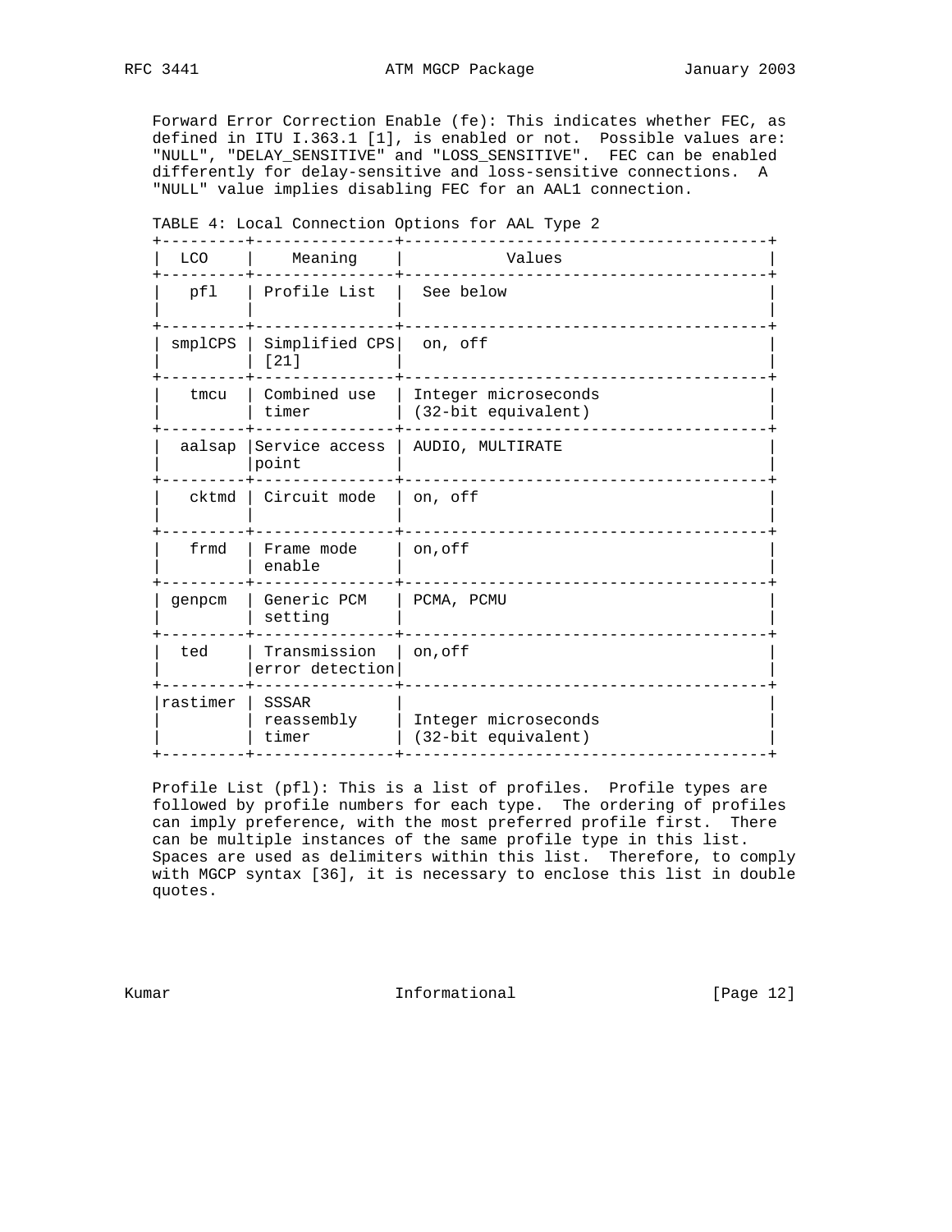Forward Error Correction Enable (fe): This indicates whether FEC, as defined in ITU I.363.1 [1], is enabled or not. Possible values are: "NULL", "DELAY_SENSITIVE" and "LOSS_SENSITIVE". FEC can be enabled differently for delay-sensitive and loss-sensitive connections. A "NULL" value implies disabling FEC for an AAL1 connection.

TABLE 4: Local Connection Options for AAL Type 2

| LCO | Meaning | Values |
|---|---|---|
| pfl | Profile List | See below |
| smplCPS | Simplified CPS [21] | on, off |
| tmcu | Combined use timer | Integer microseconds (32-bit equivalent) |
| aalsap | Service access point | AUDIO, MULTIRATE |
| cktmd | Circuit mode | on, off |
| frmd | Frame mode enable | on,off |
| genpcm | Generic PCM setting | PCMA, PCMU |
| ted | Transmission error detection | on,off |
| rastimer | SSSAR reassembly timer | Integer microseconds (32-bit equivalent) |

Profile List (pfl): This is a list of profiles. Profile types are followed by profile numbers for each type. The ordering of profiles can imply preference, with the most preferred profile first. There can be multiple instances of the same profile type in this list. Spaces are used as delimiters within this list. Therefore, to comply with MGCP syntax [36], it is necessary to enclose this list in double quotes.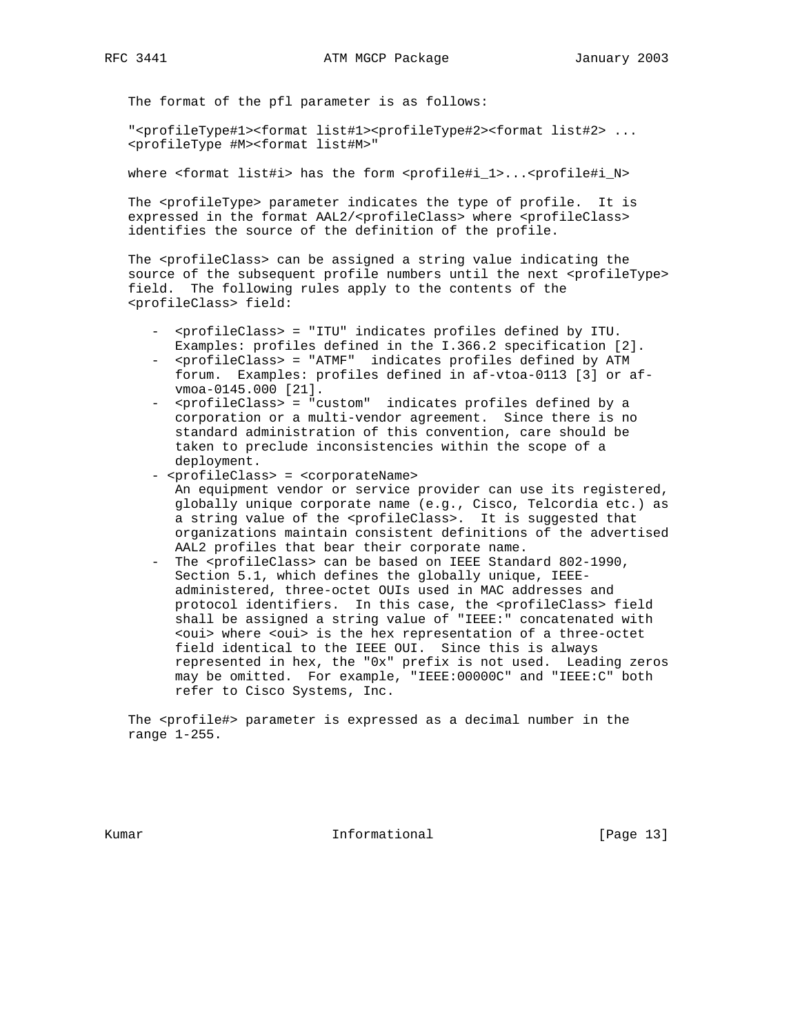The format of the pfl parameter is as follows:

"<profileType#1><format list#1><profileType#2><format list#2> ... <profileType #M><format list#M>"

where <format list#i> has the form <profile#i_1>...<profile#i_N>

The <profileType> parameter indicates the type of profile. It is expressed in the format AAL2/<profileClass> where <profileClass> identifies the source of the definition of the profile.

The <profileClass> can be assigned a string value indicating the source of the subsequent profile numbers until the next <profileType> field. The following rules apply to the contents of the <profileClass> field:

- <profileClass> = "ITU" indicates profiles defined by ITU. Examples: profiles defined in the I.366.2 specification [2].
- <profileClass> = "ATMF" indicates profiles defined by ATM forum. Examples: profiles defined in af-vtoa-0113 [3] or af-vmoa-0145.000 [21].
- <profileClass> = "custom" indicates profiles defined by a corporation or a multi-vendor agreement. Since there is no standard administration of this convention, care should be taken to preclude inconsistencies within the scope of a deployment.
- <profileClass> = <corporateName>
  An equipment vendor or service provider can use its registered, globally unique corporate name (e.g., Cisco, Telcordia etc.) as a string value of the <profileClass>. It is suggested that organizations maintain consistent definitions of the advertised AAL2 profiles that bear their corporate name.
- The <profileClass> can be based on IEEE Standard 802-1990, Section 5.1, which defines the globally unique, IEEE-administered, three-octet OUIs used in MAC addresses and protocol identifiers. In this case, the <profileClass> field shall be assigned a string value of "IEEE:" concatenated with <oui> where <oui> is the hex representation of a three-octet field identical to the IEEE OUI. Since this is always represented in hex, the "0x" prefix is not used. Leading zeros may be omitted. For example, "IEEE:00000C" and "IEEE:C" both refer to Cisco Systems, Inc.

The <profile#> parameter is expressed as a decimal number in the range 1-255.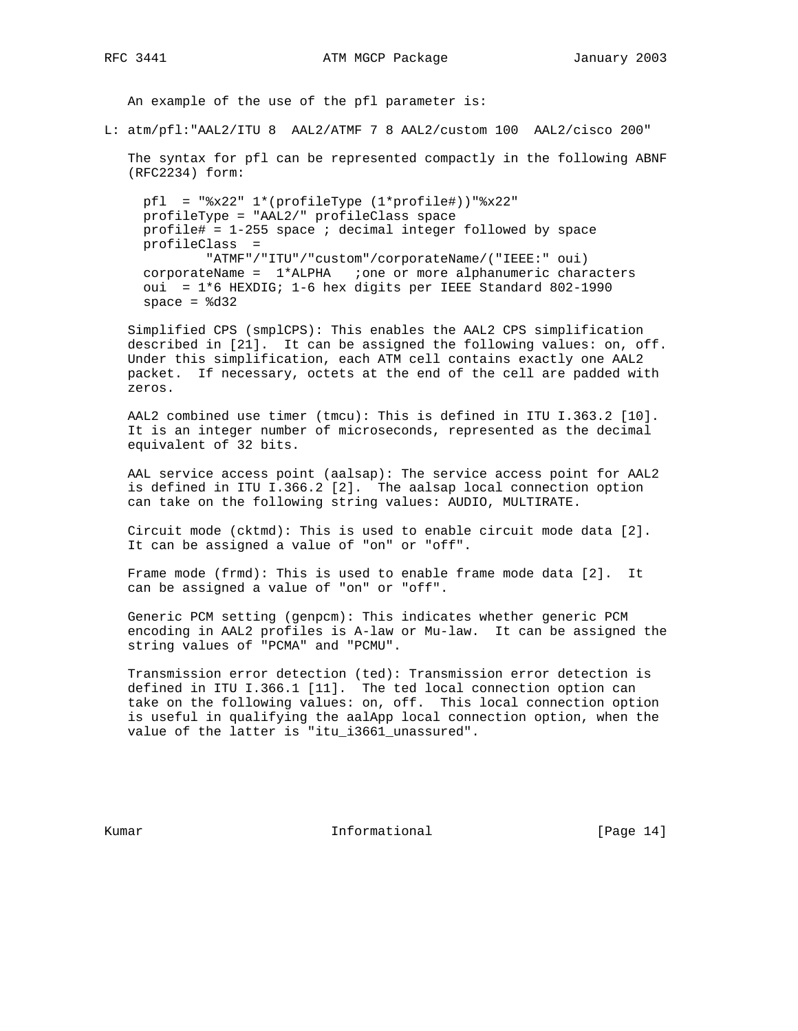An example of the use of the pfl parameter is:

```
L: atm/pfl:"AAL2/ITU 8  AAL2/ATMF 7 8 AAL2/custom 100  AAL2/cisco 200"
```

The syntax for pfl can be represented compactly in the following ABNF (RFC2234) form:

```
pfl  = "%x22" 1*(profileType (1*profile#))"%x22"
profileType = "AAL2/" profileClass space
profile# = 1-255 space ; decimal integer followed by space
profileClass  =
        "ATMF"/"ITU"/"custom"/corporateName/("IEEE:" oui)
corporateName =  1*ALPHA   ;one or more alphanumeric characters
oui  = 1*6 HEXDIG; 1-6 hex digits per IEEE Standard 802-1990
space = %d32
```

Simplified CPS (smplCPS): This enables the AAL2 CPS simplification described in [21]. It can be assigned the following values: on, off. Under this simplification, each ATM cell contains exactly one AAL2 packet. If necessary, octets at the end of the cell are padded with zeros.

AAL2 combined use timer (tmcu): This is defined in ITU I.363.2 [10]. It is an integer number of microseconds, represented as the decimal equivalent of 32 bits.

AAL service access point (aalsap): The service access point for AAL2 is defined in ITU I.366.2 [2]. The aalsap local connection option can take on the following string values: AUDIO, MULTIRATE.

Circuit mode (cktmd): This is used to enable circuit mode data [2]. It can be assigned a value of "on" or "off".

Frame mode (frmd): This is used to enable frame mode data [2]. It can be assigned a value of "on" or "off".

Generic PCM setting (genpcm): This indicates whether generic PCM encoding in AAL2 profiles is A-law or Mu-law. It can be assigned the string values of "PCMA" and "PCMU".

Transmission error detection (ted): Transmission error detection is defined in ITU I.366.1 [11]. The ted local connection option can take on the following values: on, off. This local connection option is useful in qualifying the aalApp local connection option, when the value of the latter is "itu_i3661_unassured".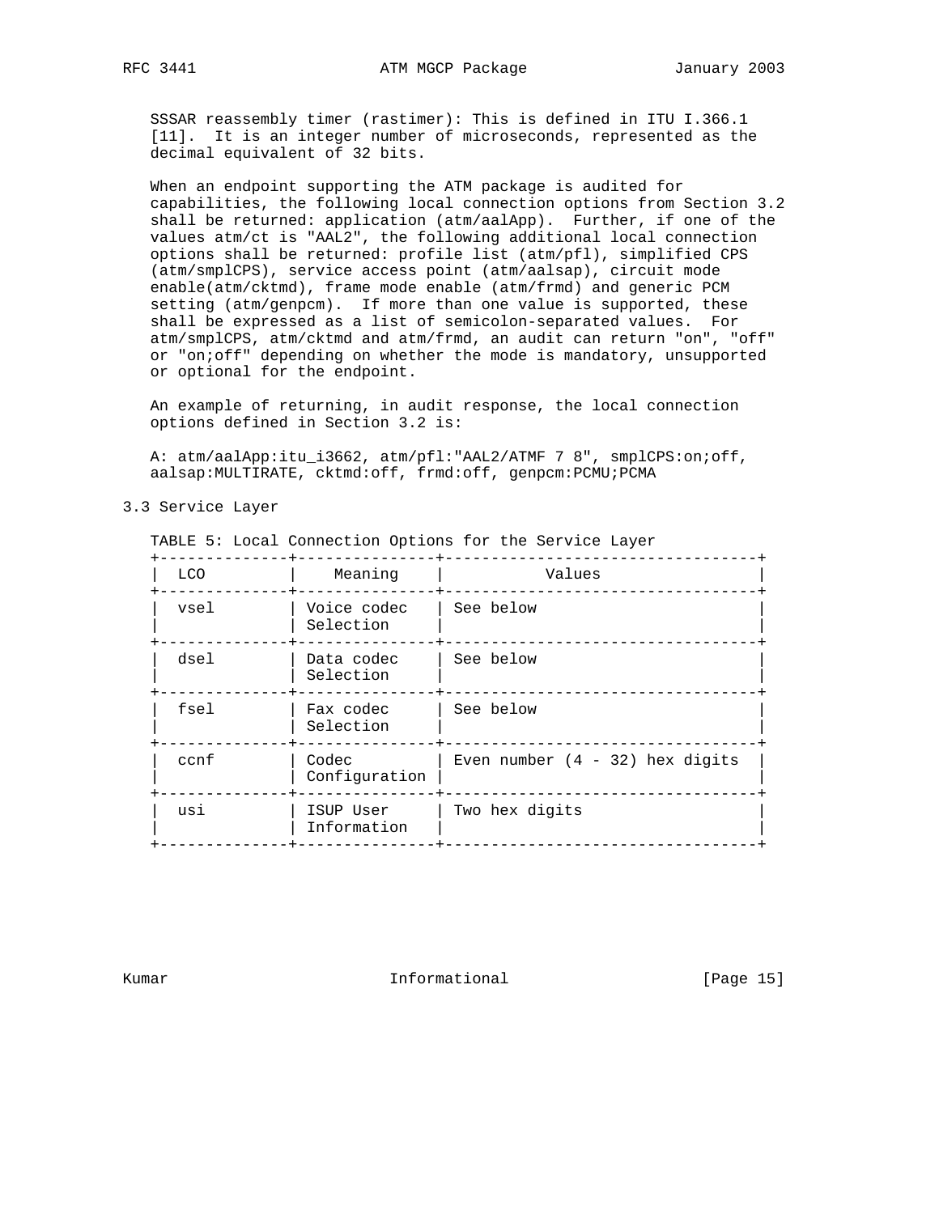SSSAR reassembly timer (rastimer): This is defined in ITU I.366.1 [11]. It is an integer number of microseconds, represented as the decimal equivalent of 32 bits.

When an endpoint supporting the ATM package is audited for capabilities, the following local connection options from Section 3.2 shall be returned: application (atm/aalApp). Further, if one of the values atm/ct is "AAL2", the following additional local connection options shall be returned: profile list (atm/pfl), simplified CPS (atm/smplCPS), service access point (atm/aalsap), circuit mode enable(atm/cktmd), frame mode enable (atm/frmd) and generic PCM setting (atm/genpcm). If more than one value is supported, these shall be expressed as a list of semicolon-separated values. For atm/smplCPS, atm/cktmd and atm/frmd, an audit can return "on", "off" or "on;off" depending on whether the mode is mandatory, unsupported or optional for the endpoint.

An example of returning, in audit response, the local connection options defined in Section 3.2 is:

```
A: atm/aalApp:itu_i3662, atm/pfl:"AAL2/ATMF 7 8", smplCPS:on;off,
aalsap:MULTIRATE, cktmd:off, frmd:off, genpcm:PCMU;PCMA
```

## 3.3 Service Layer

TABLE 5: Local Connection Options for the Service Layer

| LCO | Meaning | Values |
|---|---|---|
| vsel | Voice codec Selection | See below |
| dsel | Data codec Selection | See below |
| fsel | Fax codec Selection | See below |
| ccnf | Codec Configuration | Even number (4 - 32) hex digits |
| usi | ISUP User Information | Two hex digits |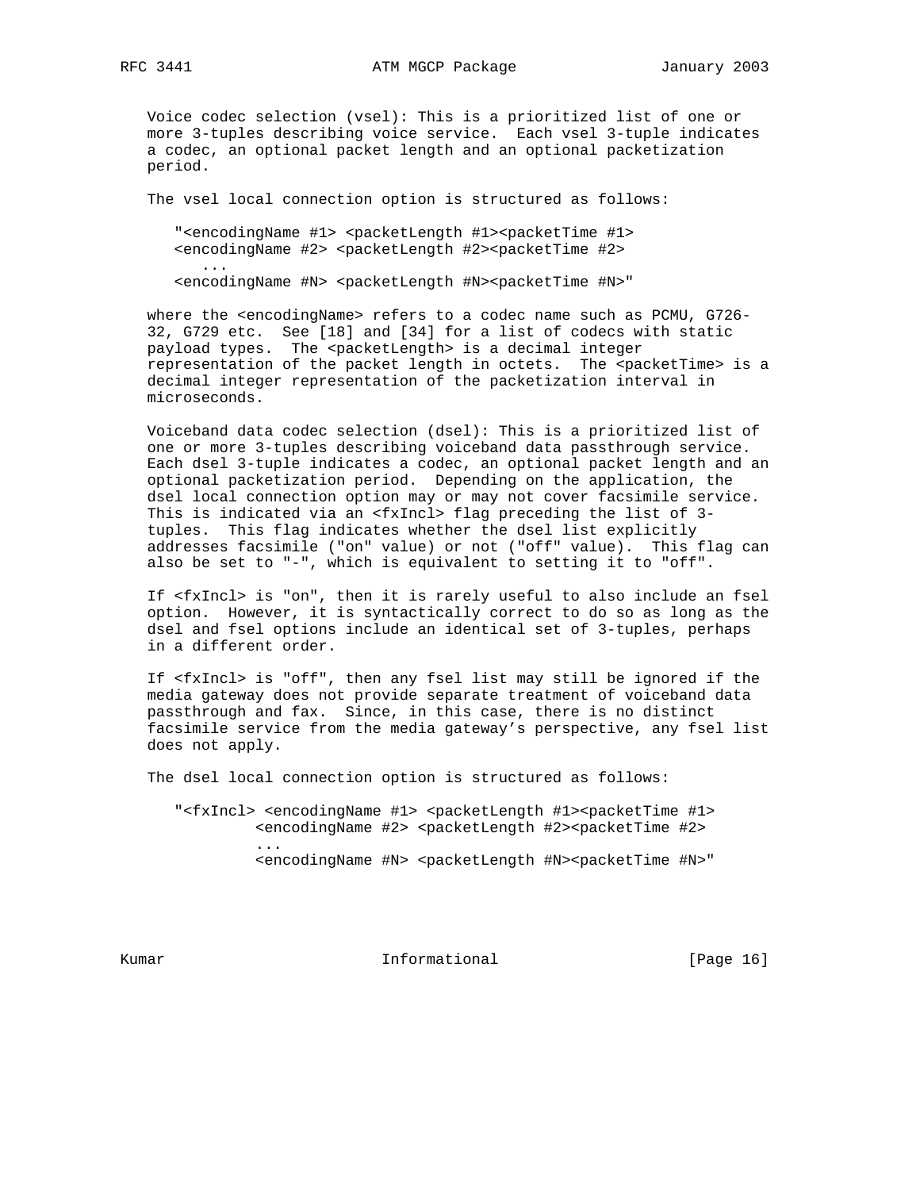Voice codec selection (vsel): This is a prioritized list of one or more 3-tuples describing voice service. Each vsel 3-tuple indicates a codec, an optional packet length and an optional packetization period.

The vsel local connection option is structured as follows:

```
"<encodingName #1> <packetLength #1><packetTime #1>
<encodingName #2> <packetLength #2><packetTime #2>
   ...
<encodingName #N> <packetLength #N><packetTime #N>"
```

where the <encodingName> refers to a codec name such as PCMU, G726-32, G729 etc. See [18] and [34] for a list of codecs with static payload types. The <packetLength> is a decimal integer representation of the packet length in octets. The <packetTime> is a decimal integer representation of the packetization interval in microseconds.

Voiceband data codec selection (dsel): This is a prioritized list of one or more 3-tuples describing voiceband data passthrough service. Each dsel 3-tuple indicates a codec, an optional packet length and an optional packetization period. Depending on the application, the dsel local connection option may or may not cover facsimile service. This is indicated via an <fxIncl> flag preceding the list of 3-tuples. This flag indicates whether the dsel list explicitly addresses facsimile ("on" value) or not ("off" value). This flag can also be set to "-", which is equivalent to setting it to "off".

If <fxIncl> is "on", then it is rarely useful to also include an fsel option. However, it is syntactically correct to do so as long as the dsel and fsel options include an identical set of 3-tuples, perhaps in a different order.

If <fxIncl> is "off", then any fsel list may still be ignored if the media gateway does not provide separate treatment of voiceband data passthrough and fax. Since, in this case, there is no distinct facsimile service from the media gateway's perspective, any fsel list does not apply.

The dsel local connection option is structured as follows:

```
"<fxIncl> <encodingName #1> <packetLength #1><packetTime #1>
         <encodingName #2> <packetLength #2><packetTime #2>
         ...
         <encodingName #N> <packetLength #N><packetTime #N>"
```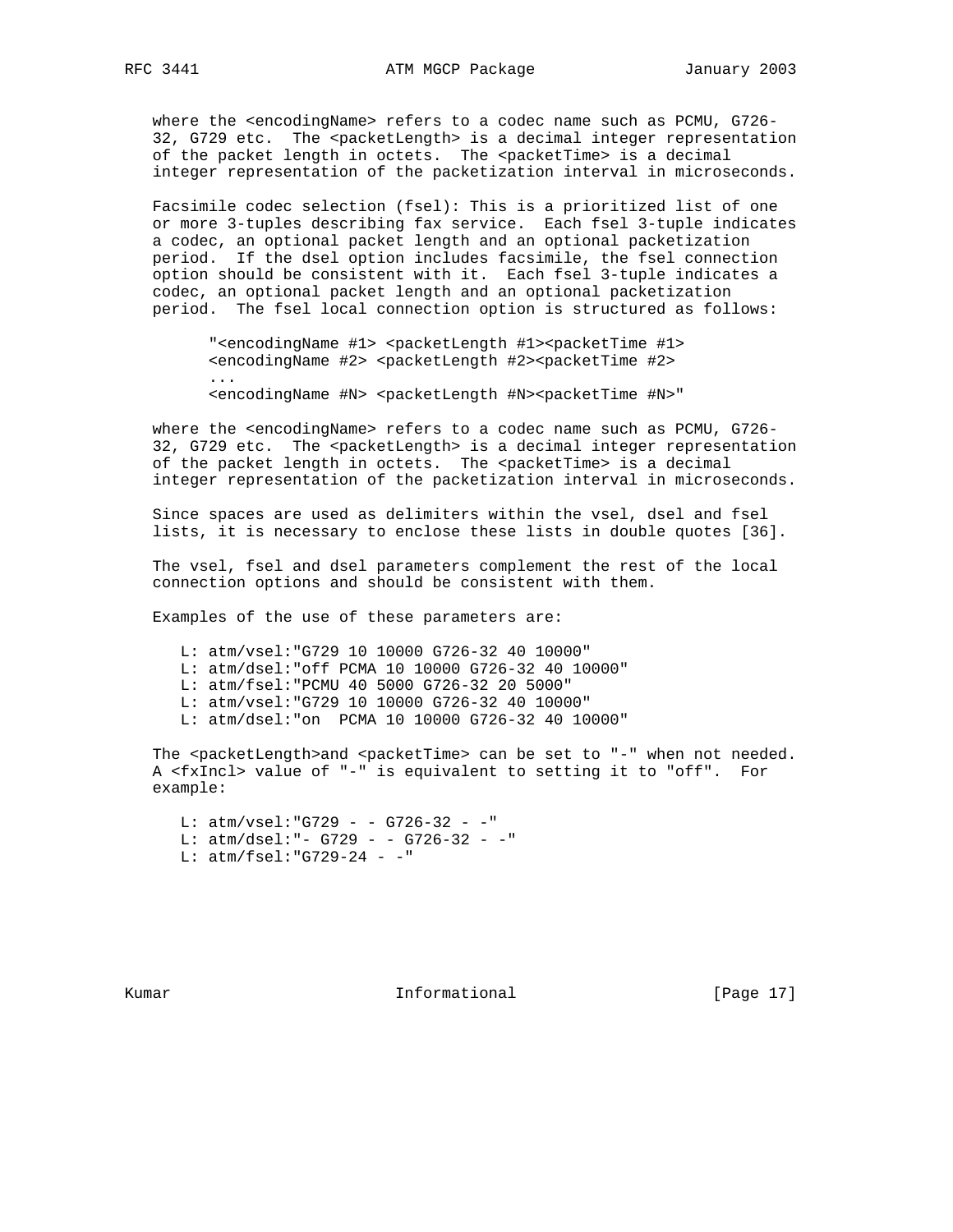where the <encodingName> refers to a codec name such as PCMU, G726-32, G729 etc. The <packetLength> is a decimal integer representation of the packet length in octets. The <packetTime> is a decimal integer representation of the packetization interval in microseconds.

Facsimile codec selection (fsel): This is a prioritized list of one or more 3-tuples describing fax service. Each fsel 3-tuple indicates a codec, an optional packet length and an optional packetization period. If the dsel option includes facsimile, the fsel connection option should be consistent with it. Each fsel 3-tuple indicates a codec, an optional packet length and an optional packetization period. The fsel local connection option is structured as follows:

```
"<encodingName #1> <packetLength #1><packetTime #1>
<encodingName #2> <packetLength #2><packetTime #2>
...
<encodingName #N> <packetLength #N><packetTime #N>"
```

where the <encodingName> refers to a codec name such as PCMU, G726-32, G729 etc. The <packetLength> is a decimal integer representation of the packet length in octets. The <packetTime> is a decimal integer representation of the packetization interval in microseconds.

Since spaces are used as delimiters within the vsel, dsel and fsel lists, it is necessary to enclose these lists in double quotes [36].

The vsel, fsel and dsel parameters complement the rest of the local connection options and should be consistent with them.

Examples of the use of these parameters are:

```
L: atm/vsel:"G729 10 10000 G726-32 40 10000"
L: atm/dsel:"off PCMA 10 10000 G726-32 40 10000"
L: atm/fsel:"PCMU 40 5000 G726-32 20 5000"
L: atm/vsel:"G729 10 10000 G726-32 40 10000"
L: atm/dsel:"on  PCMA 10 10000 G726-32 40 10000"
```

The <packetLength>and <packetTime> can be set to "-" when not needed. A <fxIncl> value of "-" is equivalent to setting it to "off". For example:

```
L: atm/vsel:"G729 - - G726-32 - -"
L: atm/dsel:"- G729 - - G726-32 - -"
L: atm/fsel:"G729-24 - -"
```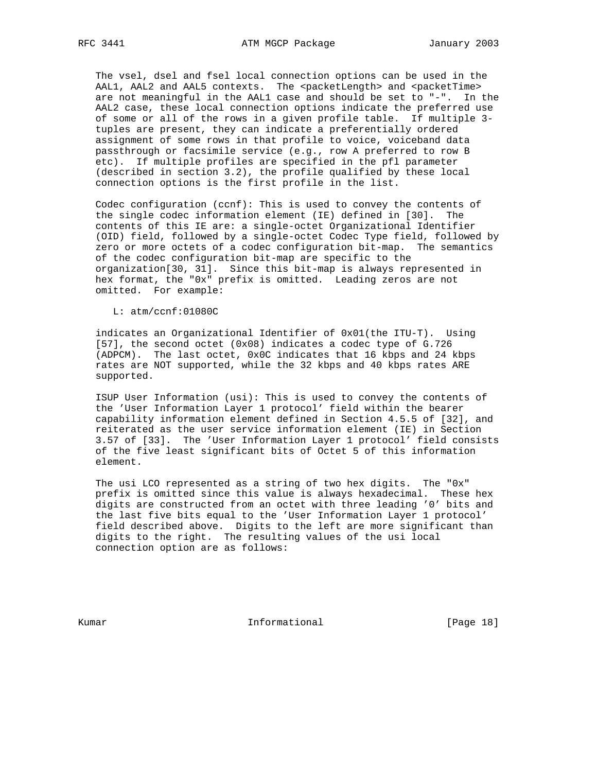The vsel, dsel and fsel local connection options can be used in the AAL1, AAL2 and AAL5 contexts. The <packetLength> and <packetTime> are not meaningful in the AAL1 case and should be set to "-". In the AAL2 case, these local connection options indicate the preferred use of some or all of the rows in a given profile table. If multiple 3-tuples are present, they can indicate a preferentially ordered assignment of some rows in that profile to voice, voiceband data passthrough or facsimile service (e.g., row A preferred to row B etc). If multiple profiles are specified in the pfl parameter (described in section 3.2), the profile qualified by these local connection options is the first profile in the list.

Codec configuration (ccnf): This is used to convey the contents of the single codec information element (IE) defined in [30]. The contents of this IE are: a single-octet Organizational Identifier (OID) field, followed by a single-octet Codec Type field, followed by zero or more octets of a codec configuration bit-map. The semantics of the codec configuration bit-map are specific to the organization[30, 31]. Since this bit-map is always represented in hex format, the "0x" prefix is omitted. Leading zeros are not omitted. For example:

```
L: atm/ccnf:01080C
```

indicates an Organizational Identifier of 0x01(the ITU-T). Using [57], the second octet (0x08) indicates a codec type of G.726 (ADPCM). The last octet, 0x0C indicates that 16 kbps and 24 kbps rates are NOT supported, while the 32 kbps and 40 kbps rates ARE supported.

ISUP User Information (usi): This is used to convey the contents of the 'User Information Layer 1 protocol' field within the bearer capability information element defined in Section 4.5.5 of [32], and reiterated as the user service information element (IE) in Section 3.57 of [33]. The 'User Information Layer 1 protocol' field consists of the five least significant bits of Octet 5 of this information element.

The usi LCO represented as a string of two hex digits. The "0x" prefix is omitted since this value is always hexadecimal. These hex digits are constructed from an octet with three leading '0' bits and the last five bits equal to the 'User Information Layer 1 protocol' field described above. Digits to the left are more significant than digits to the right. The resulting values of the usi local connection option are as follows: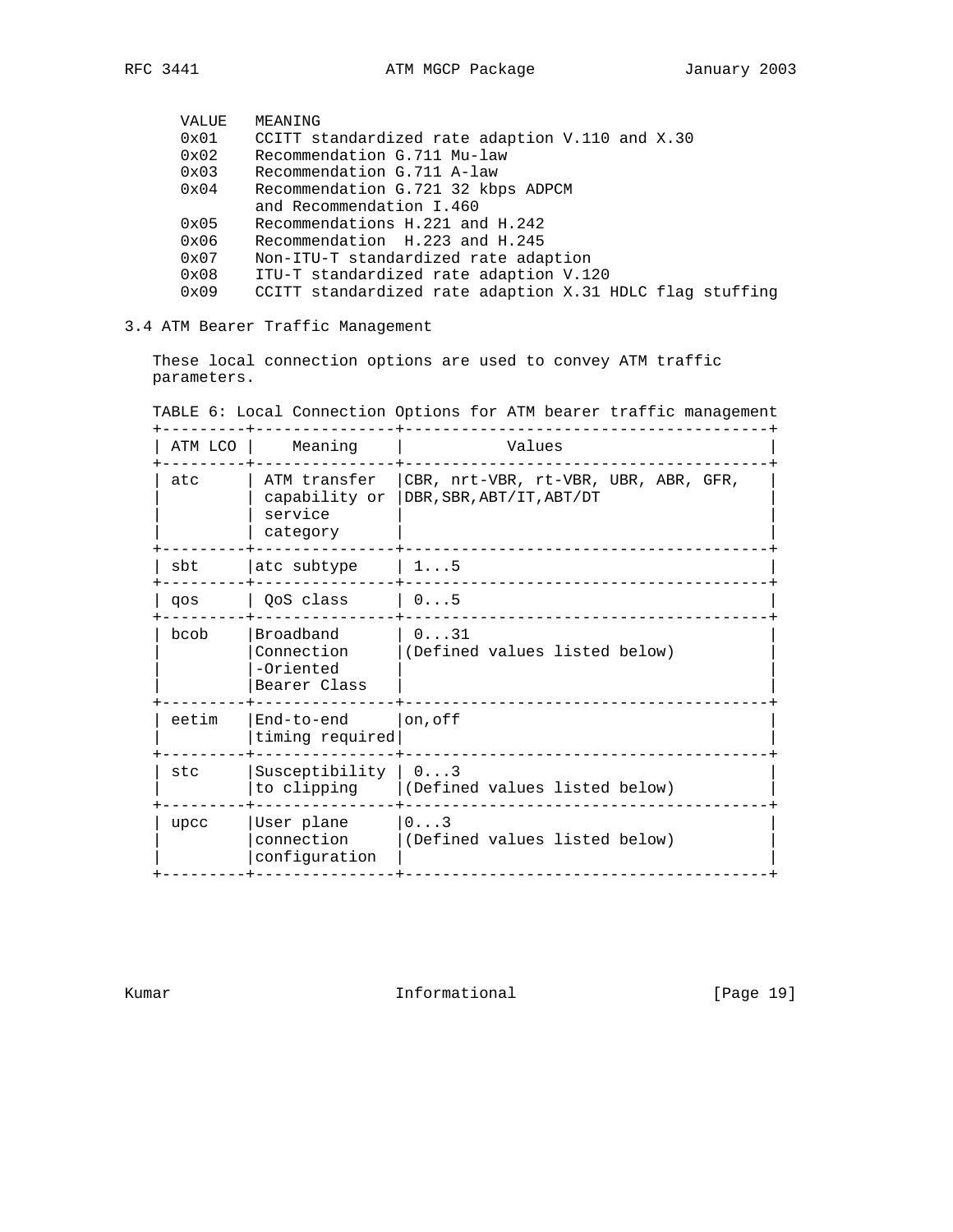| VALUE | MEANING |
|---|---|
| 0x01 | CCITT standardized rate adaption V.110 and X.30 |
| 0x02 | Recommendation G.711 Mu-law |
| 0x03 | Recommendation G.711 A-law |
| 0x04 | Recommendation G.721 32 kbps ADPCM and Recommendation I.460 |
| 0x05 | Recommendations H.221 and H.242 |
| 0x06 | Recommendation H.223 and H.245 |
| 0x07 | Non-ITU-T standardized rate adaption |
| 0x08 | ITU-T standardized rate adaption V.120 |
| 0x09 | CCITT standardized rate adaption X.31 HDLC flag stuffing |

### 3.4 ATM Bearer Traffic Management

These local connection options are used to convey ATM traffic parameters.

TABLE 6: Local Connection Options for ATM bearer traffic management

| ATM LCO | Meaning | Values |
|---|---|---|
| atc | ATM transfer capability or service category | CBR, nrt-VBR, rt-VBR, UBR, ABR, GFR, DBR,SBR,ABT/IT,ABT/DT |
| sbt | atc subtype | 1...5 |
| qos | QoS class | 0...5 |
| bcob | Broadband Connection -Oriented Bearer Class | 0...31 (Defined values listed below) |
| eetim | End-to-end timing required | on,off |
| stc | Susceptibility to clipping | 0...3 (Defined values listed below) |
| upcc | User plane connection configuration | 0...3 (Defined values listed below) |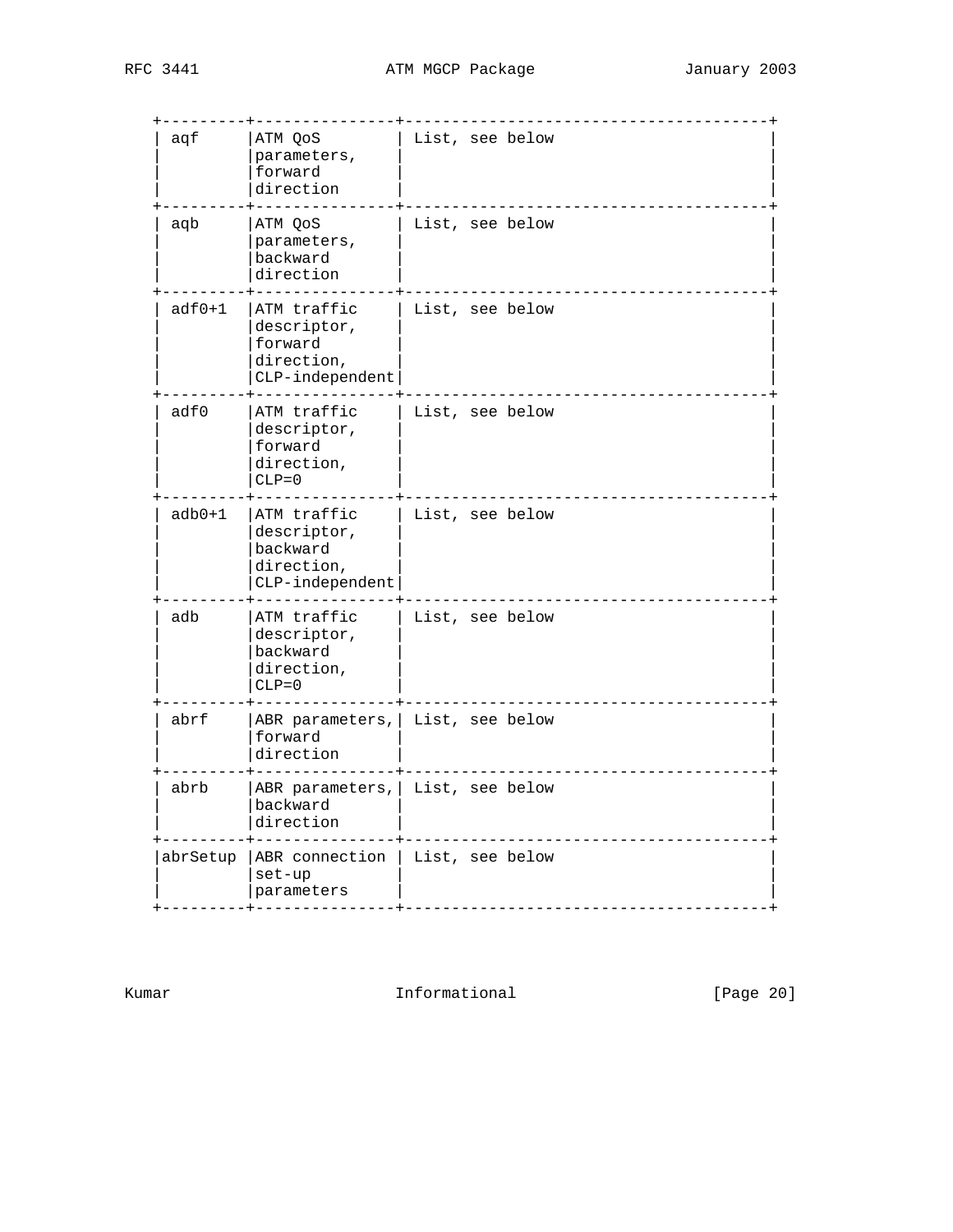| | | |
|---|---|---|
| aqf | ATM QoS parameters, forward direction | List, see below |
| aqb | ATM QoS parameters, backward direction | List, see below |
| adf0+1 | ATM traffic descriptor, forward direction, CLP-independent | List, see below |
| adf0 | ATM traffic descriptor, forward direction, CLP=0 | List, see below |
| adb0+1 | ATM traffic descriptor, backward direction, CLP-independent | List, see below |
| adb | ATM traffic descriptor, backward direction, CLP=0 | List, see below |
| abrf | ABR parameters, forward direction | List, see below |
| abrb | ABR parameters, backward direction | List, see below |
| abrSetup | ABR connection set-up parameters | List, see below |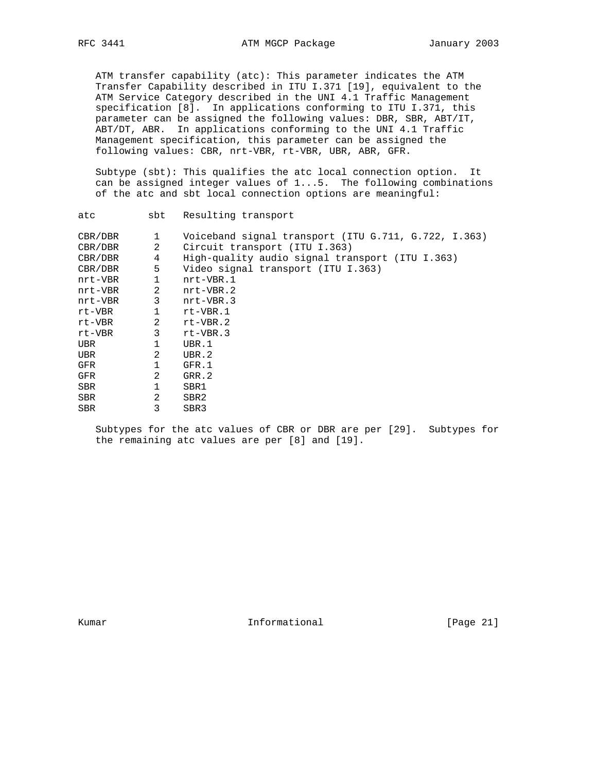ATM transfer capability (atc): This parameter indicates the ATM Transfer Capability described in ITU I.371 [19], equivalent to the ATM Service Category described in the UNI 4.1 Traffic Management specification [8]. In applications conforming to ITU I.371, this parameter can be assigned the following values: DBR, SBR, ABT/IT, ABT/DT, ABR. In applications conforming to the UNI 4.1 Traffic Management specification, this parameter can be assigned the following values: CBR, nrt-VBR, rt-VBR, UBR, ABR, GFR.

Subtype (sbt): This qualifies the atc local connection option. It can be assigned integer values of 1...5. The following combinations of the atc and sbt local connection options are meaningful:

| atc | sbt | Resulting transport |
|---|---|---|
| CBR/DBR | 1 | Voiceband signal transport (ITU G.711, G.722, I.363) |
| CBR/DBR | 2 | Circuit transport (ITU I.363) |
| CBR/DBR | 4 | High-quality audio signal transport (ITU I.363) |
| CBR/DBR | 5 | Video signal transport (ITU I.363) |
| nrt-VBR | 1 | nrt-VBR.1 |
| nrt-VBR | 2 | nrt-VBR.2 |
| nrt-VBR | 3 | nrt-VBR.3 |
| rt-VBR | 1 | rt-VBR.1 |
| rt-VBR | 2 | rt-VBR.2 |
| rt-VBR | 3 | rt-VBR.3 |
| UBR | 1 | UBR.1 |
| UBR | 2 | UBR.2 |
| GFR | 1 | GFR.1 |
| GFR | 2 | GRR.2 |
| SBR | 1 | SBR1 |
| SBR | 2 | SBR2 |
| SBR | 3 | SBR3 |

Subtypes for the atc values of CBR or DBR are per [29]. Subtypes for the remaining atc values are per [8] and [19].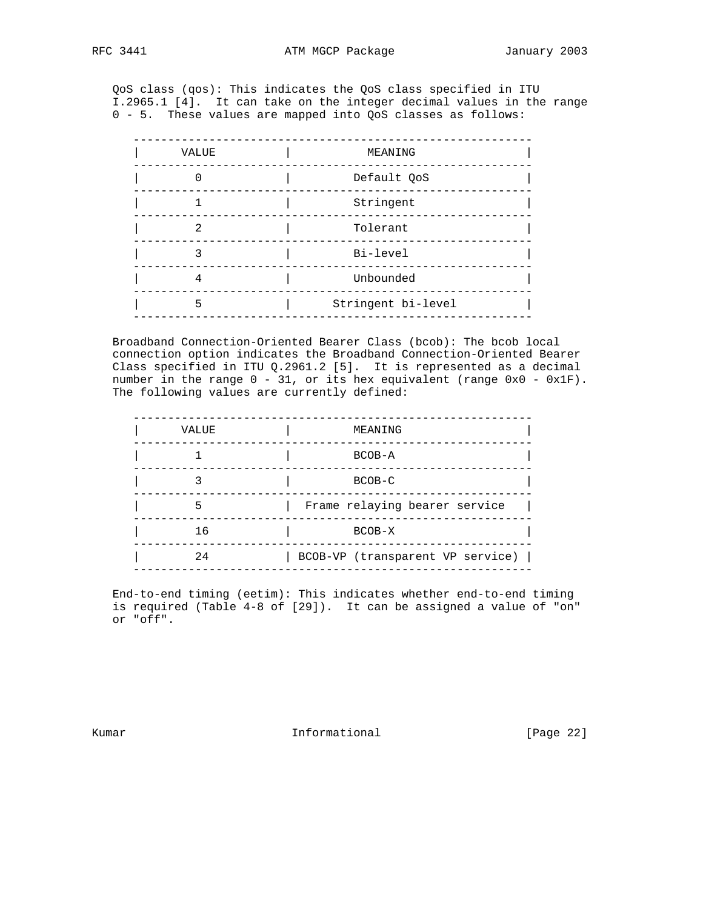QoS class (qos): This indicates the QoS class specified in ITU I.2965.1 [4]. It can take on the integer decimal values in the range 0 - 5. These values are mapped into QoS classes as follows:

| VALUE | MEANING |
|---|---|
| 0 | Default QoS |
| 1 | Stringent |
| 2 | Tolerant |
| 3 | Bi-level |
| 4 | Unbounded |
| 5 | Stringent bi-level |

Broadband Connection-Oriented Bearer Class (bcob): The bcob local connection option indicates the Broadband Connection-Oriented Bearer Class specified in ITU Q.2961.2 [5]. It is represented as a decimal number in the range 0 - 31, or its hex equivalent (range 0x0 - 0x1F). The following values are currently defined:

| VALUE | MEANING |
|---|---|
| 1 | BCOB-A |
| 3 | BCOB-C |
| 5 | Frame relaying bearer service |
| 16 | BCOB-X |
| 24 | BCOB-VP (transparent VP service) |

End-to-end timing (eetim): This indicates whether end-to-end timing is required (Table 4-8 of [29]). It can be assigned a value of "on" or "off".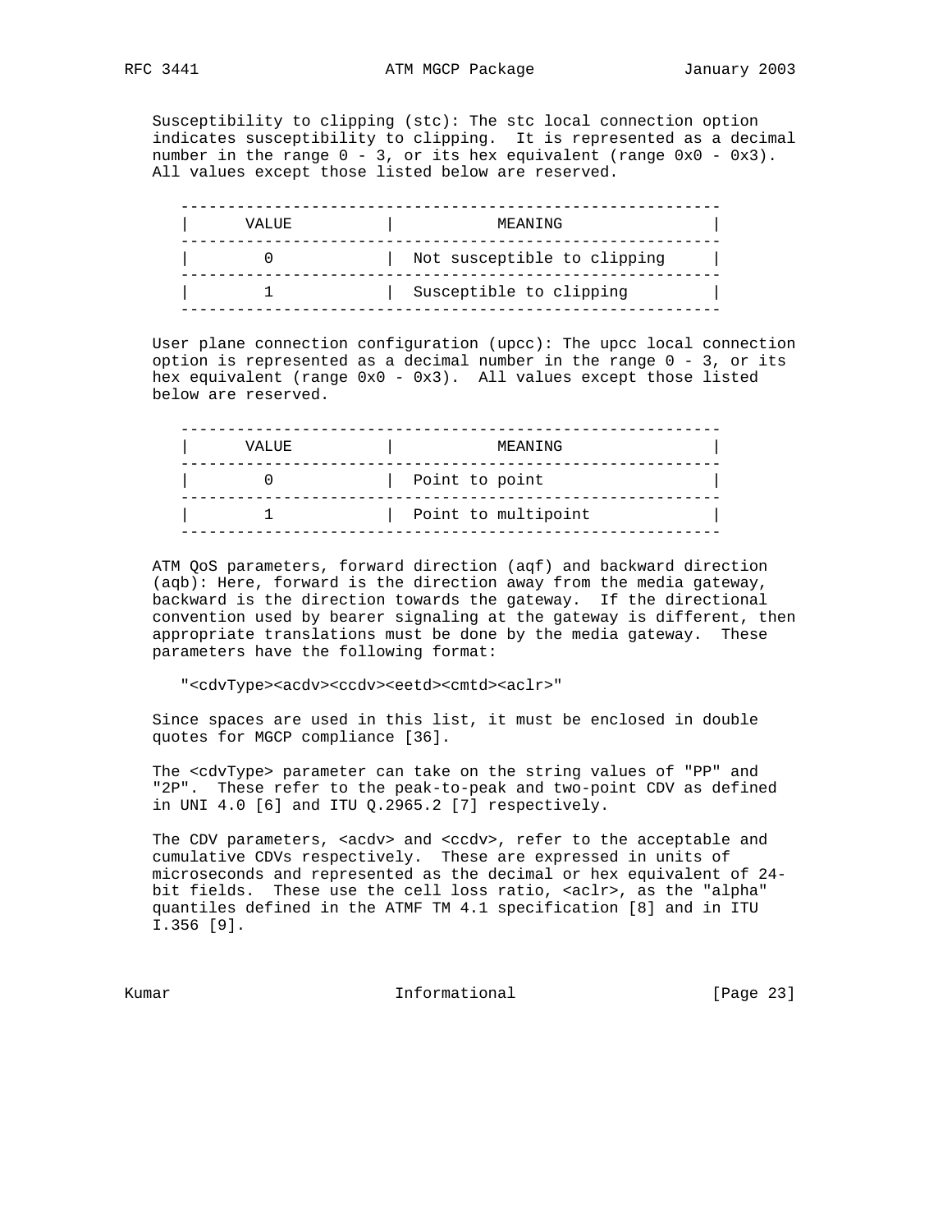Susceptibility to clipping (stc): The stc local connection option indicates susceptibility to clipping. It is represented as a decimal number in the range 0 - 3, or its hex equivalent (range 0x0 - 0x3). All values except those listed below are reserved.

| VALUE | MEANING |
| --- | --- |
| 0 | Not susceptible to clipping |
| 1 | Susceptible to clipping |

User plane connection configuration (upcc): The upcc local connection option is represented as a decimal number in the range 0 - 3, or its hex equivalent (range 0x0 - 0x3). All values except those listed below are reserved.

| VALUE | MEANING |
| --- | --- |
| 0 | Point to point |
| 1 | Point to multipoint |

ATM QoS parameters, forward direction (aqf) and backward direction (aqb): Here, forward is the direction away from the media gateway, backward is the direction towards the gateway. If the directional convention used by bearer signaling at the gateway is different, then appropriate translations must be done by the media gateway. These parameters have the following format:

```
"<cdvType><acdv><ccdv><eetd><cmtd><aclr>"
```

Since spaces are used in this list, it must be enclosed in double quotes for MGCP compliance [36].

The <cdvType> parameter can take on the string values of "PP" and "2P". These refer to the peak-to-peak and two-point CDV as defined in UNI 4.0 [6] and ITU Q.2965.2 [7] respectively.

The CDV parameters, <acdv> and <ccdv>, refer to the acceptable and cumulative CDVs respectively. These are expressed in units of microseconds and represented as the decimal or hex equivalent of 24-bit fields. These use the cell loss ratio, <aclr>, as the "alpha" quantiles defined in the ATMF TM 4.1 specification [8] and in ITU I.356 [9].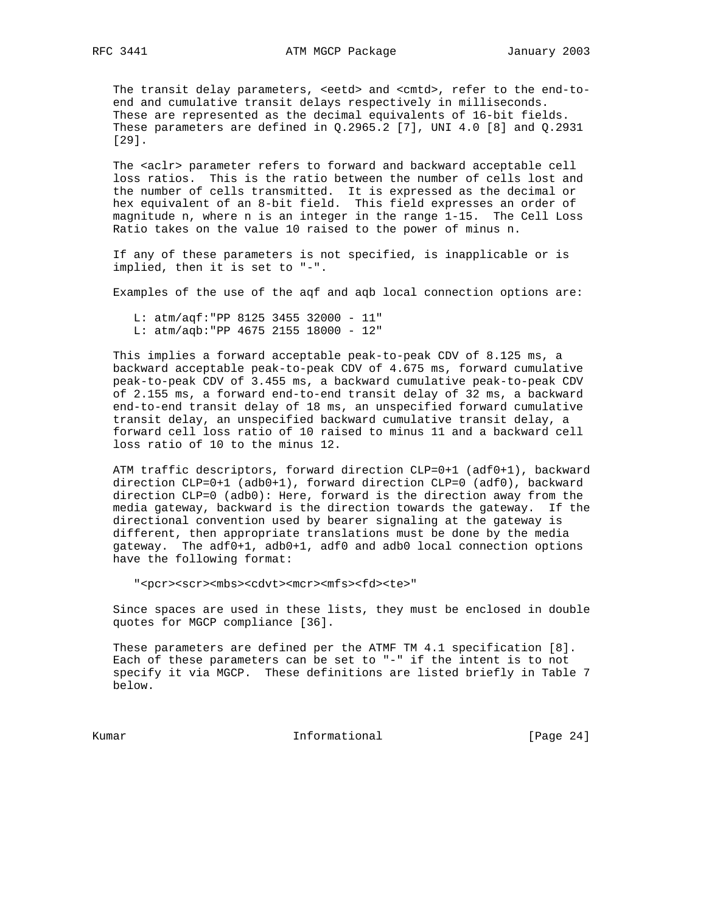The transit delay parameters, <eetd> and <cmtd>, refer to the end-to-end and cumulative transit delays respectively in milliseconds. These are represented as the decimal equivalents of 16-bit fields. These parameters are defined in Q.2965.2 [7], UNI 4.0 [8] and Q.2931 [29].

The <aclr> parameter refers to forward and backward acceptable cell loss ratios. This is the ratio between the number of cells lost and the number of cells transmitted. It is expressed as the decimal or hex equivalent of an 8-bit field. This field expresses an order of magnitude n, where n is an integer in the range 1-15. The Cell Loss Ratio takes on the value 10 raised to the power of minus n.

If any of these parameters is not specified, is inapplicable or is implied, then it is set to "-".

Examples of the use of the aqf and aqb local connection options are:

```
L: atm/aqf:"PP 8125 3455 32000 - 11"
L: atm/aqb:"PP 4675 2155 18000 - 12"
```

This implies a forward acceptable peak-to-peak CDV of 8.125 ms, a backward acceptable peak-to-peak CDV of 4.675 ms, forward cumulative peak-to-peak CDV of 3.455 ms, a backward cumulative peak-to-peak CDV of 2.155 ms, a forward end-to-end transit delay of 32 ms, a backward end-to-end transit delay of 18 ms, an unspecified forward cumulative transit delay, an unspecified backward cumulative transit delay, a forward cell loss ratio of 10 raised to minus 11 and a backward cell loss ratio of 10 to the minus 12.

ATM traffic descriptors, forward direction CLP=0+1 (adf0+1), backward direction CLP=0+1 (adb0+1), forward direction CLP=0 (adf0), backward direction CLP=0 (adb0): Here, forward is the direction away from the media gateway, backward is the direction towards the gateway. If the directional convention used by bearer signaling at the gateway is different, then appropriate translations must be done by the media gateway. The adf0+1, adb0+1, adf0 and adb0 local connection options have the following format:

```
"<pcr><scr><mbs><cdvt><mcr><mfs><fd><te>"
```

Since spaces are used in these lists, they must be enclosed in double quotes for MGCP compliance [36].

These parameters are defined per the ATMF TM 4.1 specification [8]. Each of these parameters can be set to "-" if the intent is to not specify it via MGCP. These definitions are listed briefly in Table 7 below.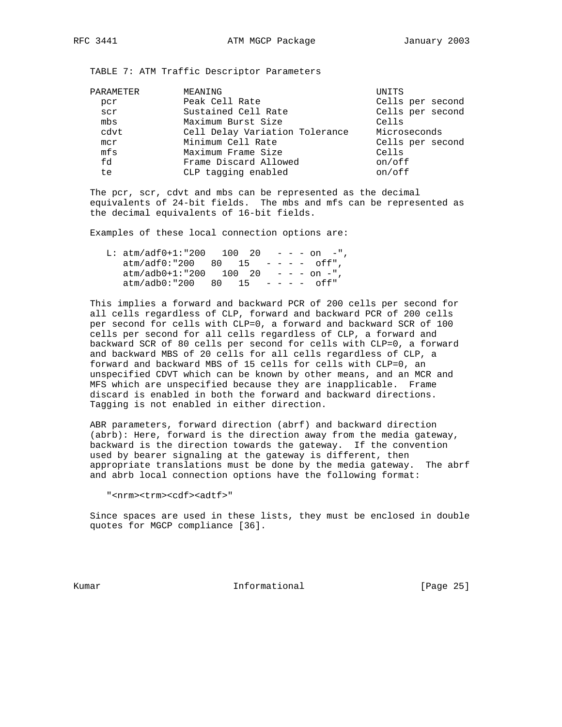TABLE 7: ATM Traffic Descriptor Parameters

| PARAMETER | MEANING | UNITS |
| --- | --- | --- |
| pcr | Peak Cell Rate | Cells per second |
| scr | Sustained Cell Rate | Cells per second |
| mbs | Maximum Burst Size | Cells |
| cdvt | Cell Delay Variation Tolerance | Microseconds |
| mcr | Minimum Cell Rate | Cells per second |
| mfs | Maximum Frame Size | Cells |
| fd | Frame Discard Allowed | on/off |
| te | CLP tagging enabled | on/off |

The pcr, scr, cdvt and mbs can be represented as the decimal equivalents of 24-bit fields. The mbs and mfs can be represented as the decimal equivalents of 16-bit fields.

Examples of these local connection options are:

```
L: atm/adf0+1:"200   100  20   - - - on  -",
   atm/adf0:"200   80   15   - - - -  off",
   atm/adb0+1:"200   100  20   - - - on -",
   atm/adb0:"200   80   15   - - - -  off"
```

This implies a forward and backward PCR of 200 cells per second for all cells regardless of CLP, forward and backward PCR of 200 cells per second for cells with CLP=0, a forward and backward SCR of 100 cells per second for all cells regardless of CLP, a forward and backward SCR of 80 cells per second for cells with CLP=0, a forward and backward MBS of 20 cells for all cells regardless of CLP, a forward and backward MBS of 15 cells for cells with CLP=0, an unspecified CDVT which can be known by other means, and an MCR and MFS which are unspecified because they are inapplicable. Frame discard is enabled in both the forward and backward directions. Tagging is not enabled in either direction.

ABR parameters, forward direction (abrf) and backward direction (abrb): Here, forward is the direction away from the media gateway, backward is the direction towards the gateway. If the convention used by bearer signaling at the gateway is different, then appropriate translations must be done by the media gateway. The abrf and abrb local connection options have the following format:

```
"<nrm><trm><cdf><adtf>"
```

Since spaces are used in these lists, they must be enclosed in double quotes for MGCP compliance [36].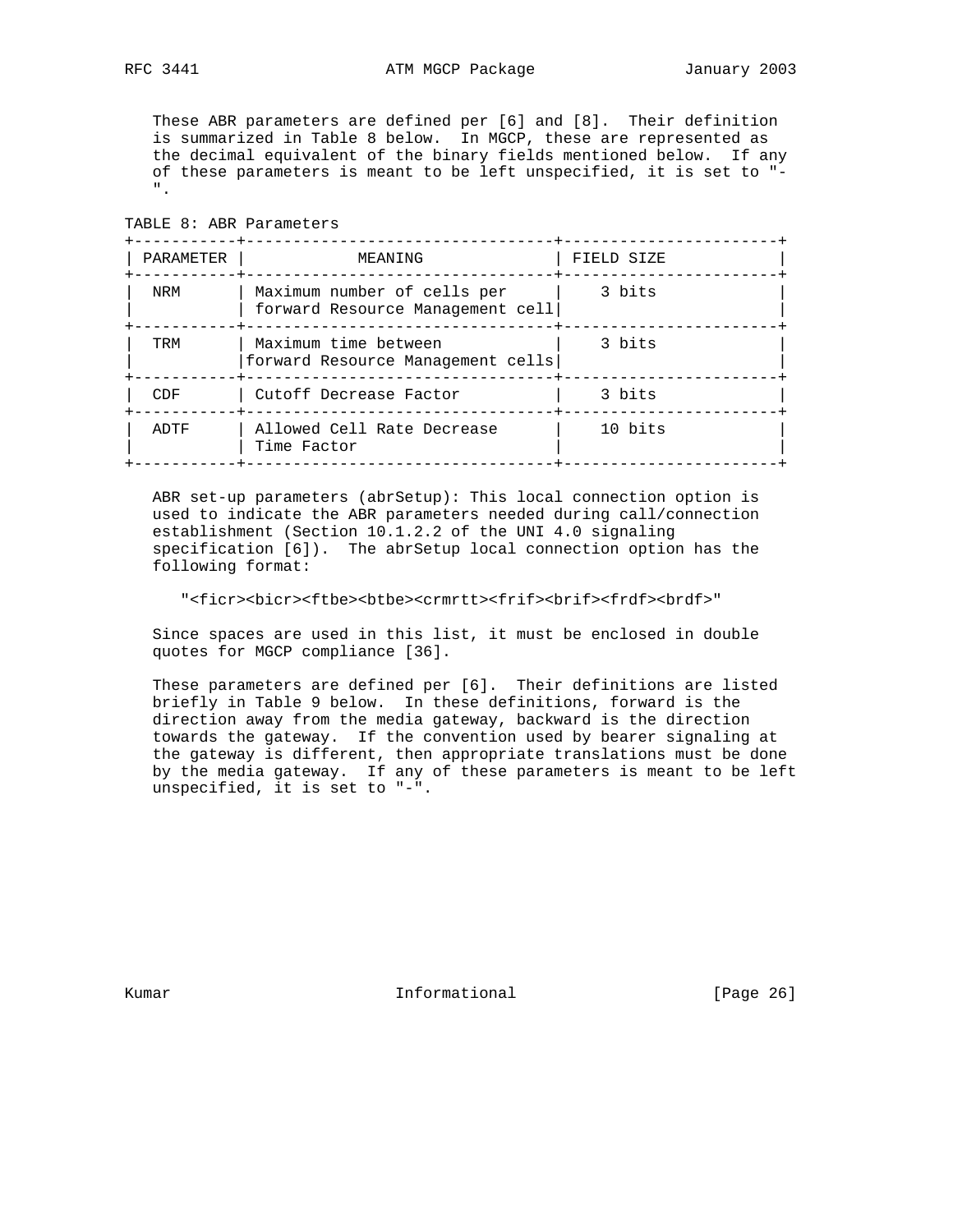These ABR parameters are defined per [6] and [8]. Their definition is summarized in Table 8 below. In MGCP, these are represented as the decimal equivalent of the binary fields mentioned below. If any of these parameters is meant to be left unspecified, it is set to "-".

TABLE 8: ABR Parameters

| PARAMETER | MEANING | FIELD SIZE |
|---|---|---|
| NRM | Maximum number of cells per forward Resource Management cell | 3 bits |
| TRM | Maximum time between forward Resource Management cells | 3 bits |
| CDF | Cutoff Decrease Factor | 3 bits |
| ADTF | Allowed Cell Rate Decrease Time Factor | 10 bits |

ABR set-up parameters (abrSetup): This local connection option is used to indicate the ABR parameters needed during call/connection establishment (Section 10.1.2.2 of the UNI 4.0 signaling specification [6]). The abrSetup local connection option has the following format:

```
"<ficr><bicr><ftbe><btbe><crmrtt><frif><brif><frdf><brdf>"
```

Since spaces are used in this list, it must be enclosed in double quotes for MGCP compliance [36].

These parameters are defined per [6]. Their definitions are listed briefly in Table 9 below. In these definitions, forward is the direction away from the media gateway, backward is the direction towards the gateway. If the convention used by bearer signaling at the gateway is different, then appropriate translations must be done by the media gateway. If any of these parameters is meant to be left unspecified, it is set to "-".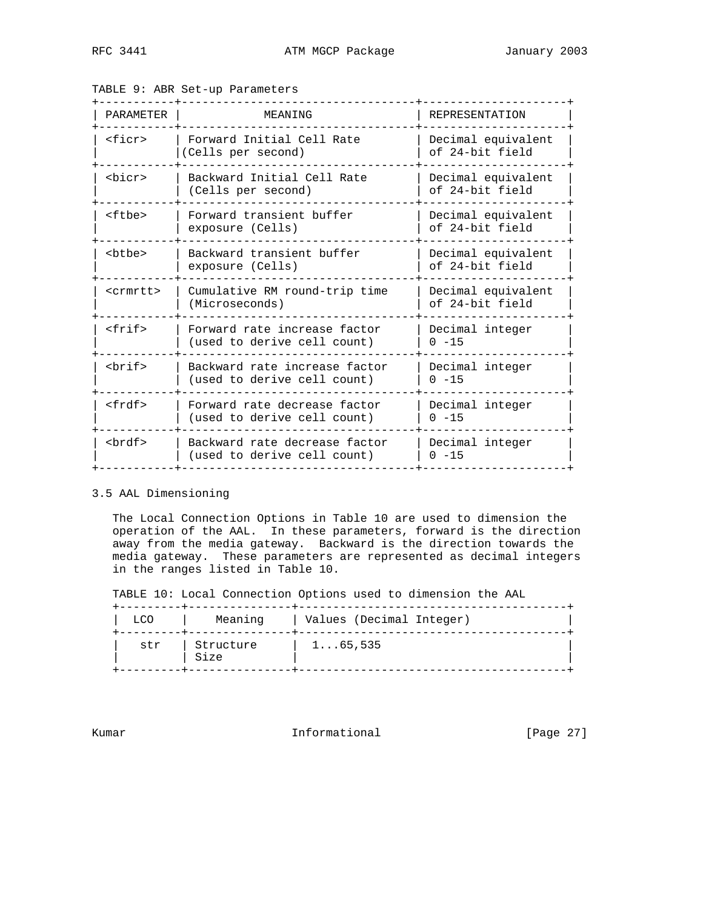TABLE 9: ABR Set-up Parameters

| PARAMETER | MEANING | REPRESENTATION |
|---|---|---|
| <ficr> | Forward Initial Cell Rate (Cells per second) | Decimal equivalent of 24-bit field |
| <bicr> | Backward Initial Cell Rate (Cells per second) | Decimal equivalent of 24-bit field |
| <ftbe> | Forward transient buffer exposure (Cells) | Decimal equivalent of 24-bit field |
| <btbe> | Backward transient buffer exposure (Cells) | Decimal equivalent of 24-bit field |
| <crmrtt> | Cumulative RM round-trip time (Microseconds) | Decimal equivalent of 24-bit field |
| <frif> | Forward rate increase factor (used to derive cell count) | Decimal integer 0 -15 |
| <brif> | Backward rate increase factor (used to derive cell count) | Decimal integer 0 -15 |
| <frdf> | Forward rate decrease factor (used to derive cell count) | Decimal integer 0 -15 |
| <brdf> | Backward rate decrease factor (used to derive cell count) | Decimal integer 0 -15 |

## 3.5 AAL Dimensioning

The Local Connection Options in Table 10 are used to dimension the operation of the AAL. In these parameters, forward is the direction away from the media gateway. Backward is the direction towards the media gateway. These parameters are represented as decimal integers in the ranges listed in Table 10.

TABLE 10: Local Connection Options used to dimension the AAL

| LCO | Meaning | Values (Decimal Integer) |
|---|---|---|
| str | Structure Size | 1...65,535 |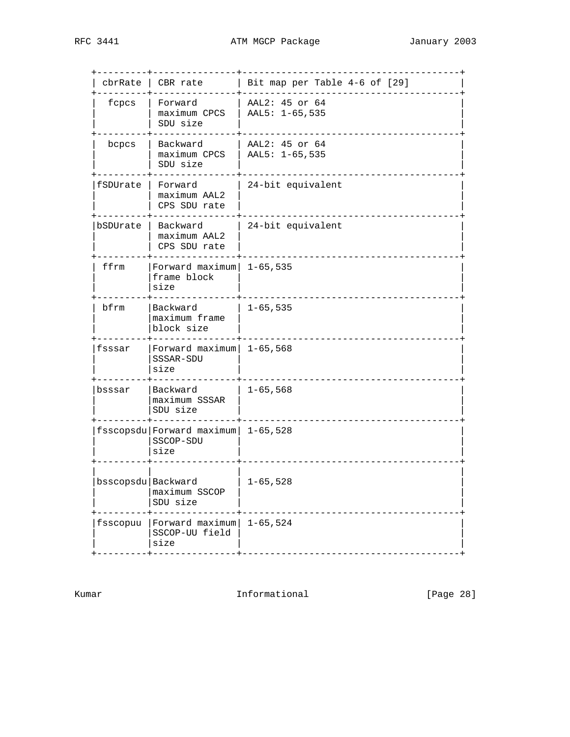| cbrRate | CBR rate | Bit map per Table 4-6 of [29] |
|---|---|---|
| fcpcs | Forward maximum CPCS SDU size | AAL2: 45 or 64<br>AAL5: 1-65,535 |
| bcpcs | Backward maximum CPCS SDU size | AAL2: 45 or 64<br>AAL5: 1-65,535 |
| fSDUrate | Forward maximum AAL2 CPS SDU rate | 24-bit equivalent |
| bSDUrate | Backward maximum AAL2 CPS SDU rate | 24-bit equivalent |
| ffrm | Forward maximum frame block size | 1-65,535 |
| bfrm | Backward maximum frame block size | 1-65,535 |
| fsssar | Forward maximum SSSAR-SDU size | 1-65,568 |
| bsssar | Backward maximum SSSAR SDU size | 1-65,568 |
| fsscopsdu | Forward maximum SSCOP-SDU size | 1-65,528 |
| bsscopsdu | Backward maximum SSCOP SDU size | 1-65,528 |
| fsscopuu | Forward maximum SSCOP-UU field size | 1-65,524 |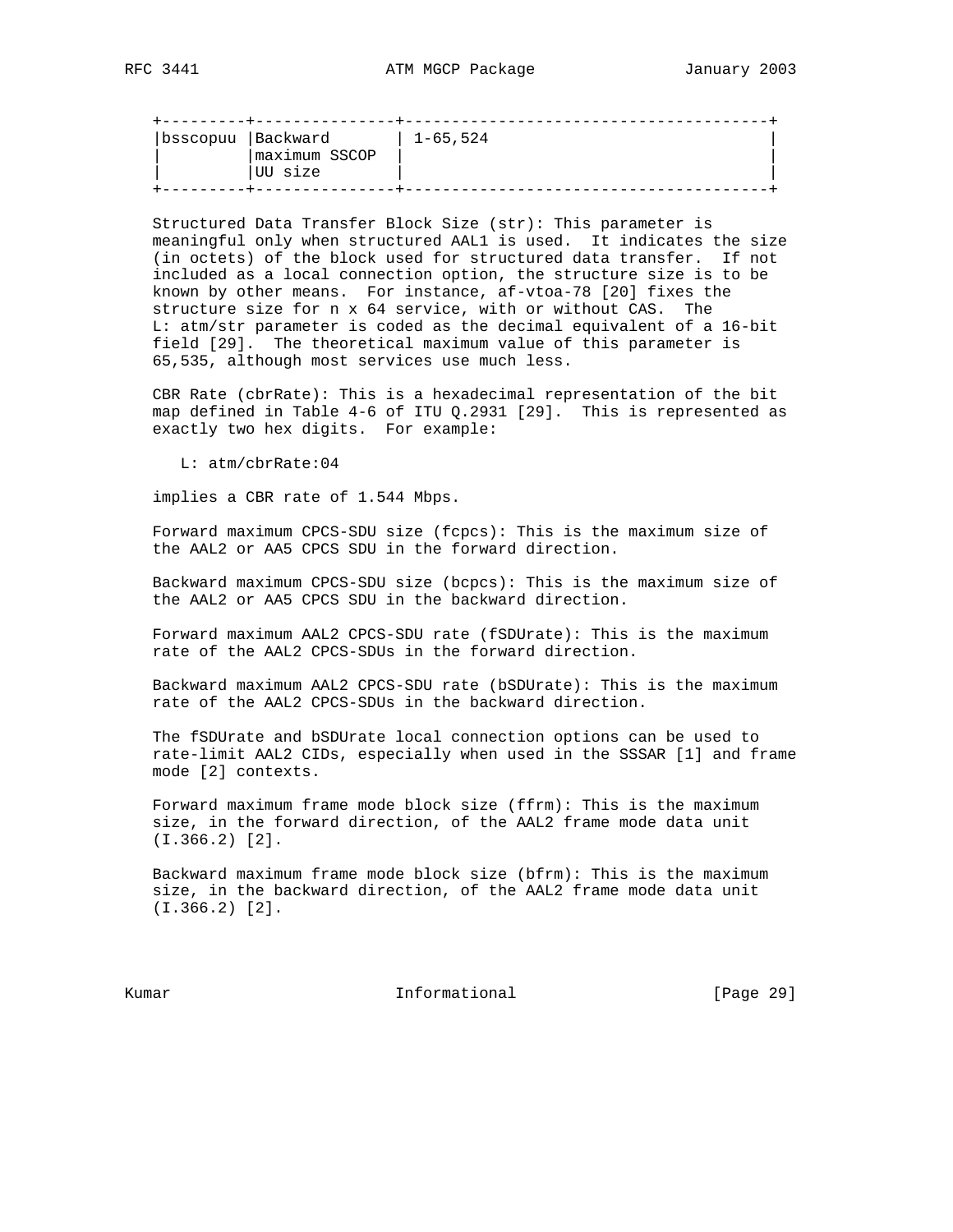| | | |
|---|---|---|
| bsscopuu | Backward maximum SSCOP UU size | 1-65,524 |

Structured Data Transfer Block Size (str): This parameter is meaningful only when structured AAL1 is used. It indicates the size (in octets) of the block used for structured data transfer. If not included as a local connection option, the structure size is to be known by other means. For instance, af-vtoa-78 [20] fixes the structure size for n x 64 service, with or without CAS. The L: atm/str parameter is coded as the decimal equivalent of a 16-bit field [29]. The theoretical maximum value of this parameter is 65,535, although most services use much less.

CBR Rate (cbrRate): This is a hexadecimal representation of the bit map defined in Table 4-6 of ITU Q.2931 [29]. This is represented as exactly two hex digits. For example:

```
L: atm/cbrRate:04
```

implies a CBR rate of 1.544 Mbps.

Forward maximum CPCS-SDU size (fcpcs): This is the maximum size of the AAL2 or AA5 CPCS SDU in the forward direction.

Backward maximum CPCS-SDU size (bcpcs): This is the maximum size of the AAL2 or AA5 CPCS SDU in the backward direction.

Forward maximum AAL2 CPCS-SDU rate (fSDUrate): This is the maximum rate of the AAL2 CPCS-SDUs in the forward direction.

Backward maximum AAL2 CPCS-SDU rate (bSDUrate): This is the maximum rate of the AAL2 CPCS-SDUs in the backward direction.

The fSDUrate and bSDUrate local connection options can be used to rate-limit AAL2 CIDs, especially when used in the SSSAR [1] and frame mode [2] contexts.

Forward maximum frame mode block size (ffrm): This is the maximum size, in the forward direction, of the AAL2 frame mode data unit (I.366.2) [2].

Backward maximum frame mode block size (bfrm): This is the maximum size, in the backward direction, of the AAL2 frame mode data unit (I.366.2) [2].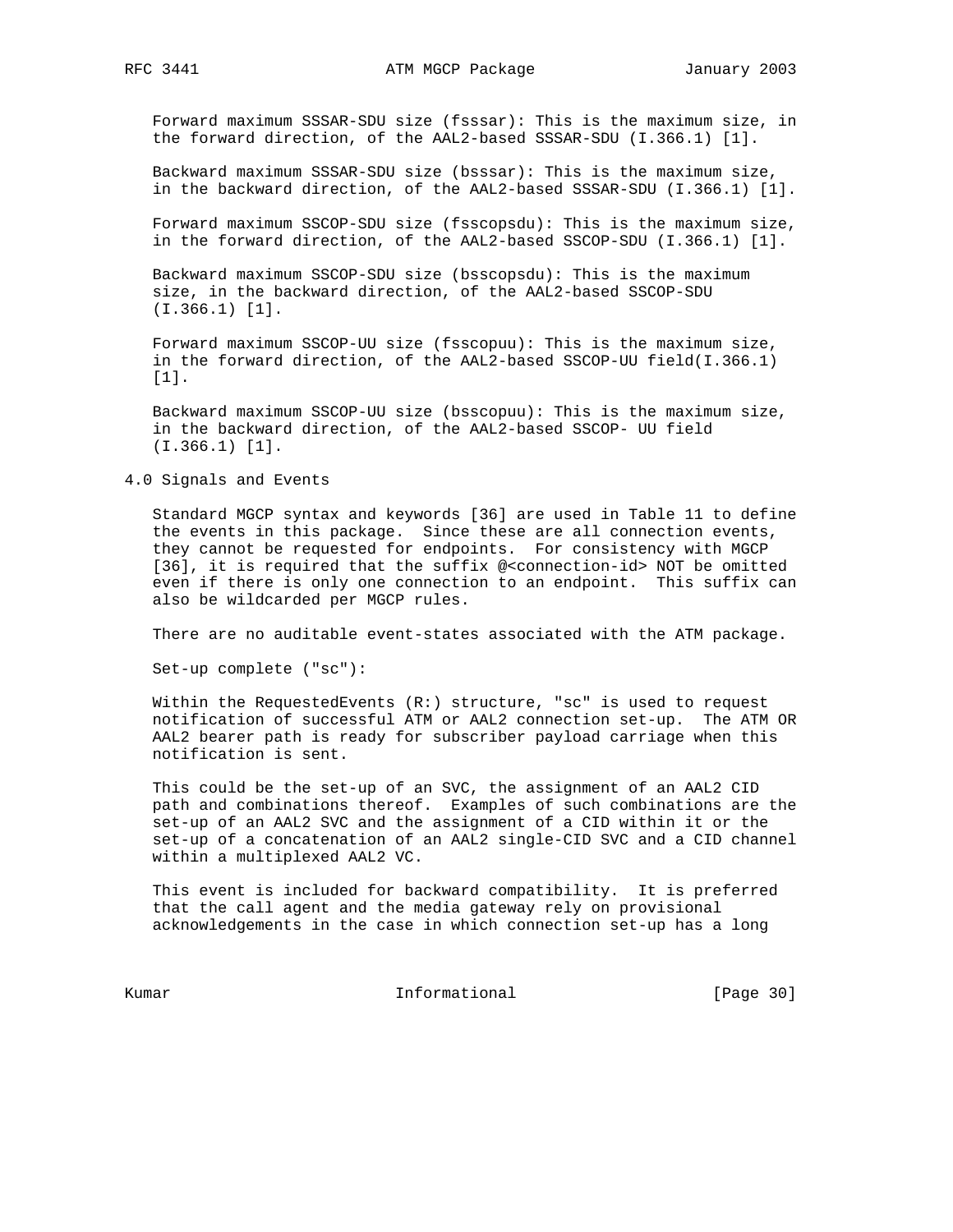Forward maximum SSSAR-SDU size (fsssar): This is the maximum size, in the forward direction, of the AAL2-based SSSAR-SDU (I.366.1) [1].

Backward maximum SSSAR-SDU size (bsssar): This is the maximum size, in the backward direction, of the AAL2-based SSSAR-SDU (I.366.1) [1].

Forward maximum SSCOP-SDU size (fsscopsdu): This is the maximum size, in the forward direction, of the AAL2-based SSCOP-SDU (I.366.1) [1].

Backward maximum SSCOP-SDU size (bsscopsdu): This is the maximum size, in the backward direction, of the AAL2-based SSCOP-SDU (I.366.1) [1].

Forward maximum SSCOP-UU size (fsscopuu): This is the maximum size, in the forward direction, of the AAL2-based SSCOP-UU field(I.366.1) [1].

Backward maximum SSCOP-UU size (bsscopuu): This is the maximum size, in the backward direction, of the AAL2-based SSCOP- UU field (I.366.1) [1].

## 4.0 Signals and Events

Standard MGCP syntax and keywords [36] are used in Table 11 to define the events in this package. Since these are all connection events, they cannot be requested for endpoints. For consistency with MGCP [36], it is required that the suffix @<connection-id> NOT be omitted even if there is only one connection to an endpoint. This suffix can also be wildcarded per MGCP rules.

There are no auditable event-states associated with the ATM package.

Set-up complete ("sc"):

Within the RequestedEvents (R:) structure, "sc" is used to request notification of successful ATM or AAL2 connection set-up. The ATM OR AAL2 bearer path is ready for subscriber payload carriage when this notification is sent.

This could be the set-up of an SVC, the assignment of an AAL2 CID path and combinations thereof. Examples of such combinations are the set-up of an AAL2 SVC and the assignment of a CID within it or the set-up of a concatenation of an AAL2 single-CID SVC and a CID channel within a multiplexed AAL2 VC.

This event is included for backward compatibility. It is preferred that the call agent and the media gateway rely on provisional acknowledgements in the case in which connection set-up has a long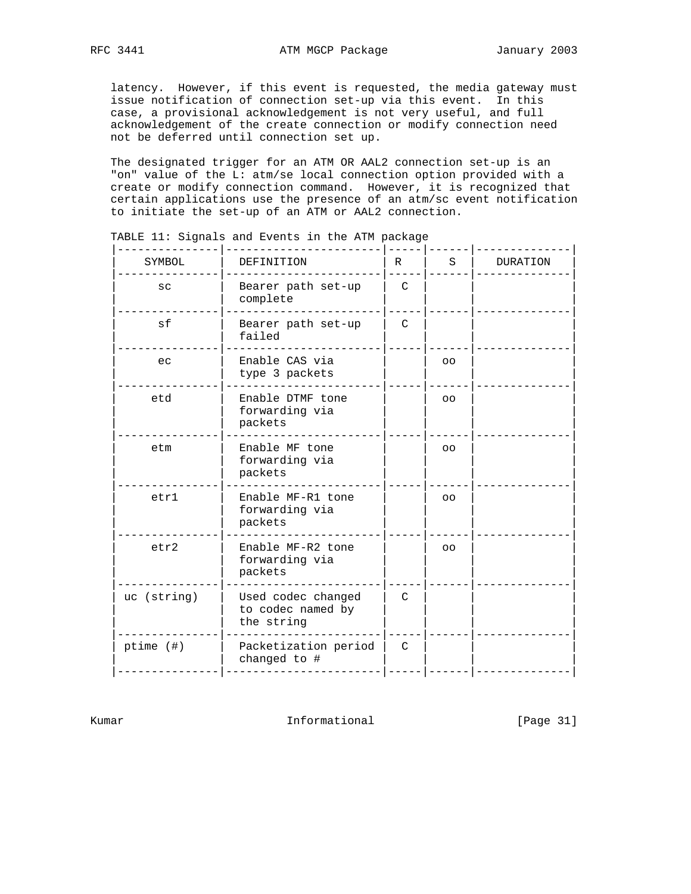latency. However, if this event is requested, the media gateway must issue notification of connection set-up via this event. In this case, a provisional acknowledgement is not very useful, and full acknowledgement of the create connection or modify connection need not be deferred until connection set up.

The designated trigger for an ATM OR AAL2 connection set-up is an "on" value of the L: atm/se local connection option provided with a create or modify connection command. However, it is recognized that certain applications use the presence of an atm/sc event notification to initiate the set-up of an ATM or AAL2 connection.

TABLE 11: Signals and Events in the ATM package

| SYMBOL | DEFINITION | R | S | DURATION |
|---|---|---|---|---|
| sc | Bearer path set-up complete | C | | |
| sf | Bearer path set-up failed | C | | |
| ec | Enable CAS via type 3 packets | | oo | |
| etd | Enable DTMF tone forwarding via packets | | oo | |
| etm | Enable MF tone forwarding via packets | | oo | |
| etr1 | Enable MF-R1 tone forwarding via packets | | oo | |
| etr2 | Enable MF-R2 tone forwarding via packets | | oo | |
| uc (string) | Used codec changed to codec named by the string | C | | |
| ptime (#) | Packetization period changed to # | C | | |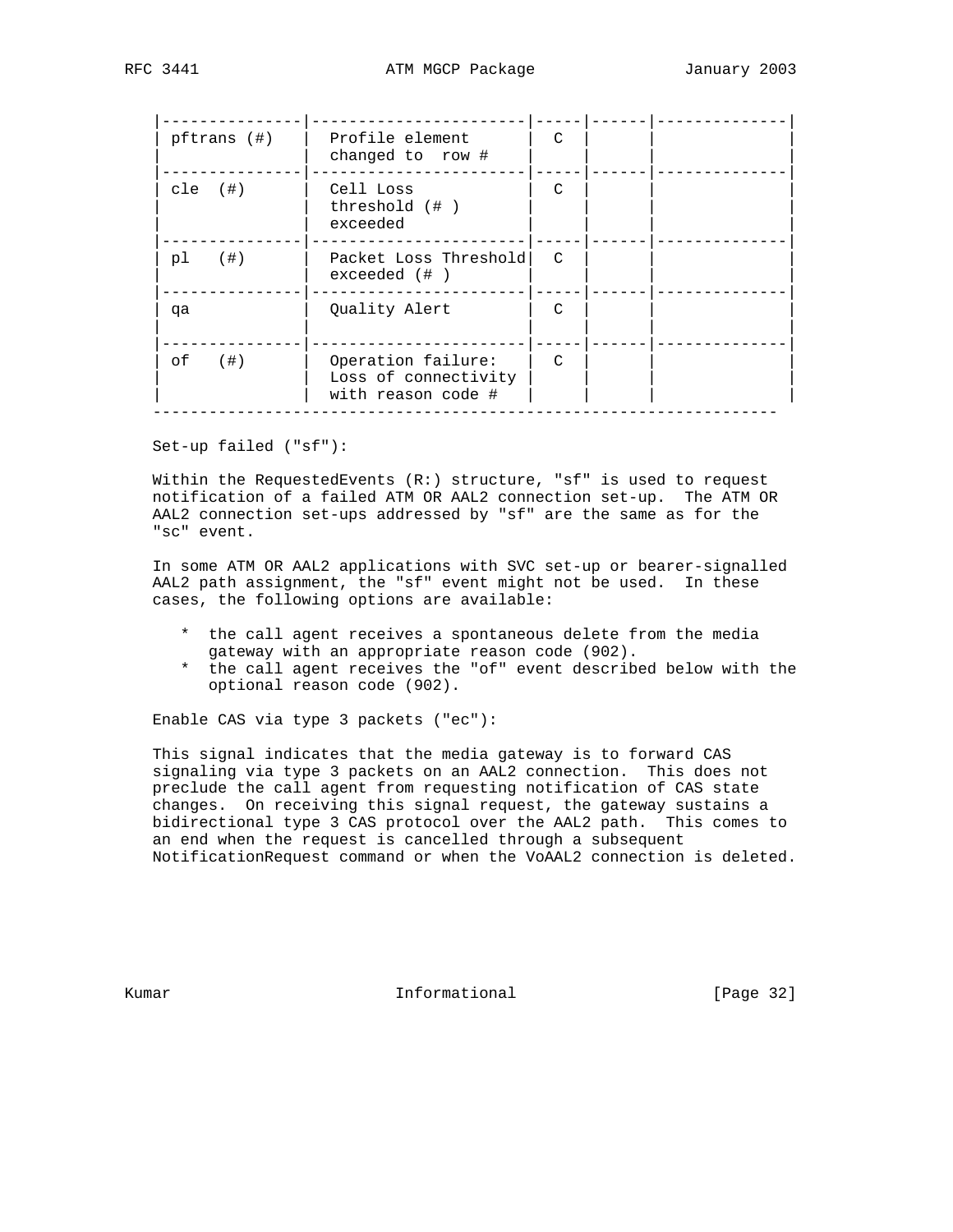| | | | | |
|---|---|---|---|---|
| pftrans (#) | Profile element changed to row # | C | | |
| cle (#) | Cell Loss threshold (# ) exceeded | C | | |
| pl (#) | Packet Loss Threshold exceeded (# ) | C | | |
| qa | Quality Alert | C | | |
| of (#) | Operation failure: Loss of connectivity with reason code # | C | | |

Set-up failed ("sf"):

Within the RequestedEvents (R:) structure, "sf" is used to request notification of a failed ATM OR AAL2 connection set-up. The ATM OR AAL2 connection set-ups addressed by "sf" are the same as for the "sc" event.

In some ATM OR AAL2 applications with SVC set-up or bearer-signalled AAL2 path assignment, the "sf" event might not be used. In these cases, the following options are available:

* the call agent receives a spontaneous delete from the media gateway with an appropriate reason code (902).
* the call agent receives the "of" event described below with the optional reason code (902).

Enable CAS via type 3 packets ("ec"):

This signal indicates that the media gateway is to forward CAS signaling via type 3 packets on an AAL2 connection. This does not preclude the call agent from requesting notification of CAS state changes. On receiving this signal request, the gateway sustains a bidirectional type 3 CAS protocol over the AAL2 path. This comes to an end when the request is cancelled through a subsequent NotificationRequest command or when the VoAAL2 connection is deleted.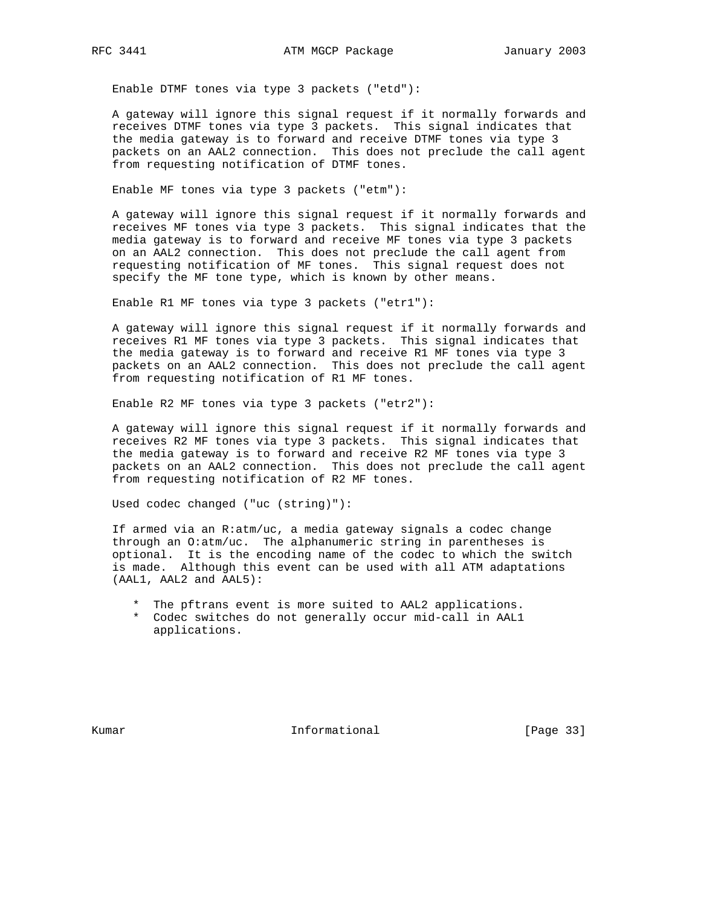Enable DTMF tones via type 3 packets ("etd"):

A gateway will ignore this signal request if it normally forwards and receives DTMF tones via type 3 packets. This signal indicates that the media gateway is to forward and receive DTMF tones via type 3 packets on an AAL2 connection. This does not preclude the call agent from requesting notification of DTMF tones.

Enable MF tones via type 3 packets ("etm"):

A gateway will ignore this signal request if it normally forwards and receives MF tones via type 3 packets. This signal indicates that the media gateway is to forward and receive MF tones via type 3 packets on an AAL2 connection. This does not preclude the call agent from requesting notification of MF tones. This signal request does not specify the MF tone type, which is known by other means.

Enable R1 MF tones via type 3 packets ("etr1"):

A gateway will ignore this signal request if it normally forwards and receives R1 MF tones via type 3 packets. This signal indicates that the media gateway is to forward and receive R1 MF tones via type 3 packets on an AAL2 connection. This does not preclude the call agent from requesting notification of R1 MF tones.

Enable R2 MF tones via type 3 packets ("etr2"):

A gateway will ignore this signal request if it normally forwards and receives R2 MF tones via type 3 packets. This signal indicates that the media gateway is to forward and receive R2 MF tones via type 3 packets on an AAL2 connection. This does not preclude the call agent from requesting notification of R2 MF tones.

Used codec changed ("uc (string)"):

If armed via an R:atm/uc, a media gateway signals a codec change through an O:atm/uc. The alphanumeric string in parentheses is optional. It is the encoding name of the codec to which the switch is made. Although this event can be used with all ATM adaptations (AAL1, AAL2 and AAL5):

* The pftrans event is more suited to AAL2 applications.
* Codec switches do not generally occur mid-call in AAL1 applications.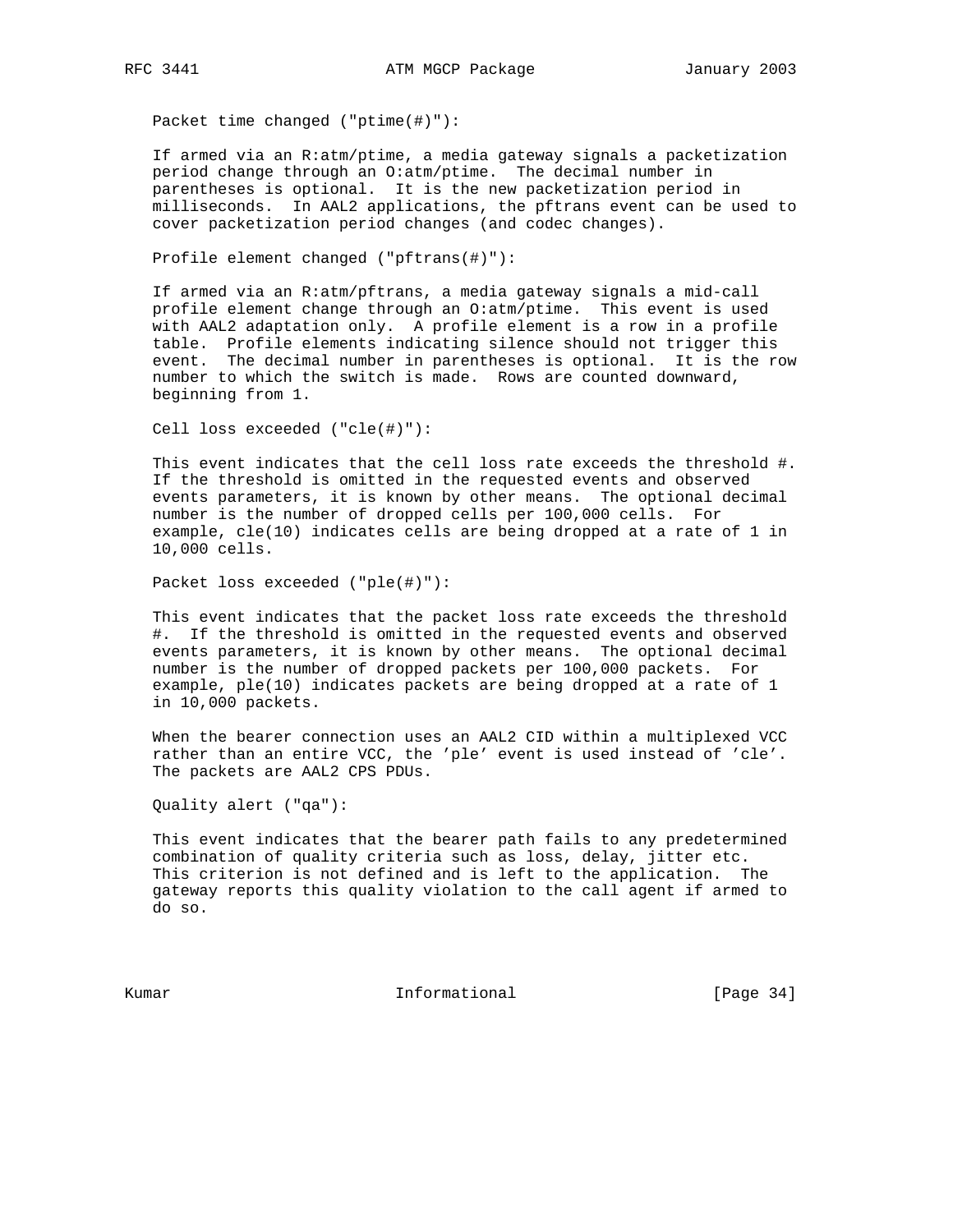Packet time changed ("ptime(#)"):

If armed via an R:atm/ptime, a media gateway signals a packetization period change through an O:atm/ptime. The decimal number in parentheses is optional. It is the new packetization period in milliseconds. In AAL2 applications, the pftrans event can be used to cover packetization period changes (and codec changes).

Profile element changed ("pftrans(#)"):

If armed via an R:atm/pftrans, a media gateway signals a mid-call profile element change through an O:atm/ptime. This event is used with AAL2 adaptation only. A profile element is a row in a profile table. Profile elements indicating silence should not trigger this event. The decimal number in parentheses is optional. It is the row number to which the switch is made. Rows are counted downward, beginning from 1.

Cell loss exceeded ("cle(#)"):

This event indicates that the cell loss rate exceeds the threshold #. If the threshold is omitted in the requested events and observed events parameters, it is known by other means. The optional decimal number is the number of dropped cells per 100,000 cells. For example, cle(10) indicates cells are being dropped at a rate of 1 in 10,000 cells.

Packet loss exceeded ("ple(#)"):

This event indicates that the packet loss rate exceeds the threshold #. If the threshold is omitted in the requested events and observed events parameters, it is known by other means. The optional decimal number is the number of dropped packets per 100,000 packets. For example, ple(10) indicates packets are being dropped at a rate of 1 in 10,000 packets.

When the bearer connection uses an AAL2 CID within a multiplexed VCC rather than an entire VCC, the 'ple' event is used instead of 'cle'. The packets are AAL2 CPS PDUs.

Quality alert ("qa"):

This event indicates that the bearer path fails to any predetermined combination of quality criteria such as loss, delay, jitter etc. This criterion is not defined and is left to the application. The gateway reports this quality violation to the call agent if armed to do so.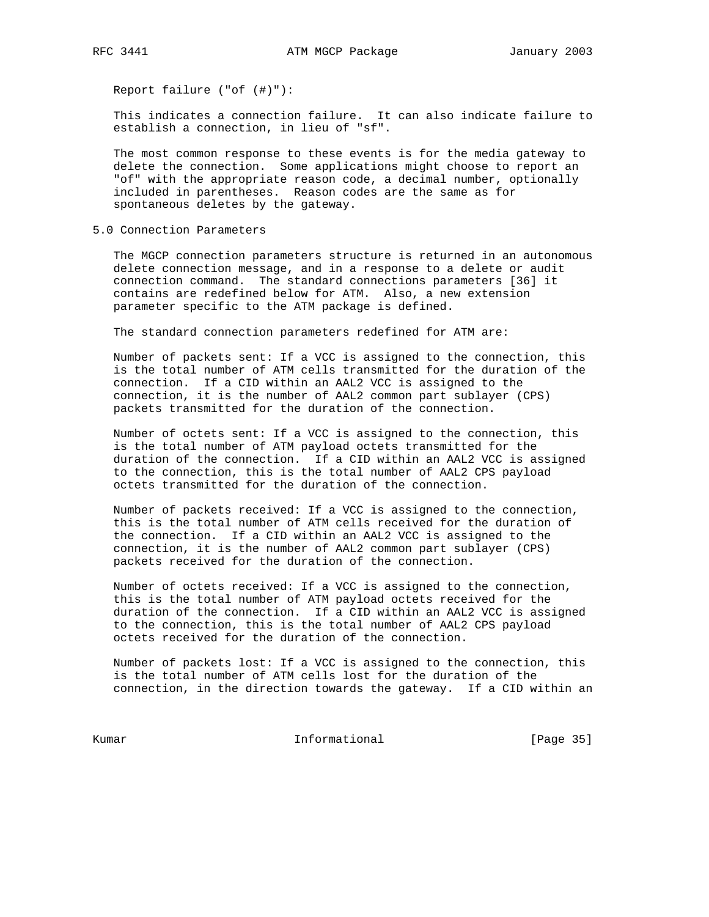Report failure ("of (#)"):

This indicates a connection failure. It can also indicate failure to establish a connection, in lieu of "sf".

The most common response to these events is for the media gateway to delete the connection. Some applications might choose to report an "of" with the appropriate reason code, a decimal number, optionally included in parentheses. Reason codes are the same as for spontaneous deletes by the gateway.

## 5.0 Connection Parameters

The MGCP connection parameters structure is returned in an autonomous delete connection message, and in a response to a delete or audit connection command. The standard connections parameters [36] it contains are redefined below for ATM. Also, a new extension parameter specific to the ATM package is defined.

The standard connection parameters redefined for ATM are:

Number of packets sent: If a VCC is assigned to the connection, this is the total number of ATM cells transmitted for the duration of the connection. If a CID within an AAL2 VCC is assigned to the connection, it is the number of AAL2 common part sublayer (CPS) packets transmitted for the duration of the connection.

Number of octets sent: If a VCC is assigned to the connection, this is the total number of ATM payload octets transmitted for the duration of the connection. If a CID within an AAL2 VCC is assigned to the connection, this is the total number of AAL2 CPS payload octets transmitted for the duration of the connection.

Number of packets received: If a VCC is assigned to the connection, this is the total number of ATM cells received for the duration of the connection. If a CID within an AAL2 VCC is assigned to the connection, it is the number of AAL2 common part sublayer (CPS) packets received for the duration of the connection.

Number of octets received: If a VCC is assigned to the connection, this is the total number of ATM payload octets received for the duration of the connection. If a CID within an AAL2 VCC is assigned to the connection, this is the total number of AAL2 CPS payload octets received for the duration of the connection.

Number of packets lost: If a VCC is assigned to the connection, this is the total number of ATM cells lost for the duration of the connection, in the direction towards the gateway. If a CID within an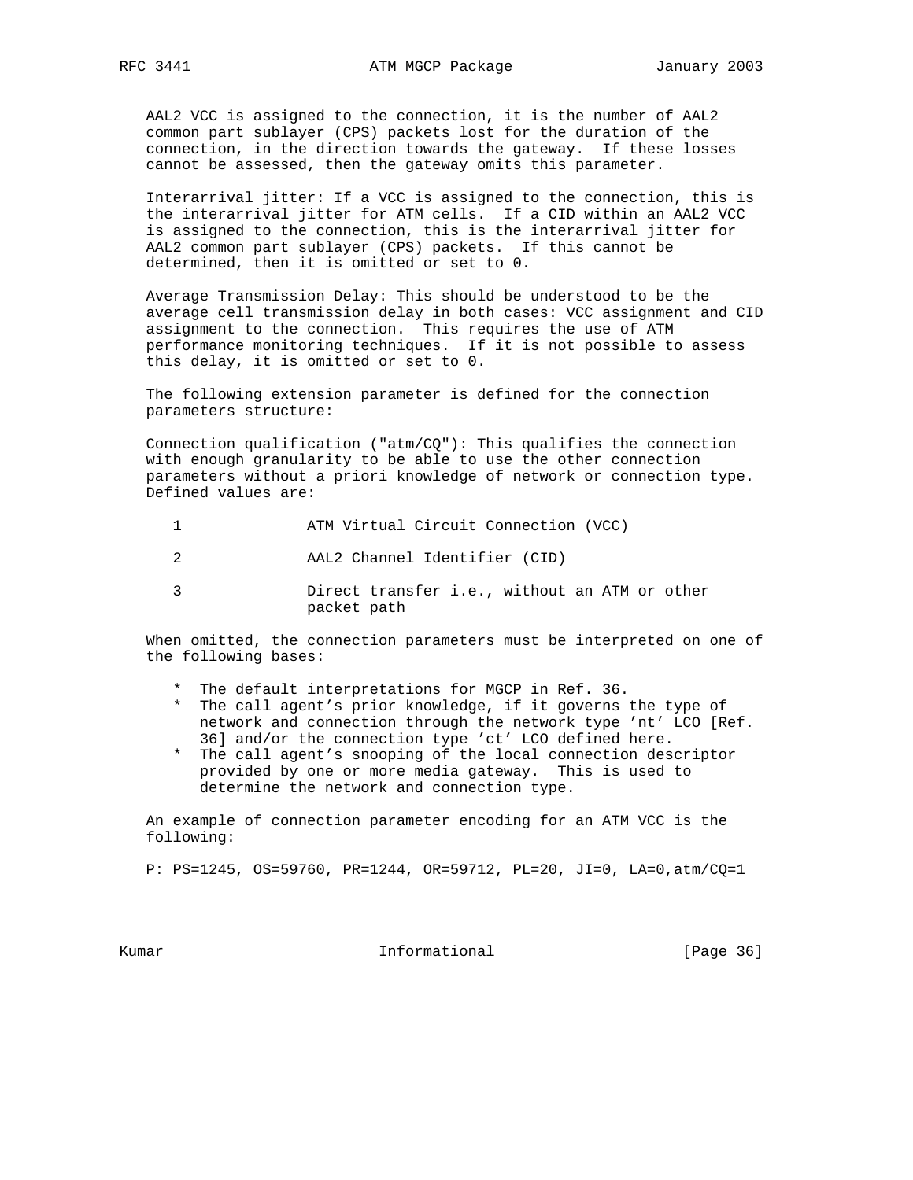AAL2 VCC is assigned to the connection, it is the number of AAL2 common part sublayer (CPS) packets lost for the duration of the connection, in the direction towards the gateway. If these losses cannot be assessed, then the gateway omits this parameter.

Interarrival jitter: If a VCC is assigned to the connection, this is the interarrival jitter for ATM cells. If a CID within an AAL2 VCC is assigned to the connection, this is the interarrival jitter for AAL2 common part sublayer (CPS) packets. If this cannot be determined, then it is omitted or set to 0.

Average Transmission Delay: This should be understood to be the average cell transmission delay in both cases: VCC assignment and CID assignment to the connection. This requires the use of ATM performance monitoring techniques. If it is not possible to assess this delay, it is omitted or set to 0.

The following extension parameter is defined for the connection parameters structure:

Connection qualification ("atm/CQ"): This qualifies the connection with enough granularity to be able to use the other connection parameters without a priori knowledge of network or connection type. Defined values are:

| | |
|---|---|
| 1 | ATM Virtual Circuit Connection (VCC) |
| 2 | AAL2 Channel Identifier (CID) |
| 3 | Direct transfer i.e., without an ATM or other packet path |

When omitted, the connection parameters must be interpreted on one of the following bases:

* The default interpretations for MGCP in Ref. 36.
* The call agent's prior knowledge, if it governs the type of network and connection through the network type 'nt' LCO [Ref. 36] and/or the connection type 'ct' LCO defined here.
* The call agent's snooping of the local connection descriptor provided by one or more media gateway. This is used to determine the network and connection type.

An example of connection parameter encoding for an ATM VCC is the following:

```
P: PS=1245, OS=59760, PR=1244, OR=59712, PL=20, JI=0, LA=0,atm/CQ=1
```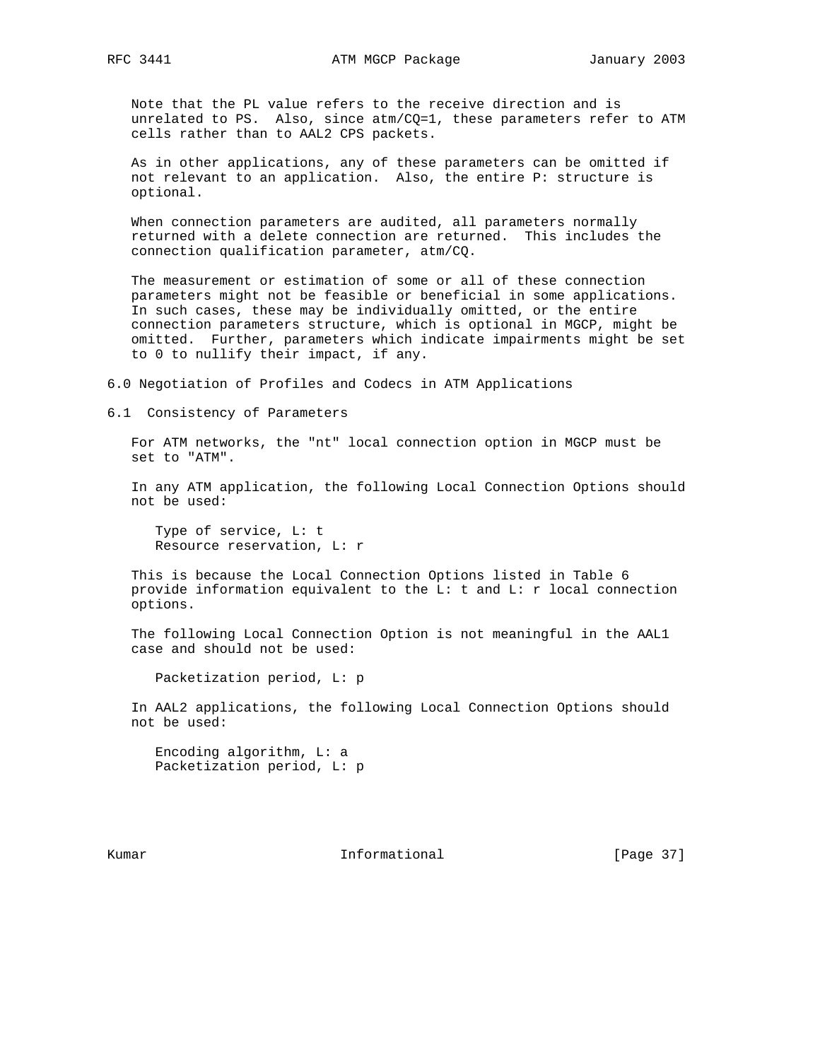Note that the PL value refers to the receive direction and is unrelated to PS. Also, since atm/CQ=1, these parameters refer to ATM cells rather than to AAL2 CPS packets.

As in other applications, any of these parameters can be omitted if not relevant to an application. Also, the entire P: structure is optional.

When connection parameters are audited, all parameters normally returned with a delete connection are returned. This includes the connection qualification parameter, atm/CQ.

The measurement or estimation of some or all of these connection parameters might not be feasible or beneficial in some applications. In such cases, these may be individually omitted, or the entire connection parameters structure, which is optional in MGCP, might be omitted. Further, parameters which indicate impairments might be set to 0 to nullify their impact, if any.

## 6.0 Negotiation of Profiles and Codecs in ATM Applications

### 6.1 Consistency of Parameters

For ATM networks, the "nt" local connection option in MGCP must be set to "ATM".

In any ATM application, the following Local Connection Options should not be used:

```
Type of service, L: t
Resource reservation, L: r
```

This is because the Local Connection Options listed in Table 6 provide information equivalent to the L: t and L: r local connection options.

The following Local Connection Option is not meaningful in the AAL1 case and should not be used:

```
Packetization period, L: p
```

In AAL2 applications, the following Local Connection Options should not be used:

```
Encoding algorithm, L: a
Packetization period, L: p
```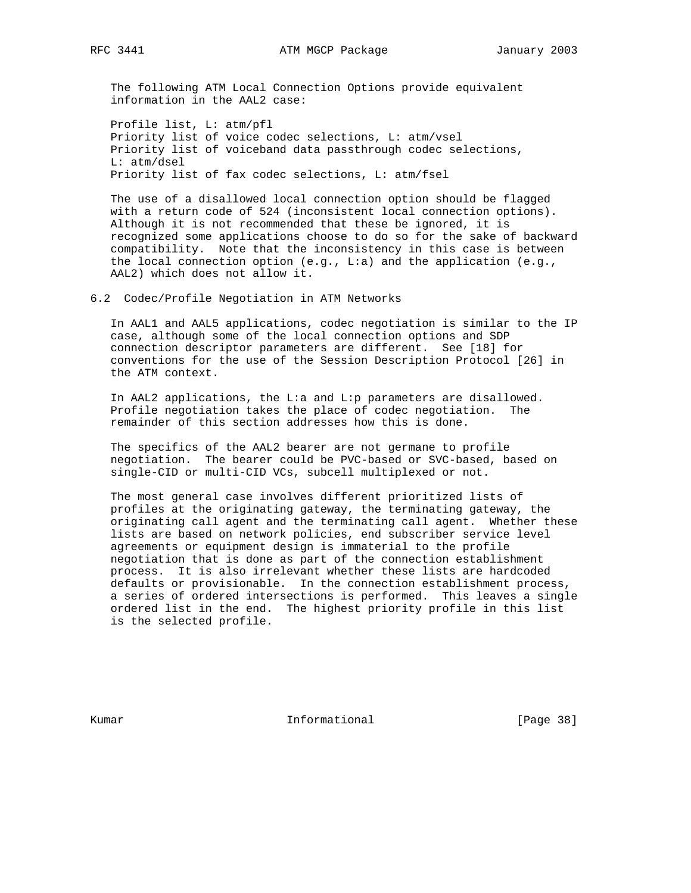The following ATM Local Connection Options provide equivalent information in the AAL2 case:

Profile list, L: atm/pfl
Priority list of voice codec selections, L: atm/vsel
Priority list of voiceband data passthrough codec selections, L: atm/dsel
Priority list of fax codec selections, L: atm/fsel

The use of a disallowed local connection option should be flagged with a return code of 524 (inconsistent local connection options). Although it is not recommended that these be ignored, it is recognized some applications choose to do so for the sake of backward compatibility. Note that the inconsistency in this case is between the local connection option (e.g., L:a) and the application (e.g., AAL2) which does not allow it.

## 6.2 Codec/Profile Negotiation in ATM Networks

In AAL1 and AAL5 applications, codec negotiation is similar to the IP case, although some of the local connection options and SDP connection descriptor parameters are different. See [18] for conventions for the use of the Session Description Protocol [26] in the ATM context.

In AAL2 applications, the L:a and L:p parameters are disallowed. Profile negotiation takes the place of codec negotiation. The remainder of this section addresses how this is done.

The specifics of the AAL2 bearer are not germane to profile negotiation. The bearer could be PVC-based or SVC-based, based on single-CID or multi-CID VCs, subcell multiplexed or not.

The most general case involves different prioritized lists of profiles at the originating gateway, the terminating gateway, the originating call agent and the terminating call agent. Whether these lists are based on network policies, end subscriber service level agreements or equipment design is immaterial to the profile negotiation that is done as part of the connection establishment process. It is also irrelevant whether these lists are hardcoded defaults or provisionable. In the connection establishment process, a series of ordered intersections is performed. This leaves a single ordered list in the end. The highest priority profile in this list is the selected profile.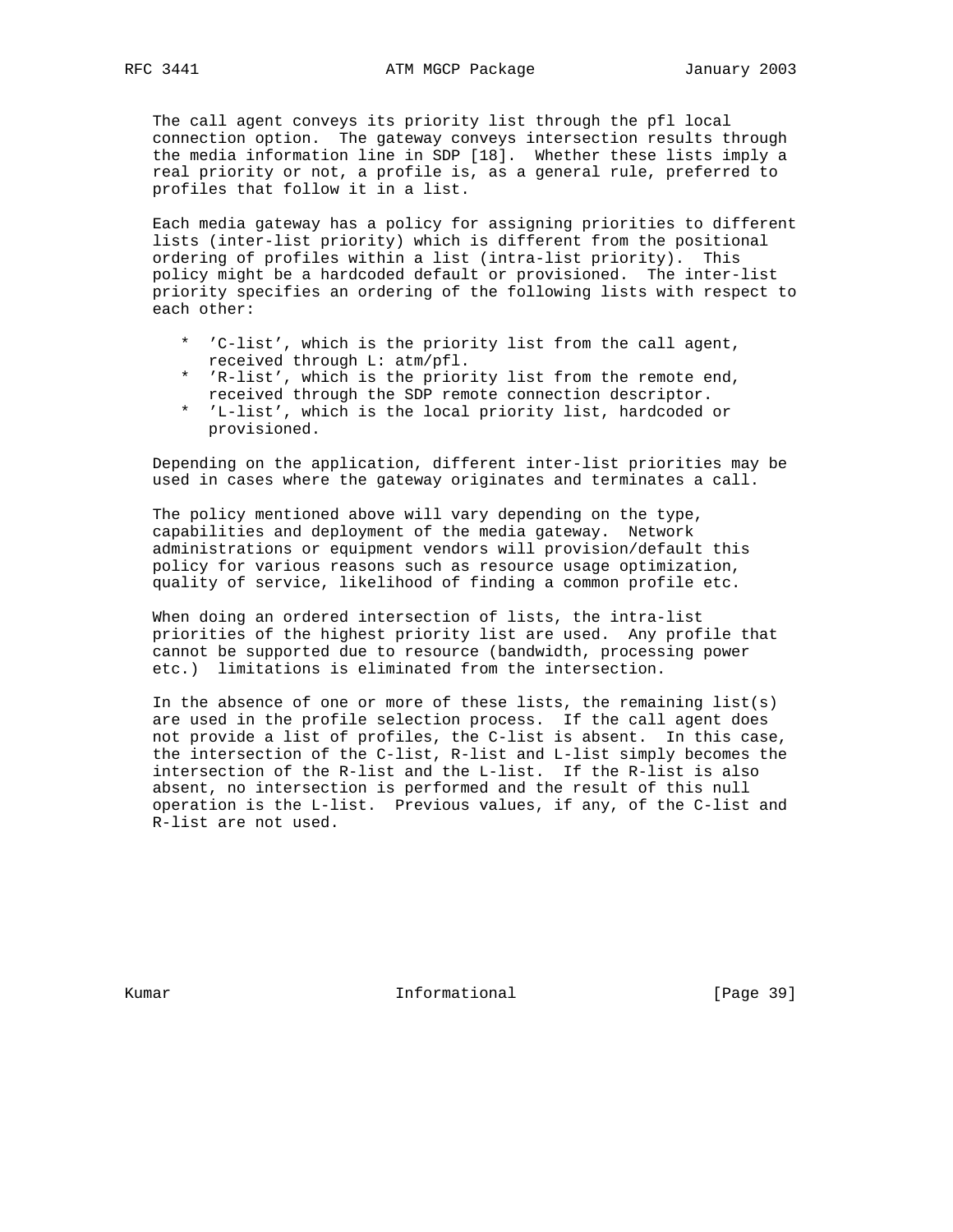The call agent conveys its priority list through the pfl local connection option. The gateway conveys intersection results through the media information line in SDP [18]. Whether these lists imply a real priority or not, a profile is, as a general rule, preferred to profiles that follow it in a list.

Each media gateway has a policy for assigning priorities to different lists (inter-list priority) which is different from the positional ordering of profiles within a list (intra-list priority). This policy might be a hardcoded default or provisioned. The inter-list priority specifies an ordering of the following lists with respect to each other:

* 'C-list', which is the priority list from the call agent, received through L: atm/pfl.
* 'R-list', which is the priority list from the remote end, received through the SDP remote connection descriptor.
* 'L-list', which is the local priority list, hardcoded or provisioned.

Depending on the application, different inter-list priorities may be used in cases where the gateway originates and terminates a call.

The policy mentioned above will vary depending on the type, capabilities and deployment of the media gateway. Network administrations or equipment vendors will provision/default this policy for various reasons such as resource usage optimization, quality of service, likelihood of finding a common profile etc.

When doing an ordered intersection of lists, the intra-list priorities of the highest priority list are used. Any profile that cannot be supported due to resource (bandwidth, processing power etc.) limitations is eliminated from the intersection.

In the absence of one or more of these lists, the remaining list(s) are used in the profile selection process. If the call agent does not provide a list of profiles, the C-list is absent. In this case, the intersection of the C-list, R-list and L-list simply becomes the intersection of the R-list and the L-list. If the R-list is also absent, no intersection is performed and the result of this null operation is the L-list. Previous values, if any, of the C-list and R-list are not used.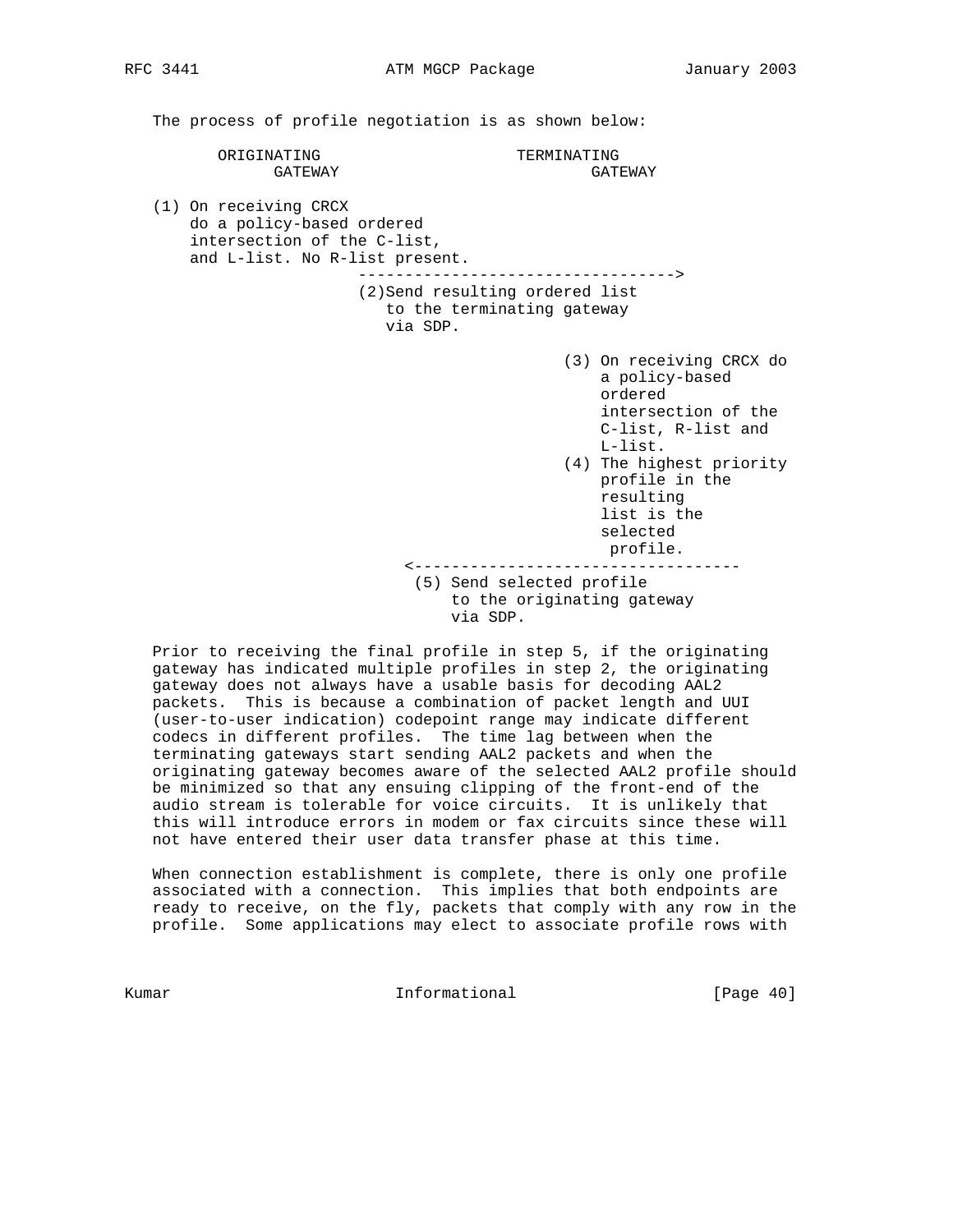The process of profile negotiation is as shown below:

```
        ORIGINATING                     TERMINATING
             GATEWAY                          GATEWAY

(1) On receiving CRCX
    do a policy-based ordered
    intersection of the C-list,
    and L-list. No R-list present.
                    ----------------------------------->
                   (2)Send resulting ordered list
                      to the terminating gateway
                      via SDP.

                                        (3) On receiving CRCX do
                                            a policy-based
                                            ordered
                                            intersection of the
                                            C-list, R-list and
                                            L-list.
                                        (4) The highest priority
                                            profile in the
                                            resulting
                                            list is the
                                            selected
                                             profile.
                         <------------------------------------
                          (5) Send selected profile
                              to the originating gateway
                              via SDP.
```

Prior to receiving the final profile in step 5, if the originating gateway has indicated multiple profiles in step 2, the originating gateway does not always have a usable basis for decoding AAL2 packets. This is because a combination of packet length and UUI (user-to-user indication) codepoint range may indicate different codecs in different profiles. The time lag between when the terminating gateways start sending AAL2 packets and when the originating gateway becomes aware of the selected AAL2 profile should be minimized so that any ensuing clipping of the front-end of the audio stream is tolerable for voice circuits. It is unlikely that this will introduce errors in modem or fax circuits since these will not have entered their user data transfer phase at this time.

When connection establishment is complete, there is only one profile associated with a connection. This implies that both endpoints are ready to receive, on the fly, packets that comply with any row in the profile. Some applications may elect to associate profile rows with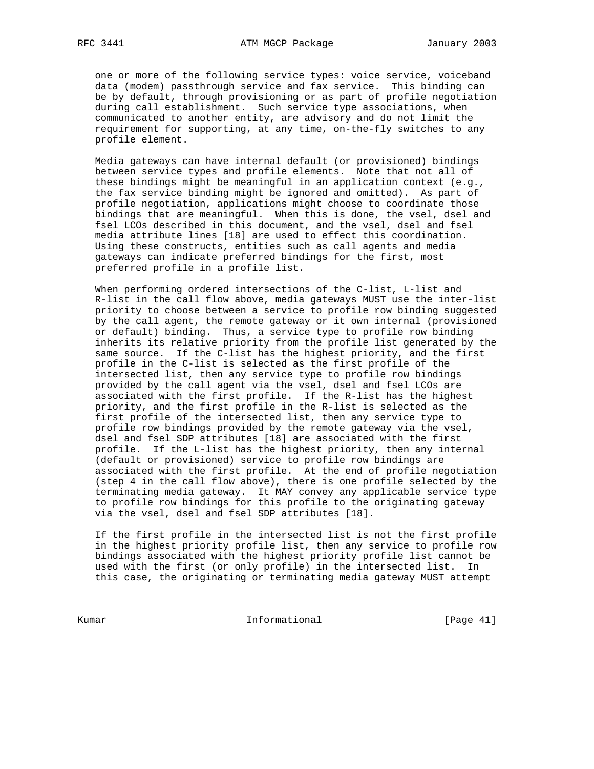one or more of the following service types: voice service, voiceband data (modem) passthrough service and fax service. This binding can be by default, through provisioning or as part of profile negotiation during call establishment. Such service type associations, when communicated to another entity, are advisory and do not limit the requirement for supporting, at any time, on-the-fly switches to any profile element.

Media gateways can have internal default (or provisioned) bindings between service types and profile elements. Note that not all of these bindings might be meaningful in an application context (e.g., the fax service binding might be ignored and omitted). As part of profile negotiation, applications might choose to coordinate those bindings that are meaningful. When this is done, the vsel, dsel and fsel LCOs described in this document, and the vsel, dsel and fsel media attribute lines [18] are used to effect this coordination. Using these constructs, entities such as call agents and media gateways can indicate preferred bindings for the first, most preferred profile in a profile list.

When performing ordered intersections of the C-list, L-list and R-list in the call flow above, media gateways MUST use the inter-list priority to choose between a service to profile row binding suggested by the call agent, the remote gateway or it own internal (provisioned or default) binding. Thus, a service type to profile row binding inherits its relative priority from the profile list generated by the same source. If the C-list has the highest priority, and the first profile in the C-list is selected as the first profile of the intersected list, then any service type to profile row bindings provided by the call agent via the vsel, dsel and fsel LCOs are associated with the first profile. If the R-list has the highest priority, and the first profile in the R-list is selected as the first profile of the intersected list, then any service type to profile row bindings provided by the remote gateway via the vsel, dsel and fsel SDP attributes [18] are associated with the first profile. If the L-list has the highest priority, then any internal (default or provisioned) service to profile row bindings are associated with the first profile. At the end of profile negotiation (step 4 in the call flow above), there is one profile selected by the terminating media gateway. It MAY convey any applicable service type to profile row bindings for this profile to the originating gateway via the vsel, dsel and fsel SDP attributes [18].

If the first profile in the intersected list is not the first profile in the highest priority profile list, then any service to profile row bindings associated with the highest priority profile list cannot be used with the first (or only profile) in the intersected list. In this case, the originating or terminating media gateway MUST attempt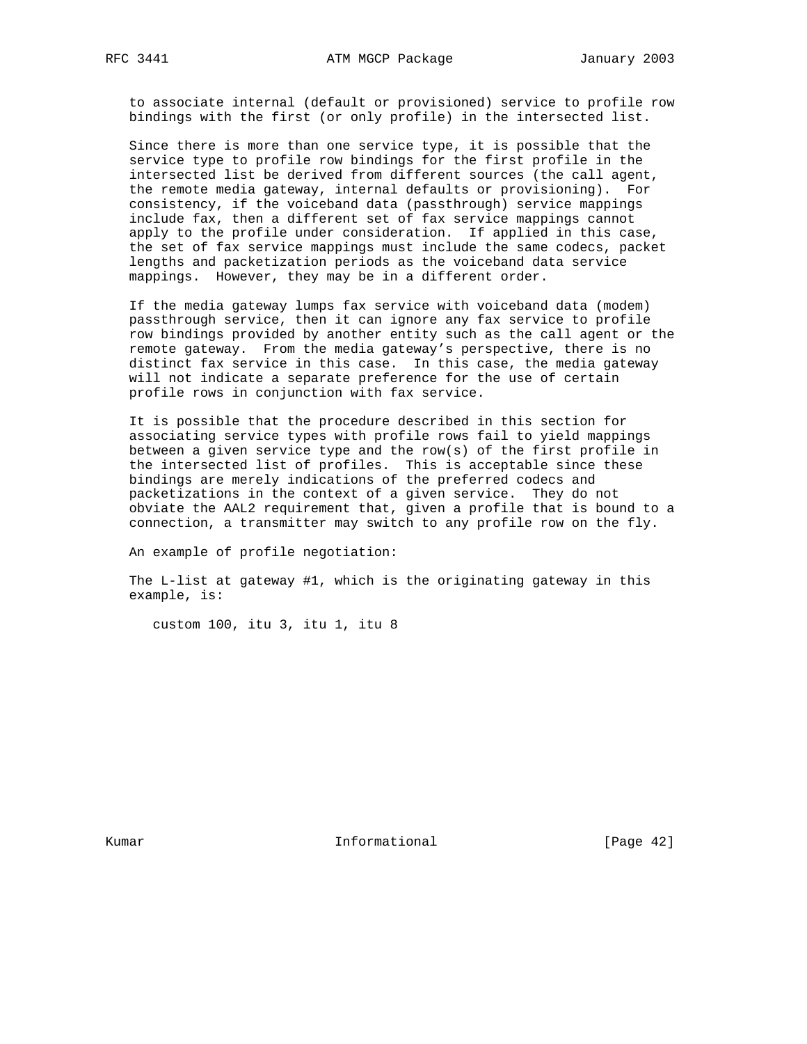to associate internal (default or provisioned) service to profile row bindings with the first (or only profile) in the intersected list.

Since there is more than one service type, it is possible that the service type to profile row bindings for the first profile in the intersected list be derived from different sources (the call agent, the remote media gateway, internal defaults or provisioning). For consistency, if the voiceband data (passthrough) service mappings include fax, then a different set of fax service mappings cannot apply to the profile under consideration. If applied in this case, the set of fax service mappings must include the same codecs, packet lengths and packetization periods as the voiceband data service mappings. However, they may be in a different order.

If the media gateway lumps fax service with voiceband data (modem) passthrough service, then it can ignore any fax service to profile row bindings provided by another entity such as the call agent or the remote gateway. From the media gateway's perspective, there is no distinct fax service in this case. In this case, the media gateway will not indicate a separate preference for the use of certain profile rows in conjunction with fax service.

It is possible that the procedure described in this section for associating service types with profile rows fail to yield mappings between a given service type and the row(s) of the first profile in the intersected list of profiles. This is acceptable since these bindings are merely indications of the preferred codecs and packetizations in the context of a given service. They do not obviate the AAL2 requirement that, given a profile that is bound to a connection, a transmitter may switch to any profile row on the fly.

An example of profile negotiation:

The L-list at gateway #1, which is the originating gateway in this example, is:

```
custom 100, itu 3, itu 1, itu 8
```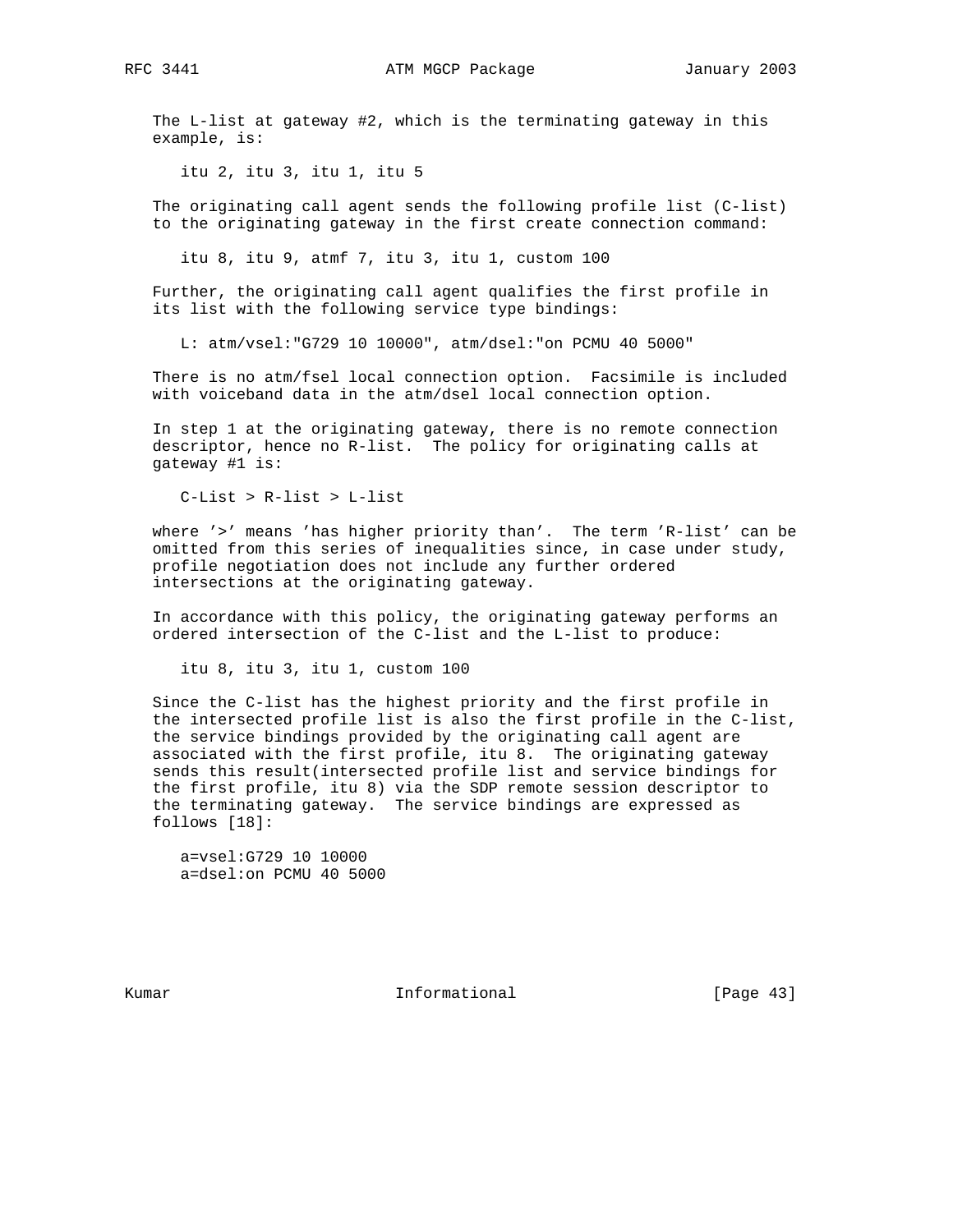The L-list at gateway #2, which is the terminating gateway in this example, is:

```
itu 2, itu 3, itu 1, itu 5
```

The originating call agent sends the following profile list (C-list) to the originating gateway in the first create connection command:

```
itu 8, itu 9, atmf 7, itu 3, itu 1, custom 100
```

Further, the originating call agent qualifies the first profile in its list with the following service type bindings:

```
L: atm/vsel:"G729 10 10000", atm/dsel:"on PCMU 40 5000"
```

There is no atm/fsel local connection option. Facsimile is included with voiceband data in the atm/dsel local connection option.

In step 1 at the originating gateway, there is no remote connection descriptor, hence no R-list. The policy for originating calls at gateway #1 is:

```
C-List > R-list > L-list
```

where '>' means 'has higher priority than'. The term 'R-list' can be omitted from this series of inequalities since, in case under study, profile negotiation does not include any further ordered intersections at the originating gateway.

In accordance with this policy, the originating gateway performs an ordered intersection of the C-list and the L-list to produce:

```
itu 8, itu 3, itu 1, custom 100
```

Since the C-list has the highest priority and the first profile in the intersected profile list is also the first profile in the C-list, the service bindings provided by the originating call agent are associated with the first profile, itu 8. The originating gateway sends this result(intersected profile list and service bindings for the first profile, itu 8) via the SDP remote session descriptor to the terminating gateway. The service bindings are expressed as follows [18]:

```
a=vsel:G729 10 10000
a=dsel:on PCMU 40 5000
```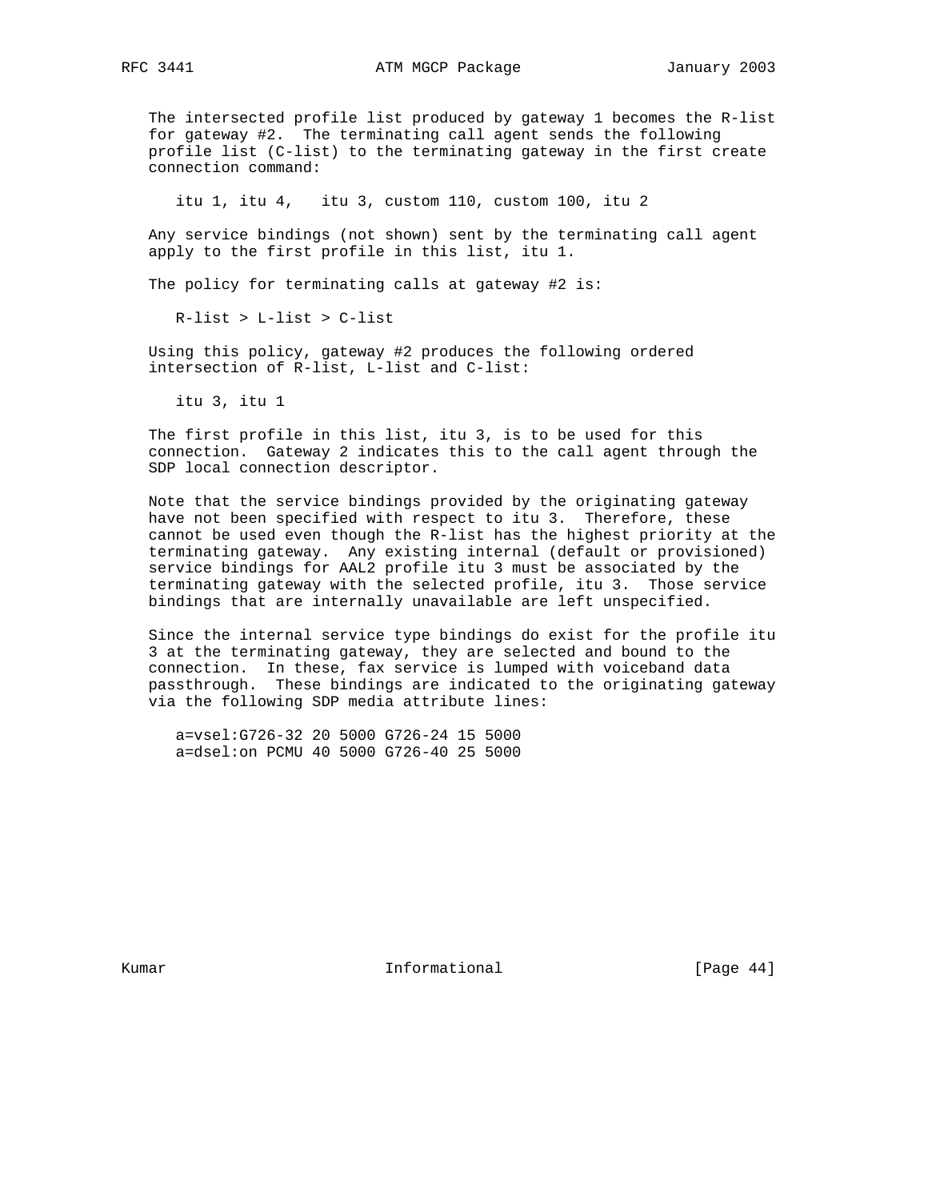The intersected profile list produced by gateway 1 becomes the R-list for gateway #2. The terminating call agent sends the following profile list (C-list) to the terminating gateway in the first create connection command:

```
itu 1, itu 4,   itu 3, custom 110, custom 100, itu 2
```

Any service bindings (not shown) sent by the terminating call agent apply to the first profile in this list, itu 1.

The policy for terminating calls at gateway #2 is:

```
R-list > L-list > C-list
```

Using this policy, gateway #2 produces the following ordered intersection of R-list, L-list and C-list:

```
itu 3, itu 1
```

The first profile in this list, itu 3, is to be used for this connection. Gateway 2 indicates this to the call agent through the SDP local connection descriptor.

Note that the service bindings provided by the originating gateway have not been specified with respect to itu 3. Therefore, these cannot be used even though the R-list has the highest priority at the terminating gateway. Any existing internal (default or provisioned) service bindings for AAL2 profile itu 3 must be associated by the terminating gateway with the selected profile, itu 3. Those service bindings that are internally unavailable are left unspecified.

Since the internal service type bindings do exist for the profile itu 3 at the terminating gateway, they are selected and bound to the connection. In these, fax service is lumped with voiceband data passthrough. These bindings are indicated to the originating gateway via the following SDP media attribute lines:

```
a=vsel:G726-32 20 5000 G726-24 15 5000
a=dsel:on PCMU 40 5000 G726-40 25 5000
```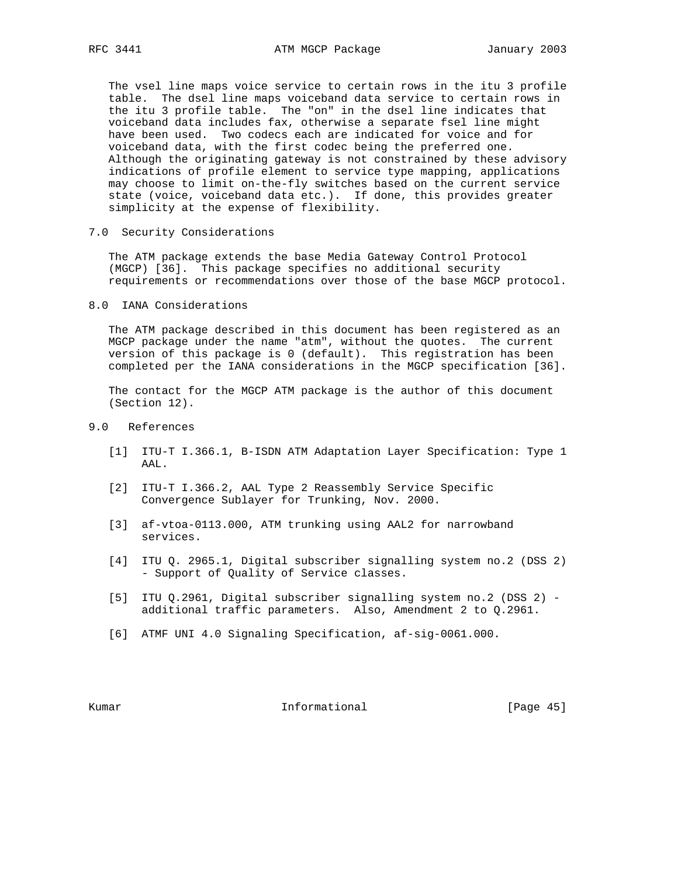The vsel line maps voice service to certain rows in the itu 3 profile table. The dsel line maps voiceband data service to certain rows in the itu 3 profile table. The "on" in the dsel line indicates that voiceband data includes fax, otherwise a separate fsel line might have been used. Two codecs each are indicated for voice and for voiceband data, with the first codec being the preferred one. Although the originating gateway is not constrained by these advisory indications of profile element to service type mapping, applications may choose to limit on-the-fly switches based on the current service state (voice, voiceband data etc.). If done, this provides greater simplicity at the expense of flexibility.

## 7.0 Security Considerations

The ATM package extends the base Media Gateway Control Protocol (MGCP) [36]. This package specifies no additional security requirements or recommendations over those of the base MGCP protocol.

## 8.0 IANA Considerations

The ATM package described in this document has been registered as an MGCP package under the name "atm", without the quotes. The current version of this package is 0 (default). This registration has been completed per the IANA considerations in the MGCP specification [36].

The contact for the MGCP ATM package is the author of this document (Section 12).

## 9.0 References

[1] ITU-T I.366.1, B-ISDN ATM Adaptation Layer Specification: Type 1 AAL.

[2] ITU-T I.366.2, AAL Type 2 Reassembly Service Specific Convergence Sublayer for Trunking, Nov. 2000.

[3] af-vtoa-0113.000, ATM trunking using AAL2 for narrowband services.

[4] ITU Q. 2965.1, Digital subscriber signalling system no.2 (DSS 2) - Support of Quality of Service classes.

[5] ITU Q.2961, Digital subscriber signalling system no.2 (DSS 2) - additional traffic parameters. Also, Amendment 2 to Q.2961.

[6] ATMF UNI 4.0 Signaling Specification, af-sig-0061.000.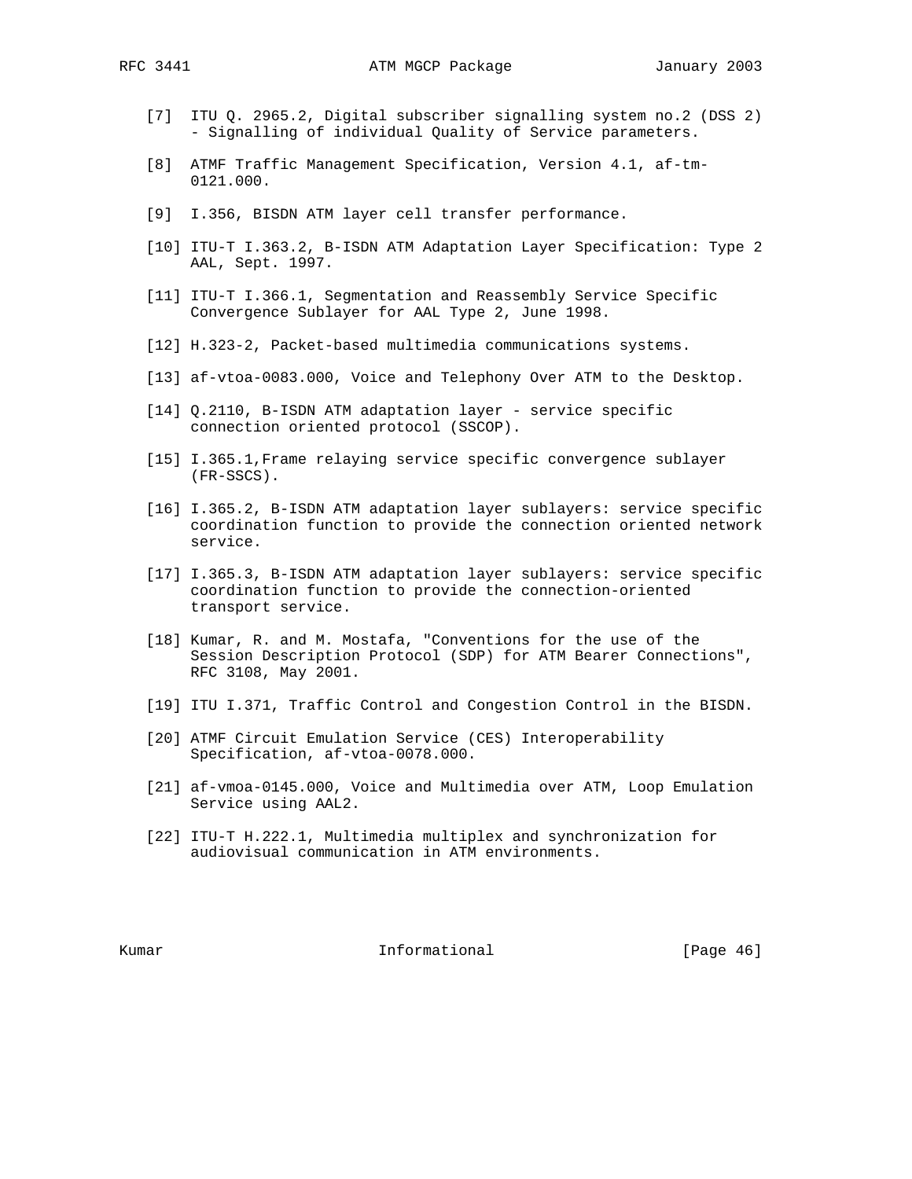[7] ITU Q. 2965.2, Digital subscriber signalling system no.2 (DSS 2) - Signalling of individual Quality of Service parameters.

[8] ATMF Traffic Management Specification, Version 4.1, af-tm-0121.000.

[9] I.356, BISDN ATM layer cell transfer performance.

[10] ITU-T I.363.2, B-ISDN ATM Adaptation Layer Specification: Type 2 AAL, Sept. 1997.

[11] ITU-T I.366.1, Segmentation and Reassembly Service Specific Convergence Sublayer for AAL Type 2, June 1998.

[12] H.323-2, Packet-based multimedia communications systems.

[13] af-vtoa-0083.000, Voice and Telephony Over ATM to the Desktop.

[14] Q.2110, B-ISDN ATM adaptation layer - service specific connection oriented protocol (SSCOP).

[15] I.365.1,Frame relaying service specific convergence sublayer (FR-SSCS).

[16] I.365.2, B-ISDN ATM adaptation layer sublayers: service specific coordination function to provide the connection oriented network service.

[17] I.365.3, B-ISDN ATM adaptation layer sublayers: service specific coordination function to provide the connection-oriented transport service.

[18] Kumar, R. and M. Mostafa, "Conventions for the use of the Session Description Protocol (SDP) for ATM Bearer Connections", RFC 3108, May 2001.

[19] ITU I.371, Traffic Control and Congestion Control in the BISDN.

[20] ATMF Circuit Emulation Service (CES) Interoperability Specification, af-vtoa-0078.000.

[21] af-vmoa-0145.000, Voice and Multimedia over ATM, Loop Emulation Service using AAL2.

[22] ITU-T H.222.1, Multimedia multiplex and synchronization for audiovisual communication in ATM environments.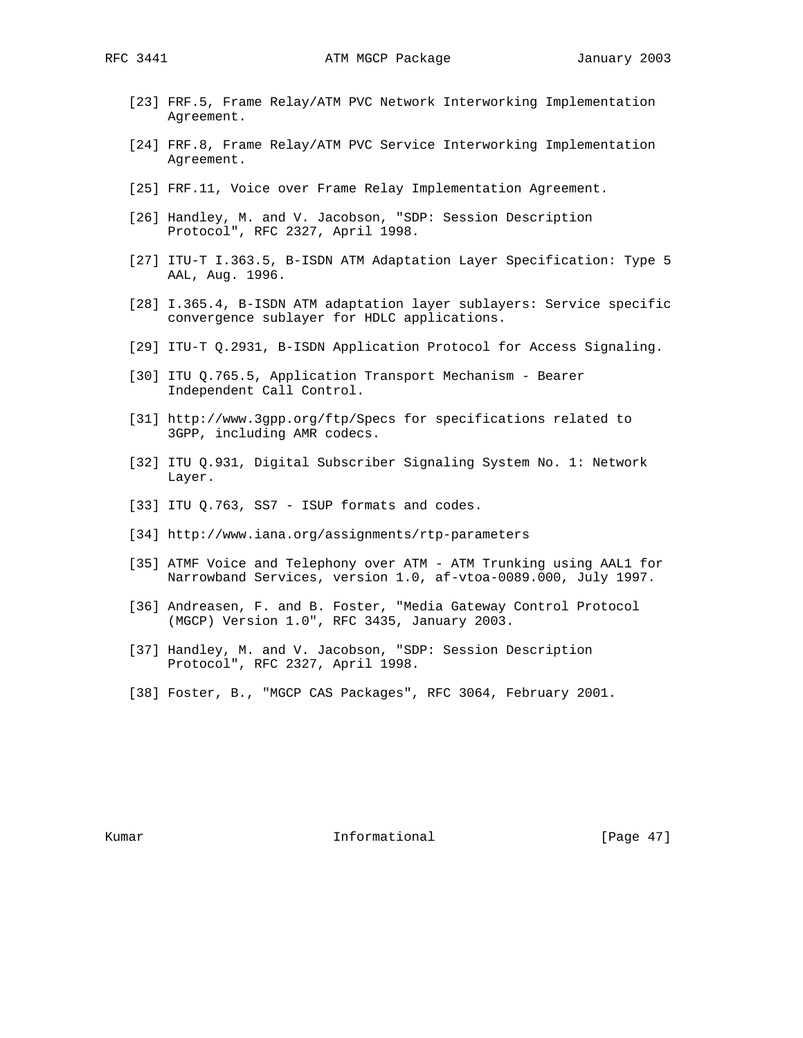[23] FRF.5, Frame Relay/ATM PVC Network Interworking Implementation Agreement.

[24] FRF.8, Frame Relay/ATM PVC Service Interworking Implementation Agreement.

[25] FRF.11, Voice over Frame Relay Implementation Agreement.

[26] Handley, M. and V. Jacobson, "SDP: Session Description Protocol", RFC 2327, April 1998.

[27] ITU-T I.363.5, B-ISDN ATM Adaptation Layer Specification: Type 5 AAL, Aug. 1996.

[28] I.365.4, B-ISDN ATM adaptation layer sublayers: Service specific convergence sublayer for HDLC applications.

[29] ITU-T Q.2931, B-ISDN Application Protocol for Access Signaling.

[30] ITU Q.765.5, Application Transport Mechanism - Bearer Independent Call Control.

[31] http://www.3gpp.org/ftp/Specs for specifications related to 3GPP, including AMR codecs.

[32] ITU Q.931, Digital Subscriber Signaling System No. 1: Network Layer.

[33] ITU Q.763, SS7 - ISUP formats and codes.

[34] http://www.iana.org/assignments/rtp-parameters

[35] ATMF Voice and Telephony over ATM - ATM Trunking using AAL1 for Narrowband Services, version 1.0, af-vtoa-0089.000, July 1997.

[36] Andreasen, F. and B. Foster, "Media Gateway Control Protocol (MGCP) Version 1.0", RFC 3435, January 2003.

[37] Handley, M. and V. Jacobson, "SDP: Session Description Protocol", RFC 2327, April 1998.

[38] Foster, B., "MGCP CAS Packages", RFC 3064, February 2001.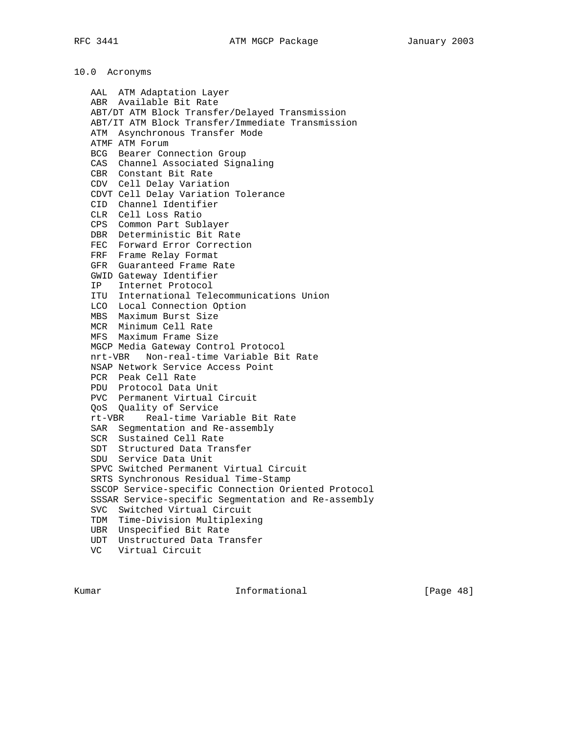## 10.0 Acronyms

```
AAL  ATM Adaptation Layer
ABR  Available Bit Rate
ABT/DT ATM Block Transfer/Delayed Transmission
ABT/IT ATM Block Transfer/Immediate Transmission
ATM  Asynchronous Transfer Mode
ATMF ATM Forum
BCG  Bearer Connection Group
CAS  Channel Associated Signaling
CBR  Constant Bit Rate
CDV  Cell Delay Variation
CDVT Cell Delay Variation Tolerance
CID  Channel Identifier
CLR  Cell Loss Ratio
CPS  Common Part Sublayer
DBR  Deterministic Bit Rate
FEC  Forward Error Correction
FRF  Frame Relay Format
GFR  Guaranteed Frame Rate
GWID Gateway Identifier
IP   Internet Protocol
ITU  International Telecommunications Union
LCO  Local Connection Option
MBS  Maximum Burst Size
MCR  Minimum Cell Rate
MFS  Maximum Frame Size
MGCP Media Gateway Control Protocol
nrt-VBR   Non-real-time Variable Bit Rate
NSAP Network Service Access Point
PCR  Peak Cell Rate
PDU  Protocol Data Unit
PVC  Permanent Virtual Circuit
QoS  Quality of Service
rt-VBR    Real-time Variable Bit Rate
SAR  Segmentation and Re-assembly
SCR  Sustained Cell Rate
SDT  Structured Data Transfer
SDU  Service Data Unit
SPVC Switched Permanent Virtual Circuit
SRTS Synchronous Residual Time-Stamp
SSCOP Service-specific Connection Oriented Protocol
SSSAR Service-specific Segmentation and Re-assembly
SVC  Switched Virtual Circuit
TDM  Time-Division Multiplexing
UBR  Unspecified Bit Rate
UDT  Unstructured Data Transfer
VC   Virtual Circuit
```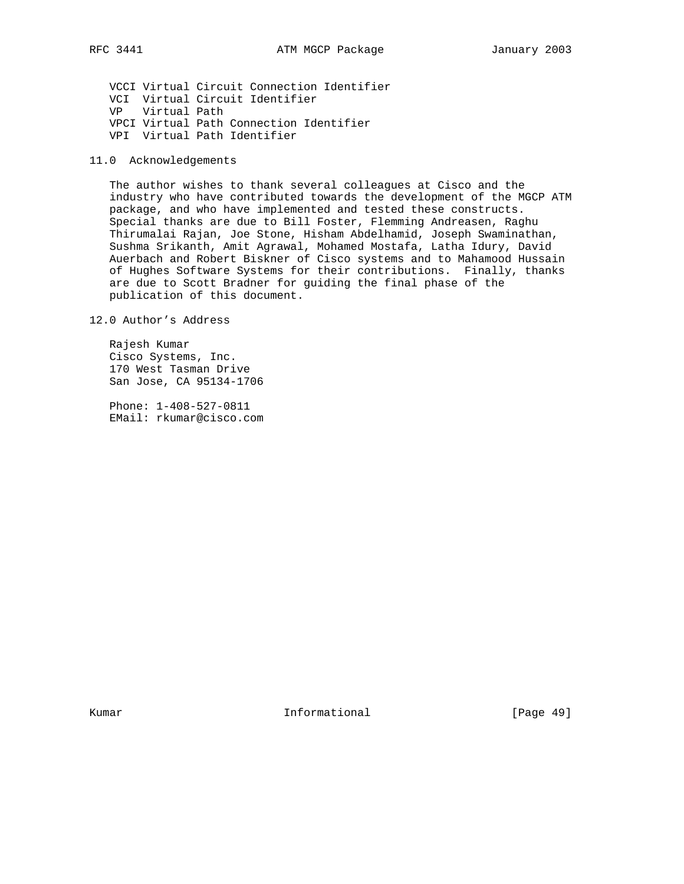VCCI Virtual Circuit Connection Identifier
VCI  Virtual Circuit Identifier
VP   Virtual Path
VPCI Virtual Path Connection Identifier
VPI  Virtual Path Identifier

## 11.0 Acknowledgements

The author wishes to thank several colleagues at Cisco and the industry who have contributed towards the development of the MGCP ATM package, and who have implemented and tested these constructs. Special thanks are due to Bill Foster, Flemming Andreasen, Raghu Thirumalai Rajan, Joe Stone, Hisham Abdelhamid, Joseph Swaminathan, Sushma Srikanth, Amit Agrawal, Mohamed Mostafa, Latha Idury, David Auerbach and Robert Biskner of Cisco systems and to Mahamood Hussain of Hughes Software Systems for their contributions. Finally, thanks are due to Scott Bradner for guiding the final phase of the publication of this document.

## 12.0 Author's Address

Rajesh Kumar
Cisco Systems, Inc.
170 West Tasman Drive
San Jose, CA 95134-1706

Phone: 1-408-527-0811
EMail: rkumar@cisco.com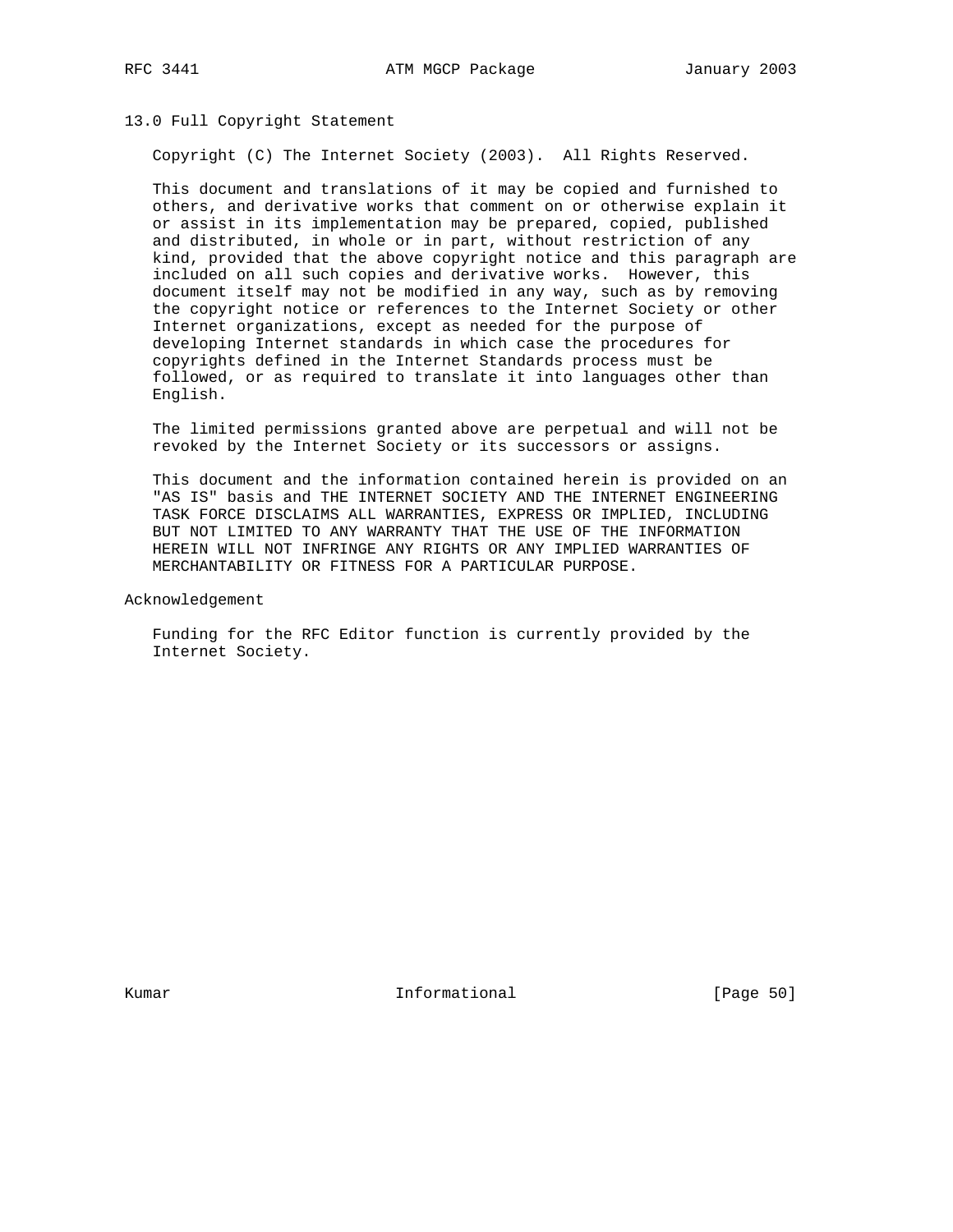## 13.0 Full Copyright Statement

Copyright (C) The Internet Society (2003). All Rights Reserved.

This document and translations of it may be copied and furnished to others, and derivative works that comment on or otherwise explain it or assist in its implementation may be prepared, copied, published and distributed, in whole or in part, without restriction of any kind, provided that the above copyright notice and this paragraph are included on all such copies and derivative works. However, this document itself may not be modified in any way, such as by removing the copyright notice or references to the Internet Society or other Internet organizations, except as needed for the purpose of developing Internet standards in which case the procedures for copyrights defined in the Internet Standards process must be followed, or as required to translate it into languages other than English.

The limited permissions granted above are perpetual and will not be revoked by the Internet Society or its successors or assigns.

This document and the information contained herein is provided on an "AS IS" basis and THE INTERNET SOCIETY AND THE INTERNET ENGINEERING TASK FORCE DISCLAIMS ALL WARRANTIES, EXPRESS OR IMPLIED, INCLUDING BUT NOT LIMITED TO ANY WARRANTY THAT THE USE OF THE INFORMATION HEREIN WILL NOT INFRINGE ANY RIGHTS OR ANY IMPLIED WARRANTIES OF MERCHANTABILITY OR FITNESS FOR A PARTICULAR PURPOSE.

## Acknowledgement

Funding for the RFC Editor function is currently provided by the Internet Society.